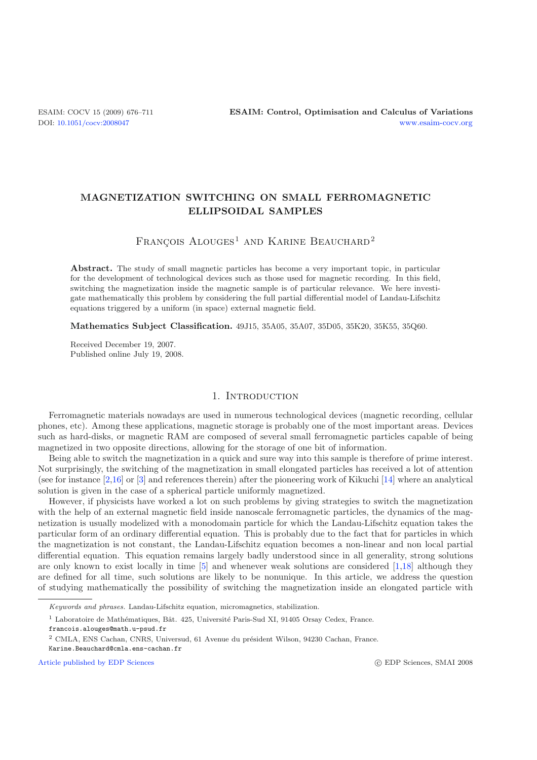# MAGNETIZATION SWITCHING ON SMALL FERROMAGNETIC ELLIPSOIDAL SAMPLES

François Alouges[1] and Karine Beauchard[2]

**Abstract.** The study of small magnetic particles has become a very important topic, in particular for the development of technological devices such as those used for magnetic recording. In this field, switching the magnetization inside the magnetic sample is of particular relevance. We here investigate mathematically this problem by considering the full partial differential model of Landau-Lifschitz equations triggered by a uniform (in space) external magnetic field.

**Mathematics Subject Classification.** 49J15, 35A05, 35A07, 35D05, 35K20, 35K55, 35Q60.

Received December 19, 2007.
Published online July 19, 2008.

## 1. Introduction

Ferromagnetic materials nowadays are used in numerous technological devices (magnetic recording, cellular phones, etc). Among these applications, magnetic storage is probably one of the most important areas. Devices such as hard-disks, or magnetic RAM are composed of several small ferromagnetic particles capable of being magnetized in two opposite directions, allowing for the storage of one bit of information.

Being able to switch the magnetization in a quick and sure way into this sample is therefore of prime interest. Not surprisingly, the switching of the magnetization in small elongated particles has received a lot of attention (see for instance [2,16] or [3] and references therein) after the pioneering work of Kikuchi [14] where an analytical solution is given in the case of a spherical particle uniformly magnetized.

However, if physicists have worked a lot on such problems by giving strategies to switch the magnetization with the help of an external magnetic field inside nanoscale ferromagnetic particles, the dynamics of the magnetization is usually modelized with a monodomain particle for which the Landau-Lifschitz equation takes the particular form of an ordinary differential equation. This is probably due to the fact that for particles in which the magnetization is not constant, the Landau-Lifschitz equation becomes a non-linear and non local partial differential equation. This equation remains largely badly understood since in all generality, strong solutions are only known to exist locally in time [5] and whenever weak solutions are considered [1,18] although they are defined for all time, such solutions are likely to be nonunique. In this article, we address the question of studying mathematically the possibility of switching the magnetization inside an elongated particle with

---

*Keywords and phrases.* Landau-Lifschitz equation, micromagnetics, stabilization.

[1] Laboratoire de Mathématiques, Bât. 425, Université Paris-Sud XI, 91405 Orsay Cedex, France.
francois.alouges@math.u-psud.fr

[2] CMLA, ENS Cachan, CNRS, Universud, 61 Avenue du président Wilson, 94230 Cachan, France.
Karine.Beauchard@cmla.ens-cachan.fr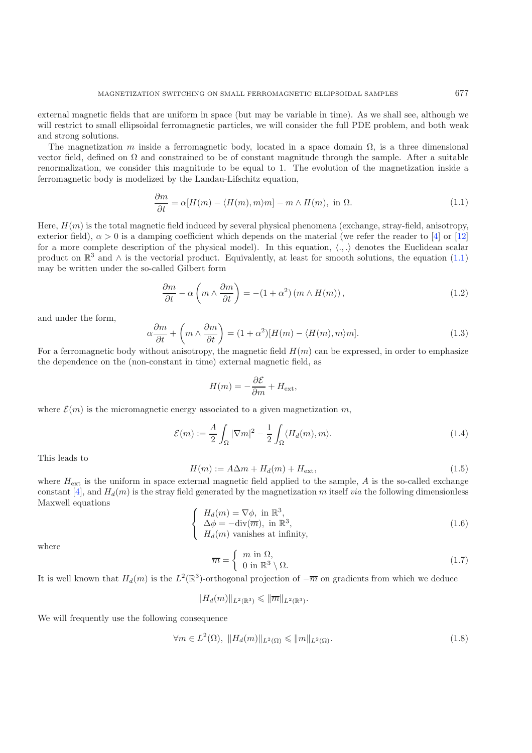external magnetic fields that are uniform in space (but may be variable in time). As we shall see, although we will restrict to small ellipsoidal ferromagnetic particles, we will consider the full PDE problem, and both weak and strong solutions.

The magnetization $m$ inside a ferromagnetic body, located in a space domain $\Omega$, is a three dimensional vector field, defined on $\Omega$ and constrained to be of constant magnitude through the sample. After a suitable renormalization, we consider this magnitude to be equal to 1. The evolution of the magnetization inside a ferromagnetic body is modelized by the Landau-Lifschitz equation,

$$\frac{\partial m}{\partial t} = \alpha[H(m) - \langle H(m), m\rangle m] - m \wedge H(m), \text{ in } \Omega. \tag{1.1}$$

Here, $H(m)$ is the total magnetic field induced by several physical phenomena (exchange, stray-field, anisotropy, exterior field), $\alpha > 0$ is a damping coefficient which depends on the material (we refer the reader to [4] or [12] for a more complete description of the physical model). In this equation, $\langle ., . \rangle$ denotes the Euclidean scalar product on $\mathbb{R}^3$ and $\wedge$ is the vectorial product. Equivalently, at least for smooth solutions, the equation (1.1) may be written under the so-called Gilbert form

$$\frac{\partial m}{\partial t} - \alpha \left( m \wedge \frac{\partial m}{\partial t} \right) = -(1+\alpha^2)\left(m \wedge H(m)\right), \tag{1.2}$$

and under the form,

$$\alpha \frac{\partial m}{\partial t} + \left( m \wedge \frac{\partial m}{\partial t} \right) = (1+\alpha^2)[H(m) - \langle H(m), m\rangle m]. \tag{1.3}$$

For a ferromagnetic body without anisotropy, the magnetic field $H(m)$ can be expressed, in order to emphasize the dependence on the (non-constant in time) external magnetic field, as

$$H(m) = -\frac{\partial \mathcal{E}}{\partial m} + H_{\text{ext}},$$

where $\mathcal{E}(m)$ is the micromagnetic energy associated to a given magnetization $m$,

$$\mathcal{E}(m) := \frac{A}{2}\int_\Omega |\nabla m|^2 - \frac{1}{2}\int_\Omega \langle H_d(m), m\rangle. \tag{1.4}$$

This leads to

$$H(m) := A\Delta m + H_d(m) + H_{\text{ext}}, \tag{1.5}$$

where $H_{\text{ext}}$ is the uniform in space external magnetic field applied to the sample, $A$ is the so-called exchange constant [4], and $H_d(m)$ is the stray field generated by the magnetization $m$ itself *via* the following dimensionless Maxwell equations

$$\begin{cases} H_d(m) = \nabla \phi, \text{ in } \mathbb{R}^3, \\ \Delta \phi = -\operatorname{div}(\overline{m}), \text{ in } \mathbb{R}^3, \\ H_d(m) \text{ vanishes at infinity,} \end{cases} \tag{1.6}$$

where

$$\overline{m} = \begin{cases} m \text{ in } \Omega, \\ 0 \text{ in } \mathbb{R}^3 \setminus \Omega. \end{cases} \tag{1.7}$$

It is well known that $H_d(m)$ is the $L^2(\mathbb{R}^3)$-orthogonal projection of $-\overline{m}$ on gradients from which we deduce

$$\|H_d(m)\|_{L^2(\mathbb{R}^3)} \leqslant \|\overline{m}\|_{L^2(\mathbb{R}^3)}.$$

We will frequently use the following consequence

$$\forall m \in L^2(\Omega),\ \|H_d(m)\|_{L^2(\Omega)} \leqslant \|m\|_{L^2(\Omega)}. \tag{1.8}$$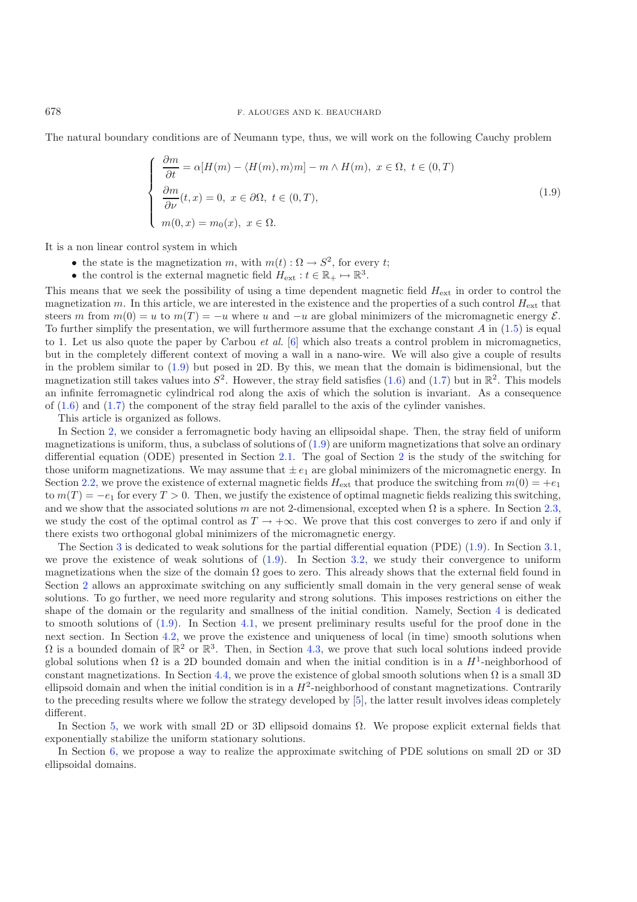The natural boundary conditions are of Neumann type, thus, we will work on the following Cauchy problem

$$
\begin{cases}
\dfrac{\partial m}{\partial t} = \alpha[H(m) - \langle H(m), m\rangle m] - m \wedge H(m), \ x \in \Omega, \ t \in (0,T) \\
\dfrac{\partial m}{\partial \nu}(t,x) = 0, \ x \in \partial\Omega, \ t \in (0,T), \\
m(0,x) = m_0(x), \ x \in \Omega.
\end{cases}
\tag{1.9}
$$

It is a non linear control system in which

- the state is the magnetization $m$, with $m(t) : \Omega \to S^2$, for every $t$;
- the control is the external magnetic field $H_{\text{ext}} : t \in \mathbb{R}_+ \mapsto \mathbb{R}^3$.

This means that we seek the possibility of using a time dependent magnetic field $H_{\text{ext}}$ in order to control the magnetization $m$. In this article, we are interested in the existence and the properties of a such control $H_{\text{ext}}$ that steers $m$ from $m(0) = u$ to $m(T) = -u$ where $u$ and $-u$ are global minimizers of the micromagnetic energy $\mathcal{E}$. To further simplify the presentation, we will furthermore assume that the exchange constant $A$ in (1.5) is equal to 1. Let us also quote the paper by Carbou *et al.* [6] which also treats a control problem in micromagnetics, but in the completely different context of moving a wall in a nano-wire. We will also give a couple of results in the problem similar to (1.9) but posed in 2D. By this, we mean that the domain is bidimensional, but the magnetization still takes values into $S^2$. However, the stray field satisfies (1.6) and (1.7) but in $\mathbb{R}^2$. This models an infinite ferromagnetic cylindrical rod along the axis of which the solution is invariant. As a consequence of (1.6) and (1.7) the component of the stray field parallel to the axis of the cylinder vanishes.

This article is organized as follows.

In Section 2, we consider a ferromagnetic body having an ellipsoidal shape. Then, the stray field of uniform magnetizations is uniform, thus, a subclass of solutions of (1.9) are uniform magnetizations that solve an ordinary differential equation (ODE) presented in Section 2.1. The goal of Section 2 is the study of the switching for those uniform magnetizations. We may assume that $\pm e_1$ are global minimizers of the micromagnetic energy. In Section 2.2, we prove the existence of external magnetic fields $H_{\text{ext}}$ that produce the switching from $m(0) = +e_1$ to $m(T) = -e_1$ for every $T > 0$. Then, we justify the existence of optimal magnetic fields realizing this switching, and we show that the associated solutions $m$ are not 2-dimensional, excepted when $\Omega$ is a sphere. In Section 2.3, we study the cost of the optimal control as $T \to +\infty$. We prove that this cost converges to zero if and only if there exists two orthogonal global minimizers of the micromagnetic energy.

The Section 3 is dedicated to weak solutions for the partial differential equation (PDE) (1.9). In Section 3.1, we prove the existence of weak solutions of (1.9). In Section 3.2, we study their convergence to uniform magnetizations when the size of the domain $\Omega$ goes to zero. This already shows that the external field found in Section 2 allows an approximate switching on any sufficiently small domain in the very general sense of weak solutions. To go further, we need more regularity and strong solutions. This imposes restrictions on either the shape of the domain or the regularity and smallness of the initial condition. Namely, Section 4 is dedicated to smooth solutions of (1.9). In Section 4.1, we present preliminary results useful for the proof done in the next section. In Section 4.2, we prove the existence and uniqueness of local (in time) smooth solutions when $\Omega$ is a bounded domain of $\mathbb{R}^2$ or $\mathbb{R}^3$. Then, in Section 4.3, we prove that such local solutions indeed provide global solutions when $\Omega$ is a 2D bounded domain and when the initial condition is in a $H^1$-neighborhood of constant magnetizations. In Section 4.4, we prove the existence of global smooth solutions when $\Omega$ is a small 3D ellipsoid domain and when the initial condition is in a $H^2$-neighborhood of constant magnetizations. Contrarily to the preceding results where we follow the strategy developed by [5], the latter result involves ideas completely different.

In Section 5, we work with small 2D or 3D ellipsoid domains $\Omega$. We propose explicit external fields that exponentially stabilize the uniform stationary solutions.

In Section 6, we propose a way to realize the approximate switching of PDE solutions on small 2D or 3D ellipsoidal domains.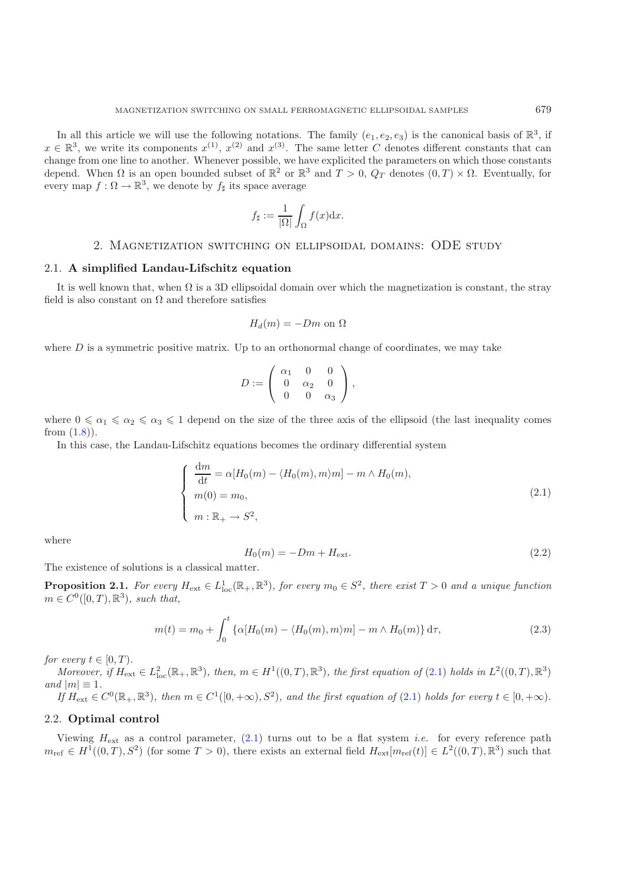In all this article we will use the following notations. The family $(e_1, e_2, e_3)$ is the canonical basis of $\mathbb{R}^3$, if $x \in \mathbb{R}^3$, we write its components $x^{(1)}$, $x^{(2)}$ and $x^{(3)}$. The same letter $C$ denotes different constants that can change from one line to another. Whenever possible, we have explicited the parameters on which those constants depend. When $\Omega$ is an open bounded subset of $\mathbb{R}^2$ or $\mathbb{R}^3$ and $T > 0$, $Q_T$ denotes $(0, T) \times \Omega$. Eventually, for every map $f : \Omega \to \mathbb{R}^3$, we denote by $f_\sharp$ its space average

$$f_\sharp := \frac{1}{|\Omega|} \int_\Omega f(x) \mathrm{d}x.$$

## 2. Magnetization switching on ellipsoidal domains: ODE study

### 2.1. A simplified Landau-Lifschitz equation

It is well known that, when $\Omega$ is a 3D ellipsoidal domain over which the magnetization is constant, the stray field is also constant on $\Omega$ and therefore satisfies

$$H_d(m) = -Dm \text{ on } \Omega$$

where $D$ is a symmetric positive matrix. Up to an orthonormal change of coordinates, we may take

$$D := \begin{pmatrix} \alpha_1 & 0 & 0 \\ 0 & \alpha_2 & 0 \\ 0 & 0 & \alpha_3 \end{pmatrix},$$

where $0 \leqslant \alpha_1 \leqslant \alpha_2 \leqslant \alpha_3 \leqslant 1$ depend on the size of the three axis of the ellipsoid (the last inequality comes from (1.8)).

In this case, the Landau-Lifschitz equations becomes the ordinary differential system

$$\left\{ \begin{array}{l} \dfrac{\mathrm{d}m}{\mathrm{d}t} = \alpha[H_0(m) - \langle H_0(m), m \rangle m] - m \wedge H_0(m), \\ m(0) = m_0, \\ m : \mathbb{R}_+ \to S^2, \end{array} \right. \tag{2.1}$$

where

$$H_0(m) = -Dm + H_{\mathrm{ext}}. \tag{2.2}$$

The existence of solutions is a classical matter.

**Proposition 2.1.** *For every $H_{\mathrm{ext}} \in L^1_{\mathrm{loc}}(\mathbb{R}_+, \mathbb{R}^3)$, for every $m_0 \in S^2$, there exist $T > 0$ and a unique function $m \in C^0([0, T), \mathbb{R}^3)$, such that,*

$$m(t) = m_0 + \int_0^t \{\alpha[H_0(m) - \langle H_0(m), m \rangle m] - m \wedge H_0(m)\} \, \mathrm{d}\tau, \tag{2.3}$$

*for every $t \in [0, T)$.*

*Moreover, if $H_{\mathrm{ext}} \in L^2_{\mathrm{loc}}(\mathbb{R}_+, \mathbb{R}^3)$, then, $m \in H^1((0, T), \mathbb{R}^3)$, the first equation of (2.1) holds in $L^2((0, T), \mathbb{R}^3)$ and $|m| \equiv 1$.*

*If $H_{\mathrm{ext}} \in C^0(\mathbb{R}_+, \mathbb{R}^3)$, then $m \in C^1([0, +\infty), S^2)$, and the first equation of (2.1) holds for every $t \in [0, +\infty)$.*

### 2.2. Optimal control

Viewing $H_{\mathrm{ext}}$ as a control parameter, (2.1) turns out to be a flat system *i.e.* for every reference path $m_{\mathrm{ref}} \in H^1((0, T), S^2)$ (for some $T > 0$), there exists an external field $H_{\mathrm{ext}}[m_{\mathrm{ref}}(t)] \in L^2((0, T), \mathbb{R}^3)$ such that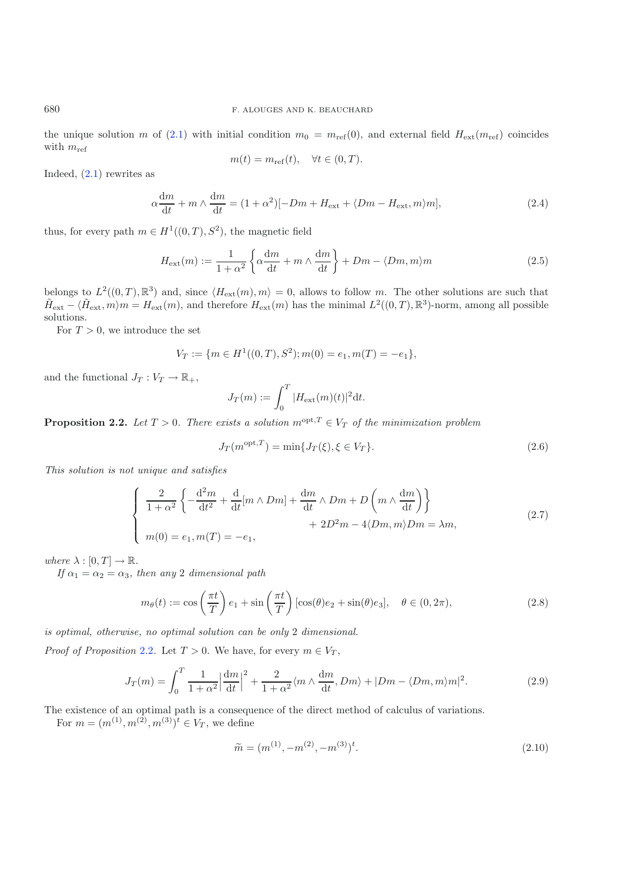the unique solution $m$ of (2.1) with initial condition $m_0 = m_{\text{ref}}(0)$, and external field $H_{\text{ext}}(m_{\text{ref}})$ coincides with $m_{\text{ref}}$

$$m(t) = m_{\text{ref}}(t), \quad \forall t \in (0,T).$$

Indeed, (2.1) rewrites as

$$\alpha \frac{\mathrm{d}m}{\mathrm{d}t} + m \wedge \frac{\mathrm{d}m}{\mathrm{d}t} = (1+\alpha^2)[-Dm + H_{\text{ext}} + \langle Dm - H_{\text{ext}}, m\rangle m], \tag{2.4}$$

thus, for every path $m \in H^1((0,T), S^2)$, the magnetic field

$$H_{\text{ext}}(m) := \frac{1}{1+\alpha^2}\left\{\alpha \frac{\mathrm{d}m}{\mathrm{d}t} + m \wedge \frac{\mathrm{d}m}{\mathrm{d}t}\right\} + Dm - \langle Dm, m\rangle m \tag{2.5}$$

belongs to $L^2((0,T),\mathbb{R}^3)$ and, since $\langle H_{\text{ext}}(m), m\rangle = 0$, allows to follow $m$. The other solutions are such that $\tilde{H}_{\text{ext}} - \langle \tilde{H}_{\text{ext}}, m\rangle m = H_{\text{ext}}(m)$, and therefore $H_{\text{ext}}(m)$ has the minimal $L^2((0,T),\mathbb{R}^3)$-norm, among all possible solutions.

For $T > 0$, we introduce the set

$$V_T := \{m \in H^1((0,T), S^2); m(0) = e_1, m(T) = -e_1\},$$

and the functional $J_T : V_T \to \mathbb{R}_+$,

$$J_T(m) := \int_0^T |H_{\text{ext}}(m)(t)|^2 \mathrm{d}t.$$

**Proposition 2.2.** *Let $T > 0$. There exists a solution $m^{\text{opt},T} \in V_T$ of the minimization problem*

$$J_T(m^{\text{opt},T}) = \min\{J_T(\xi), \xi \in V_T\}. \tag{2.6}$$

*This solution is not unique and satisfies*

$$\begin{cases} \dfrac{2}{1+\alpha^2}\left\{-\dfrac{\mathrm{d}^2 m}{\mathrm{d}t^2} + \dfrac{\mathrm{d}}{\mathrm{d}t}[m \wedge Dm] + \dfrac{\mathrm{d}m}{\mathrm{d}t} \wedge Dm + D\left(m \wedge \dfrac{\mathrm{d}m}{\mathrm{d}t}\right)\right\} \\ \qquad\qquad\qquad\qquad + 2D^2 m - 4\langle Dm, m\rangle Dm = \lambda m, \\ m(0) = e_1, m(T) = -e_1, \end{cases} \tag{2.7}$$

*where $\lambda : [0,T] \to \mathbb{R}$.*

*If $\alpha_1 = \alpha_2 = \alpha_3$, then any 2 dimensional path*

$$m_\theta(t) := \cos\left(\frac{\pi t}{T}\right) e_1 + \sin\left(\frac{\pi t}{T}\right)[\cos(\theta) e_2 + \sin(\theta) e_3], \quad \theta \in (0, 2\pi), \tag{2.8}$$

*is optimal, otherwise, no optimal solution can be only 2 dimensional.*

*Proof of Proposition* 2.2. Let $T > 0$. We have, for every $m \in V_T$,

$$J_T(m) = \int_0^T \frac{1}{1+\alpha^2}\left|\frac{\mathrm{d}m}{\mathrm{d}t}\right|^2 + \frac{2}{1+\alpha^2}\langle m \wedge \frac{\mathrm{d}m}{\mathrm{d}t}, Dm\rangle + |Dm - \langle Dm, m\rangle m|^2. \tag{2.9}$$

The existence of an optimal path is a consequence of the direct method of calculus of variations.

For $m = (m^{(1)}, m^{(2)}, m^{(3)})^t \in V_T$, we define

$$\widetilde{m} = (m^{(1)}, -m^{(2)}, -m^{(3)})^t. \tag{2.10}$$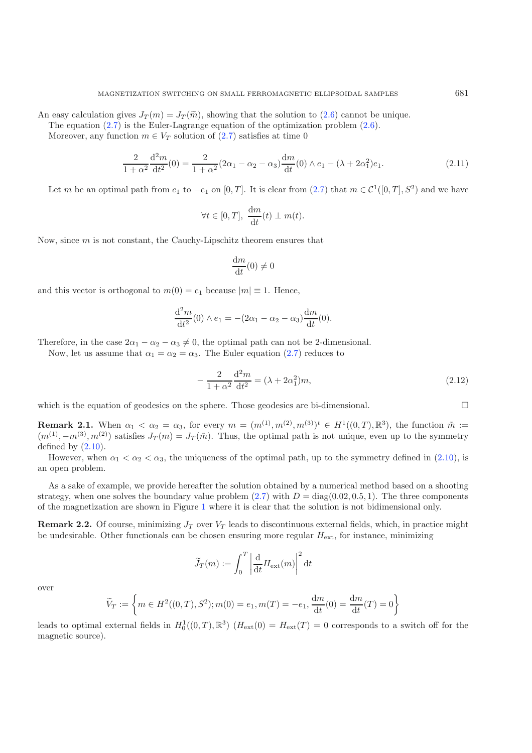An easy calculation gives $J_T(m) = J_T(\widetilde{m})$, showing that the solution to (2.6) cannot be unique.

The equation (2.7) is the Euler-Lagrange equation of the optimization problem (2.6).

Moreover, any function $m \in V_T$ solution of (2.7) satisfies at time 0

$$\frac{2}{1+\alpha^2}\frac{\mathrm{d}^2 m}{\mathrm{d}t^2}(0) = \frac{2}{1+\alpha^2}(2\alpha_1 - \alpha_2 - \alpha_3)\frac{\mathrm{d}m}{\mathrm{d}t}(0) \wedge e_1 - (\lambda + 2\alpha_1^2)e_1. \tag{2.11}$$

Let $m$ be an optimal path from $e_1$ to $-e_1$ on $[0,T]$. It is clear from (2.7) that $m \in \mathcal{C}^1([0,T], S^2)$ and we have

$$\forall t \in [0,T],\ \frac{\mathrm{d}m}{\mathrm{d}t}(t) \perp m(t).$$

Now, since $m$ is not constant, the Cauchy-Lipschitz theorem ensures that

$$\frac{\mathrm{d}m}{\mathrm{d}t}(0) \neq 0$$

and this vector is orthogonal to $m(0) = e_1$ because $|m| \equiv 1$. Hence,

$$\frac{\mathrm{d}^2 m}{\mathrm{d}t^2}(0) \wedge e_1 = -(2\alpha_1 - \alpha_2 - \alpha_3)\frac{\mathrm{d}m}{\mathrm{d}t}(0).$$

Therefore, in the case $2\alpha_1 - \alpha_2 - \alpha_3 \neq 0$, the optimal path can not be 2-dimensional.

Now, let us assume that $\alpha_1 = \alpha_2 = \alpha_3$. The Euler equation (2.7) reduces to

$$-\frac{2}{1+\alpha^2}\frac{\mathrm{d}^2 m}{\mathrm{d}t^2} = (\lambda + 2\alpha_1^2)m, \tag{2.12}$$

which is the equation of geodesics on the sphere. Those geodesics are bi-dimensional. $\square$

**Remark 2.1.** When $\alpha_1 < \alpha_2 = \alpha_3$, for every $m = (m^{(1)}, m^{(2)}, m^{(3)})^t \in H^1((0,T), \mathbb{R}^3)$, the function $\tilde{m} := (m^{(1)}, -m^{(3)}, m^{(2)})$ satisfies $J_T(m) = J_T(\tilde{m})$. Thus, the optimal path is not unique, even up to the symmetry defined by (2.10).

However, when $\alpha_1 < \alpha_2 < \alpha_3$, the uniqueness of the optimal path, up to the symmetry defined in (2.10), is an open problem.

As a sake of example, we provide hereafter the solution obtained by a numerical method based on a shooting strategy, when one solves the boundary value problem (2.7) with $D = \mathrm{diag}(0.02, 0.5, 1)$. The three components of the magnetization are shown in Figure 1 where it is clear that the solution is not bidimensional only.

**Remark 2.2.** Of course, minimizing $J_T$ over $V_T$ leads to discontinuous external fields, which, in practice might be undesirable. Other functionals can be chosen ensuring more regular $H_{\mathrm{ext}}$, for instance, minimizing

$$\widetilde{J}_T(m) := \int_0^T \left|\frac{\mathrm{d}}{\mathrm{d}t}H_{\mathrm{ext}}(m)\right|^2 \mathrm{d}t$$

over

$$\widetilde{V}_T := \left\{ m \in H^2((0,T), S^2); m(0) = e_1, m(T) = -e_1, \frac{\mathrm{d}m}{\mathrm{d}t}(0) = \frac{\mathrm{d}m}{\mathrm{d}t}(T) = 0 \right\}$$

leads to optimal external fields in $H_0^1((0,T), \mathbb{R}^3)$ ($H_{\mathrm{ext}}(0) = H_{\mathrm{ext}}(T) = 0$ corresponds to a switch off for the magnetic source).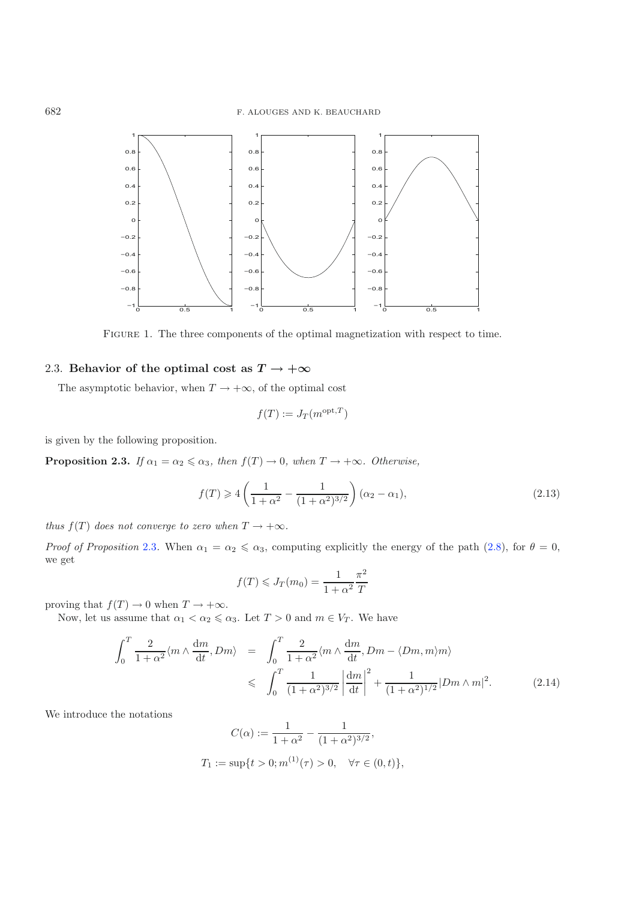FIGURE 1. The three components of the optimal magnetization with respect to time.

## 2.3. Behavior of the optimal cost as $T \to +\infty$

The asymptotic behavior, when $T \to +\infty$, of the optimal cost

$$f(T) := J_T(m^{\mathrm{opt},T})$$

is given by the following proposition.

**Proposition 2.3.** *If $\alpha_1 = \alpha_2 \leqslant \alpha_3$, then $f(T) \to 0$, when $T \to +\infty$. Otherwise,*

$$f(T) \geqslant 4\left(\frac{1}{1+\alpha^2} - \frac{1}{(1+\alpha^2)^{3/2}}\right)(\alpha_2 - \alpha_1), \tag{2.13}$$

*thus $f(T)$ does not converge to zero when $T \to +\infty$.*

*Proof of Proposition* 2.3. When $\alpha_1 = \alpha_2 \leqslant \alpha_3$, computing explicitly the energy of the path (2.8), for $\theta = 0$, we get

$$f(T) \leqslant J_T(m_0) = \frac{1}{1+\alpha^2}\frac{\pi^2}{T}$$

proving that $f(T) \to 0$ when $T \to +\infty$.

Now, let us assume that $\alpha_1 < \alpha_2 \leqslant \alpha_3$. Let $T > 0$ and $m \in V_T$. We have

$$\begin{aligned} \int_0^T \frac{2}{1+\alpha^2}\langle m \wedge \frac{\mathrm{d}m}{\mathrm{d}t}, Dm\rangle &= \int_0^T \frac{2}{1+\alpha^2}\langle m \wedge \frac{\mathrm{d}m}{\mathrm{d}t}, Dm - \langle Dm, m\rangle m\rangle \\ &\leqslant \int_0^T \frac{1}{(1+\alpha^2)^{3/2}}\left|\frac{\mathrm{d}m}{\mathrm{d}t}\right|^2 + \frac{1}{(1+\alpha^2)^{1/2}}|Dm \wedge m|^2. \end{aligned} \tag{2.14}$$

We introduce the notations

$$C(\alpha) := \frac{1}{1+\alpha^2} - \frac{1}{(1+\alpha^2)^{3/2}},$$

$$T_1 := \sup\{t > 0; m^{(1)}(\tau) > 0, \quad \forall \tau \in (0,t)\},$$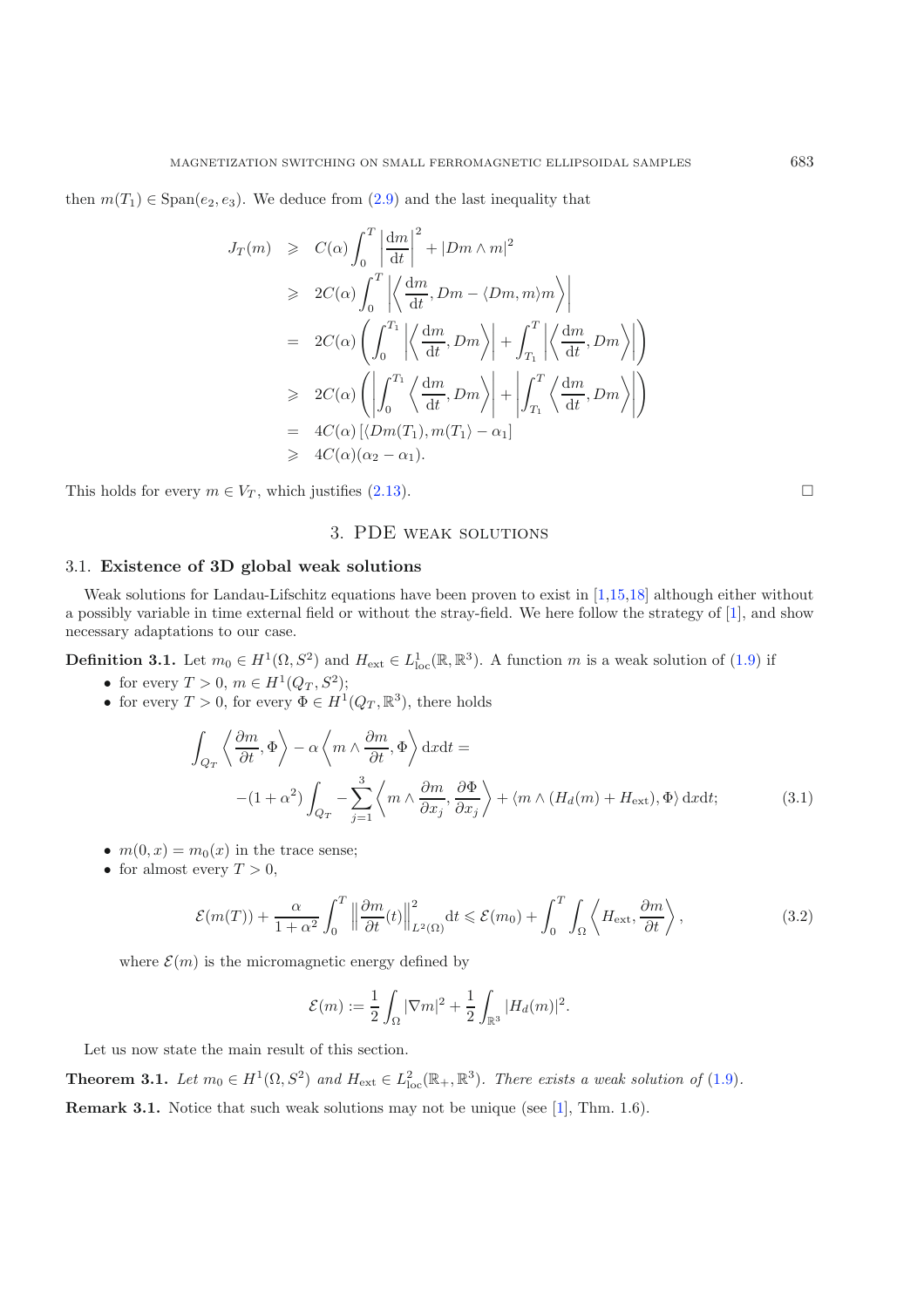then $m(T_1) \in \mathrm{Span}(e_2, e_3)$. We deduce from (2.9) and the last inequality that

$$
\begin{aligned}
J_T(m) &\geqslant C(\alpha) \int_0^T \left|\frac{\mathrm{d}m}{\mathrm{d}t}\right|^2 + |Dm \wedge m|^2 \\
&\geqslant 2C(\alpha) \int_0^T \left| \left\langle \frac{\mathrm{d}m}{\mathrm{d}t}, Dm - \langle Dm, m\rangle m \right\rangle \right| \\
&= 2C(\alpha) \left( \int_0^{T_1} \left| \left\langle \frac{\mathrm{d}m}{\mathrm{d}t}, Dm \right\rangle \right| + \int_{T_1}^T \left| \left\langle \frac{\mathrm{d}m}{\mathrm{d}t}, Dm \right\rangle \right| \right) \\
&\geqslant 2C(\alpha) \left( \left| \int_0^{T_1} \left\langle \frac{\mathrm{d}m}{\mathrm{d}t}, Dm \right\rangle \right| + \left| \int_{T_1}^T \left\langle \frac{\mathrm{d}m}{\mathrm{d}t}, Dm \right\rangle \right| \right) \\
&= 4C(\alpha) \left[ \langle Dm(T_1), m(T_1) \rangle - \alpha_1 \right] \\
&\geqslant 4C(\alpha)(\alpha_2 - \alpha_1).
\end{aligned}
$$

This holds for every $m \in V_T$, which justifies (2.13). □

## 3. PDE weak solutions

### 3.1. Existence of 3D global weak solutions

Weak solutions for Landau-Lifschitz equations have been proven to exist in [1,15,18] although either without a possibly variable in time external field or without the stray-field. We here follow the strategy of [1], and show necessary adaptations to our case.

**Definition 3.1.** Let $m_0 \in H^1(\Omega, S^2)$ and $H_{\mathrm{ext}} \in L^1_{\mathrm{loc}}(\mathbb{R}, \mathbb{R}^3)$. A function $m$ is a weak solution of (1.9) if

- for every $T > 0$, $m \in H^1(Q_T, S^2)$;
- for every $T > 0$, for every $\Phi \in H^1(Q_T, \mathbb{R}^3)$, there holds

$$
\int_{Q_T} \left\langle \frac{\partial m}{\partial t}, \Phi \right\rangle - \alpha \left\langle m \wedge \frac{\partial m}{\partial t}, \Phi \right\rangle \mathrm{d}x\mathrm{d}t = -(1+\alpha^2) \int_{Q_T} -\sum_{j=1}^{3} \left\langle m \wedge \frac{\partial m}{\partial x_j}, \frac{\partial \Phi}{\partial x_j} \right\rangle + \langle m \wedge (H_d(m) + H_{\mathrm{ext}}), \Phi \rangle \,\mathrm{d}x\mathrm{d}t; \tag{3.1}
$$

- $m(0, x) = m_0(x)$ in the trace sense;
- for almost every $T > 0$,

$$
\mathcal{E}(m(T)) + \frac{\alpha}{1+\alpha^2} \int_0^T \left\| \frac{\partial m}{\partial t}(t) \right\|^2_{L^2(\Omega)} \mathrm{d}t \leqslant \mathcal{E}(m_0) + \int_0^T \int_\Omega \left\langle H_{\mathrm{ext}}, \frac{\partial m}{\partial t} \right\rangle, \tag{3.2}
$$

  where $\mathcal{E}(m)$ is the micromagnetic energy defined by

$$
\mathcal{E}(m) := \frac{1}{2} \int_\Omega |\nabla m|^2 + \frac{1}{2} \int_{\mathbb{R}^3} |H_d(m)|^2.
$$

Let us now state the main result of this section.

**Theorem 3.1.** *Let $m_0 \in H^1(\Omega, S^2)$ and $H_{\mathrm{ext}} \in L^2_{\mathrm{loc}}(\mathbb{R}_+, \mathbb{R}^3)$. There exists a weak solution of (1.9).*

**Remark 3.1.** Notice that such weak solutions may not be unique (see [1], Thm. 1.6).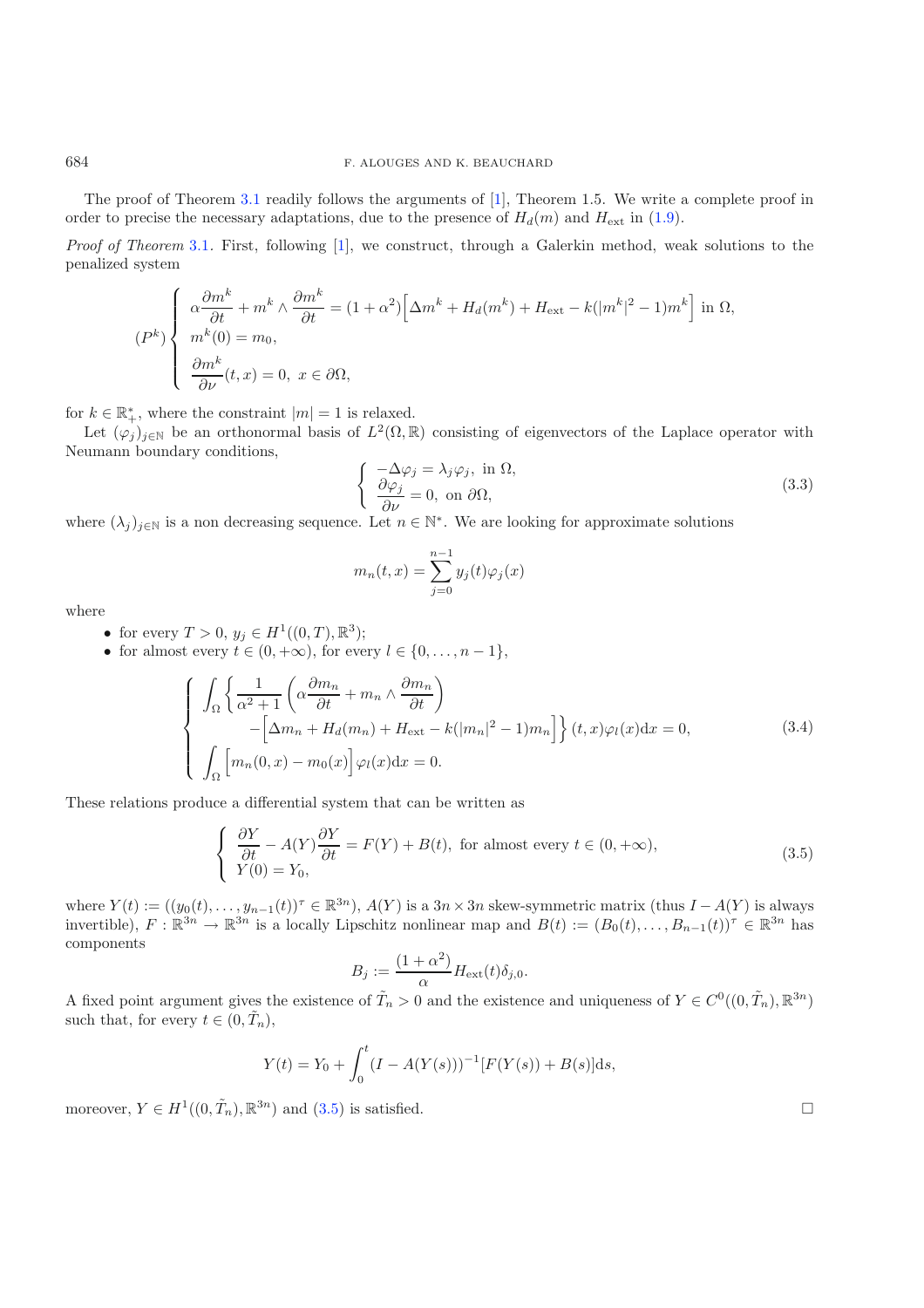The proof of Theorem 3.1 readily follows the arguments of [1], Theorem 1.5. We write a complete proof in order to precise the necessary adaptations, due to the presence of $H_d(m)$ and $H_{\text{ext}}$ in (1.9).

*Proof of Theorem* 3.1. First, following [1], we construct, through a Galerkin method, weak solutions to the penalized system

$$
(P^k)\begin{cases}
\alpha \dfrac{\partial m^k}{\partial t} + m^k \wedge \dfrac{\partial m^k}{\partial t} = (1+\alpha^2)\Big[\Delta m^k + H_d(m^k) + H_{\text{ext}} - k(|m^k|^2 - 1)m^k\Big] \text{ in } \Omega,\\
m^k(0) = m_0,\\
\dfrac{\partial m^k}{\partial \nu}(t,x) = 0, \ x \in \partial\Omega,
\end{cases}
$$

for $k \in \mathbb{R}_+^*$, where the constraint $|m| = 1$ is relaxed.

Let $(\varphi_j)_{j\in\mathbb{N}}$ be an orthonormal basis of $L^2(\Omega, \mathbb{R})$ consisting of eigenvectors of the Laplace operator with Neumann boundary conditions,

$$
\begin{cases}
-\Delta \varphi_j = \lambda_j \varphi_j, \ \text{in } \Omega,\\
\dfrac{\partial \varphi_j}{\partial \nu} = 0, \ \text{on } \partial\Omega,
\end{cases}
\tag{3.3}
$$

where $(\lambda_j)_{j\in\mathbb{N}}$ is a non decreasing sequence. Let $n \in \mathbb{N}^*$. We are looking for approximate solutions

$$
m_n(t,x) = \sum_{j=0}^{n-1} y_j(t)\varphi_j(x)
$$

where

- for every $T > 0$, $y_j \in H^1((0,T), \mathbb{R}^3)$;
- for almost every $t \in (0, +\infty)$, for every $l \in \{0, \dots, n-1\}$,

$$
\begin{cases}
\displaystyle\int_\Omega \left\{ \frac{1}{\alpha^2+1}\left(\alpha \frac{\partial m_n}{\partial t} + m_n \wedge \frac{\partial m_n}{\partial t}\right) \right.\\
\qquad \left. -\Big[\Delta m_n + H_d(m_n) + H_{\text{ext}} - k(|m_n|^2-1)m_n\Big]\right\}(t,x)\varphi_l(x)\mathrm{d}x = 0,\\
\displaystyle\int_\Omega \Big[m_n(0,x) - m_0(x)\Big]\varphi_l(x)\mathrm{d}x = 0.
\end{cases}
\tag{3.4}
$$

These relations produce a differential system that can be written as

$$
\begin{cases}
\dfrac{\partial Y}{\partial t} - A(Y)\dfrac{\partial Y}{\partial t} = F(Y) + B(t), \text{ for almost every } t \in (0,+\infty),\\
Y(0) = Y_0,
\end{cases}
\tag{3.5}
$$

where $Y(t) := ((y_0(t), \dots, y_{n-1}(t))^\tau \in \mathbb{R}^{3n}$, $A(Y)$ is a $3n \times 3n$ skew-symmetric matrix (thus $I - A(Y)$ is always invertible), $F : \mathbb{R}^{3n} \to \mathbb{R}^{3n}$ is a locally Lipschitz nonlinear map and $B(t) := (B_0(t), \dots, B_{n-1}(t))^\tau \in \mathbb{R}^{3n}$ has components

$$
B_j := \frac{(1+\alpha^2)}{\alpha} H_{\text{ext}}(t)\delta_{j,0}.
$$

A fixed point argument gives the existence of $\tilde{T}_n > 0$ and the existence and uniqueness of $Y \in C^0((0,\tilde{T}_n), \mathbb{R}^{3n})$ such that, for every $t \in (0, \tilde{T}_n)$,

$$
Y(t) = Y_0 + \int_0^t (I - A(Y(s)))^{-1}[F(Y(s)) + B(s)]\mathrm{d}s,
$$

moreover, $Y \in H^1((0,\tilde{T}_n), \mathbb{R}^{3n})$ and (3.5) is satisfied. □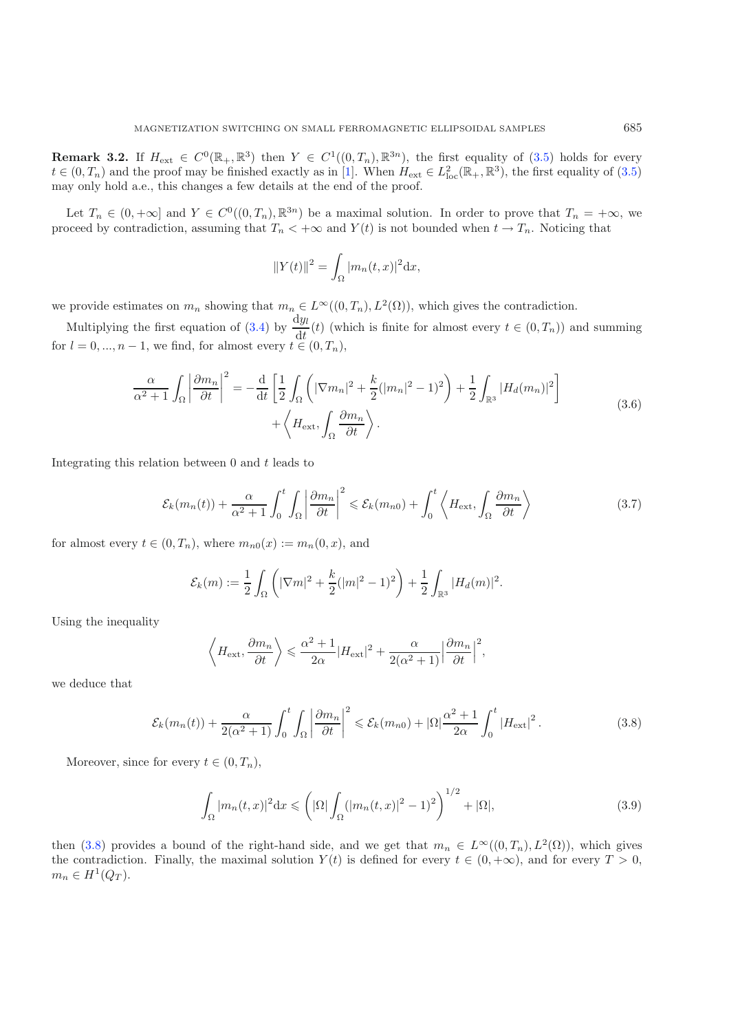**Remark 3.2.** If $H_{\text{ext}} \in C^0(\mathbb{R}_+, \mathbb{R}^3)$ then $Y \in C^1((0,T_n), \mathbb{R}^{3n})$, the first equality of (3.5) holds for every $t \in (0,T_n)$ and the proof may be finished exactly as in [1]. When $H_{\text{ext}} \in L^2_{\text{loc}}(\mathbb{R}_+, \mathbb{R}^3)$, the first equality of (3.5) may only hold a.e., this changes a few details at the end of the proof.

Let $T_n \in (0, +\infty]$ and $Y \in C^0((0,T_n), \mathbb{R}^{3n})$ be a maximal solution. In order to prove that $T_n = +\infty$, we proceed by contradiction, assuming that $T_n < +\infty$ and $Y(t)$ is not bounded when $t \to T_n$. Noticing that

$$\|Y(t)\|^2 = \int_\Omega |m_n(t,x)|^2 \mathrm{d}x,$$

we provide estimates on $m_n$ showing that $m_n \in L^\infty((0,T_n), L^2(\Omega))$, which gives the contradiction.

Multiplying the first equation of (3.4) by $\dfrac{\mathrm{d}y_l}{\mathrm{d}t}(t)$ (which is finite for almost every $t \in (0,T_n)$) and summing for $l = 0, ..., n-1$, we find, for almost every $t \in (0,T_n)$,

$$\frac{\alpha}{\alpha^2+1} \int_\Omega \left|\frac{\partial m_n}{\partial t}\right|^2 = -\frac{\mathrm{d}}{\mathrm{d}t}\left[\frac{1}{2}\int_\Omega \left(|\nabla m_n|^2 + \frac{k}{2}(|m_n|^2-1)^2\right) + \frac{1}{2}\int_{\mathbb{R}^3} |H_d(m_n)|^2\right] + \left\langle H_{\text{ext}}, \int_\Omega \frac{\partial m_n}{\partial t}\right\rangle. \tag{3.6}$$

Integrating this relation between 0 and $t$ leads to

$$\mathcal{E}_k(m_n(t)) + \frac{\alpha}{\alpha^2+1}\int_0^t \int_\Omega \left|\frac{\partial m_n}{\partial t}\right|^2 \leqslant \mathcal{E}_k(m_{n0}) + \int_0^t \left\langle H_{\text{ext}}, \int_\Omega \frac{\partial m_n}{\partial t}\right\rangle \tag{3.7}$$

for almost every $t \in (0,T_n)$, where $m_{n0}(x) := m_n(0,x)$, and

$$\mathcal{E}_k(m) := \frac{1}{2}\int_\Omega \left(|\nabla m|^2 + \frac{k}{2}(|m|^2-1)^2\right) + \frac{1}{2}\int_{\mathbb{R}^3} |H_d(m)|^2.$$

Using the inequality

$$\left\langle H_{\text{ext}}, \frac{\partial m_n}{\partial t}\right\rangle \leqslant \frac{\alpha^2+1}{2\alpha}|H_{\text{ext}}|^2 + \frac{\alpha}{2(\alpha^2+1)}\left|\frac{\partial m_n}{\partial t}\right|^2,$$

we deduce that

$$\mathcal{E}_k(m_n(t)) + \frac{\alpha}{2(\alpha^2+1)}\int_0^t \int_\Omega \left|\frac{\partial m_n}{\partial t}\right|^2 \leqslant \mathcal{E}_k(m_{n0}) + |\Omega|\frac{\alpha^2+1}{2\alpha}\int_0^t |H_{\text{ext}}|^2. \tag{3.8}$$

Moreover, since for every $t \in (0,T_n)$,

$$\int_\Omega |m_n(t,x)|^2 \mathrm{d}x \leqslant \left(|\Omega| \int_\Omega (|m_n(t,x)|^2-1)^2\right)^{1/2} + |\Omega|, \tag{3.9}$$

then (3.8) provides a bound of the right-hand side, and we get that $m_n \in L^\infty((0,T_n), L^2(\Omega))$, which gives the contradiction. Finally, the maximal solution $Y(t)$ is defined for every $t \in (0,+\infty)$, and for every $T > 0$, $m_n \in H^1(Q_T)$.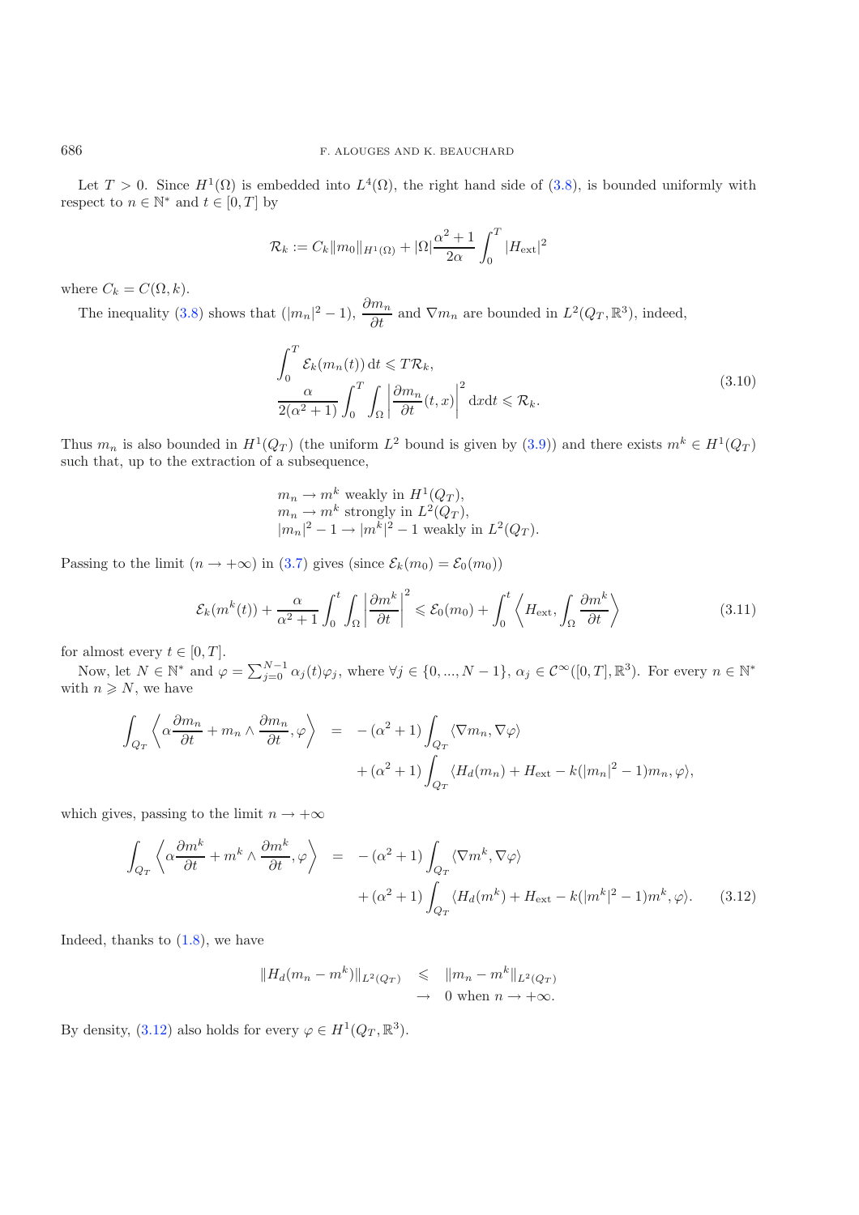Let $T > 0$. Since $H^1(\Omega)$ is embedded into $L^4(\Omega)$, the right hand side of (3.8), is bounded uniformly with respect to $n \in \mathbb{N}^*$ and $t \in [0,T]$ by

$$\mathcal{R}_k := C_k \|m_0\|_{H^1(\Omega)} + |\Omega| \frac{\alpha^2+1}{2\alpha} \int_0^T |H_{\text{ext}}|^2$$

where $C_k = C(\Omega, k)$.

The inequality (3.8) shows that $(|m_n|^2 - 1)$, $\dfrac{\partial m_n}{\partial t}$ and $\nabla m_n$ are bounded in $L^2(Q_T, \mathbb{R}^3)$, indeed,

$$\begin{aligned}
&\int_0^T \mathcal{E}_k(m_n(t))\, \mathrm{d}t \leqslant T\mathcal{R}_k, \\
&\frac{\alpha}{2(\alpha^2+1)} \int_0^T \int_\Omega \left| \frac{\partial m_n}{\partial t}(t,x) \right|^2 \mathrm{d}x\mathrm{d}t \leqslant \mathcal{R}_k.
\end{aligned} \tag{3.10}$$

Thus $m_n$ is also bounded in $H^1(Q_T)$ (the uniform $L^2$ bound is given by (3.9)) and there exists $m^k \in H^1(Q_T)$ such that, up to the extraction of a subsequence,

$$\begin{aligned}
&m_n \to m^k \text{ weakly in } H^1(Q_T), \\
&m_n \to m^k \text{ strongly in } L^2(Q_T), \\
&|m_n|^2 - 1 \to |m^k|^2 - 1 \text{ weakly in } L^2(Q_T).
\end{aligned}$$

Passing to the limit $(n \to +\infty)$ in (3.7) gives (since $\mathcal{E}_k(m_0) = \mathcal{E}_0(m_0)$)

$$\mathcal{E}_k(m^k(t)) + \frac{\alpha}{\alpha^2+1} \int_0^t \int_\Omega \left| \frac{\partial m^k}{\partial t} \right|^2 \leqslant \mathcal{E}_0(m_0) + \int_0^t \left\langle H_{\text{ext}}, \int_\Omega \frac{\partial m^k}{\partial t} \right\rangle \tag{3.11}$$

for almost every $t \in [0,T]$.

Now, let $N \in \mathbb{N}^*$ and $\varphi = \sum_{j=0}^{N-1} \alpha_j(t)\varphi_j$, where $\forall j \in \{0,...,N-1\}$, $\alpha_j \in \mathcal{C}^\infty([0,T], \mathbb{R}^3)$. For every $n \in \mathbb{N}^*$ with $n \geqslant N$, we have

$$\begin{aligned}
\int_{Q_T} \left\langle \alpha \frac{\partial m_n}{\partial t} + m_n \wedge \frac{\partial m_n}{\partial t}, \varphi \right\rangle &= -(\alpha^2+1) \int_{Q_T} \langle \nabla m_n, \nabla \varphi \rangle \\
&\quad + (\alpha^2+1) \int_{Q_T} \langle H_d(m_n) + H_{\text{ext}} - k(|m_n|^2 - 1)m_n, \varphi \rangle,
\end{aligned}$$

which gives, passing to the limit $n \to +\infty$

$$\begin{aligned}
\int_{Q_T} \left\langle \alpha \frac{\partial m^k}{\partial t} + m^k \wedge \frac{\partial m^k}{\partial t}, \varphi \right\rangle &= -(\alpha^2+1) \int_{Q_T} \langle \nabla m^k, \nabla \varphi \rangle \\
&\quad + (\alpha^2+1) \int_{Q_T} \langle H_d(m^k) + H_{\text{ext}} - k(|m^k|^2 - 1)m^k, \varphi \rangle.
\end{aligned} \tag{3.12}$$

Indeed, thanks to (1.8), we have

$$\begin{aligned}
\|H_d(m_n - m^k)\|_{L^2(Q_T)} &\leqslant \|m_n - m^k\|_{L^2(Q_T)} \\
&\to 0 \text{ when } n \to +\infty.
\end{aligned}$$

By density, (3.12) also holds for every $\varphi \in H^1(Q_T, \mathbb{R}^3)$.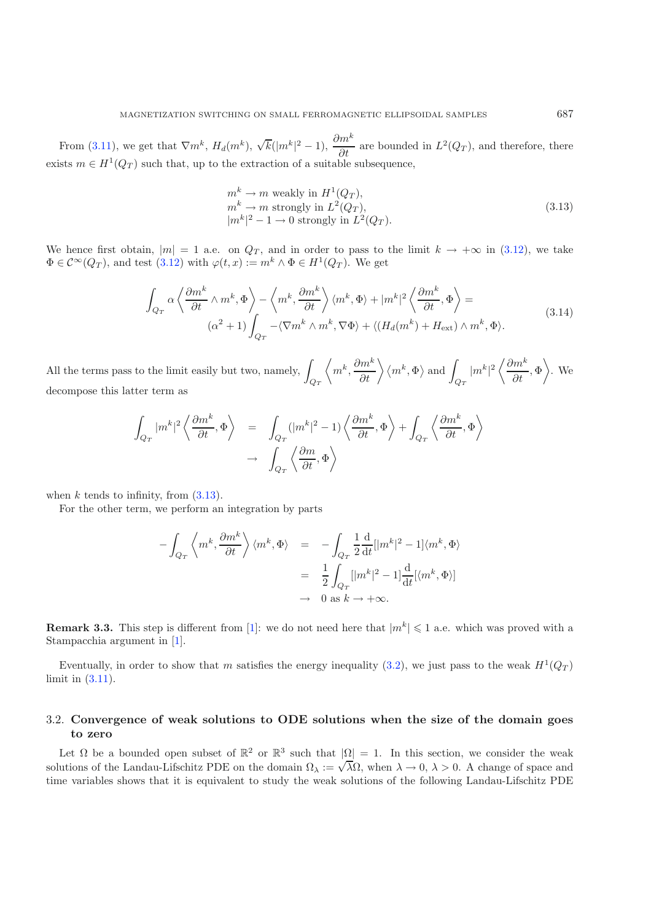From (3.11), we get that $\nabla m^k$, $H_d(m^k)$, $\sqrt{k}(|m^k|^2 - 1)$, $\dfrac{\partial m^k}{\partial t}$ are bounded in $L^2(Q_T)$, and therefore, there exists $m \in H^1(Q_T)$ such that, up to the extraction of a suitable subsequence,

$$
\begin{array}{l}
m^k \to m \text{ weakly in } H^1(Q_T),\\
m^k \to m \text{ strongly in } L^2(Q_T),\\
|m^k|^2 - 1 \to 0 \text{ strongly in } L^2(Q_T).
\end{array}
\tag{3.13}
$$

We hence first obtain, $|m| = 1$ a.e. on $Q_T$, and in order to pass to the limit $k \to +\infty$ in (3.12), we take $\Phi \in \mathcal{C}^\infty(Q_T)$, and test (3.12) with $\varphi(t,x) := m^k \wedge \Phi \in H^1(Q_T)$. We get

$$
\begin{aligned}
\int_{Q_T} \alpha \left\langle \frac{\partial m^k}{\partial t} \wedge m^k, \Phi \right\rangle - \left\langle m^k, \frac{\partial m^k}{\partial t} \right\rangle \langle m^k, \Phi\rangle + |m^k|^2 \left\langle \frac{\partial m^k}{\partial t}, \Phi \right\rangle = \\
(\alpha^2 + 1) \int_{Q_T} -\langle \nabla m^k \wedge m^k, \nabla \Phi\rangle + \langle (H_d(m^k) + H_{\text{ext}}) \wedge m^k, \Phi\rangle.
\end{aligned}
\tag{3.14}
$$

All the terms pass to the limit easily but two, namely, $\displaystyle\int_{Q_T} \left\langle m^k, \frac{\partial m^k}{\partial t}\right\rangle \langle m^k, \Phi\rangle$ and $\displaystyle\int_{Q_T} |m^k|^2 \left\langle \frac{\partial m^k}{\partial t}, \Phi\right\rangle$. We decompose this latter term as

$$
\begin{aligned}
\int_{Q_T} |m^k|^2 \left\langle \frac{\partial m^k}{\partial t}, \Phi \right\rangle &= \int_{Q_T} (|m^k|^2 - 1) \left\langle \frac{\partial m^k}{\partial t}, \Phi \right\rangle + \int_{Q_T} \left\langle \frac{\partial m^k}{\partial t}, \Phi \right\rangle \\
&\to \int_{Q_T} \left\langle \frac{\partial m}{\partial t}, \Phi \right\rangle
\end{aligned}
$$

when $k$ tends to infinity, from (3.13).

For the other term, we perform an integration by parts

$$
\begin{aligned}
-\int_{Q_T} \left\langle m^k, \frac{\partial m^k}{\partial t} \right\rangle \langle m^k, \Phi\rangle &= -\int_{Q_T} \frac{1}{2} \frac{\mathrm{d}}{\mathrm{d}t}[|m^k|^2 - 1]\langle m^k, \Phi\rangle \\
&= \frac{1}{2} \int_{Q_T} [|m^k|^2 - 1] \frac{\mathrm{d}}{\mathrm{d}t}[\langle m^k, \Phi\rangle] \\
&\to 0 \text{ as } k \to +\infty.
\end{aligned}
$$

**Remark 3.3.** This step is different from [1]: we do not need here that $|m^k| \leqslant 1$ a.e. which was proved with a Stampacchia argument in [1].

Eventually, in order to show that $m$ satisfies the energy inequality (3.2), we just pass to the weak $H^1(Q_T)$ limit in (3.11).

## 3.2. Convergence of weak solutions to ODE solutions when the size of the domain goes to zero

Let $\Omega$ be a bounded open subset of $\mathbb{R}^2$ or $\mathbb{R}^3$ such that $|\Omega| = 1$. In this section, we consider the weak solutions of the Landau-Lifschitz PDE on the domain $\Omega_\lambda := \sqrt{\lambda}\Omega$, when $\lambda \to 0$, $\lambda > 0$. A change of space and time variables shows that it is equivalent to study the weak solutions of the following Landau-Lifschitz PDE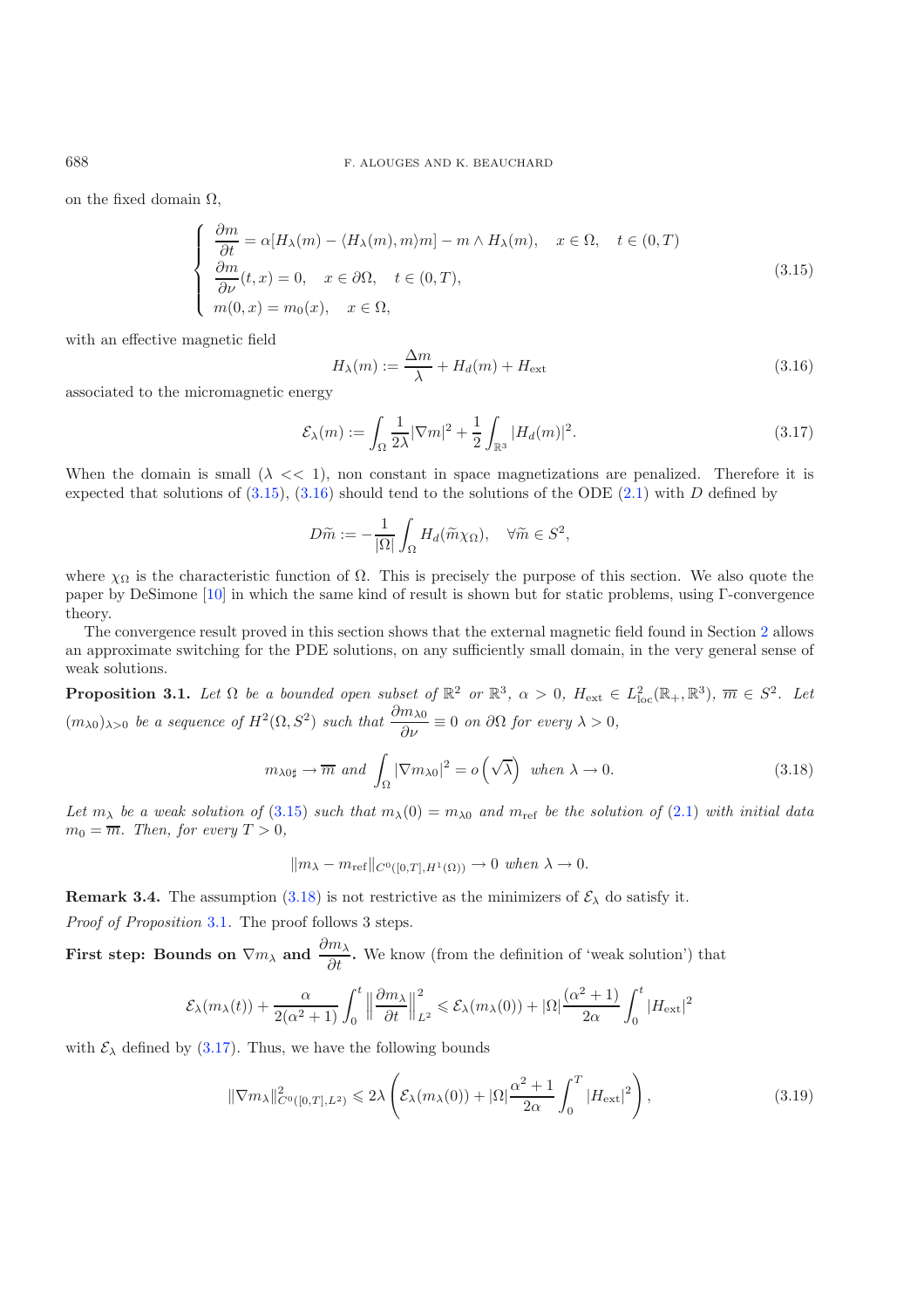on the fixed domain $\Omega$,

$$\left\{\begin{array}{l}
\dfrac{\partial m}{\partial t}=\alpha[H_\lambda(m)-\langle H_\lambda(m),m\rangle m]-m\wedge H_\lambda(m),\quad x\in\Omega,\quad t\in(0,T)\\
\dfrac{\partial m}{\partial \nu}(t,x)=0,\quad x\in\partial\Omega,\quad t\in(0,T),\\
m(0,x)=m_0(x),\quad x\in\Omega,
\end{array}\right. \tag{3.15}$$

with an effective magnetic field

$$H_\lambda(m):=\frac{\Delta m}{\lambda}+H_d(m)+H_{\text{ext}} \tag{3.16}$$

associated to the micromagnetic energy

$$\mathcal{E}_\lambda(m):=\int_\Omega \frac{1}{2\lambda}|\nabla m|^2+\frac{1}{2}\int_{\mathbb{R}^3}|H_d(m)|^2. \tag{3.17}$$

When the domain is small ($\lambda << 1$), non constant in space magnetizations are penalized. Therefore it is expected that solutions of (3.15), (3.16) should tend to the solutions of the ODE (2.1) with $D$ defined by

$$D\widetilde{m}:=-\frac{1}{|\Omega|}\int_\Omega H_d(\widetilde{m}\chi_\Omega),\quad \forall \widetilde{m}\in S^2,$$

where $\chi_\Omega$ is the characteristic function of $\Omega$. This is precisely the purpose of this section. We also quote the paper by DeSimone [10] in which the same kind of result is shown but for static problems, using $\Gamma$-convergence theory.

The convergence result proved in this section shows that the external magnetic field found in Section 2 allows an approximate switching for the PDE solutions, on any sufficiently small domain, in the very general sense of weak solutions.

**Proposition 3.1.** *Let $\Omega$ be a bounded open subset of $\mathbb{R}^2$ or $\mathbb{R}^3$, $\alpha>0$, $H_{\text{ext}}\in L^2_{\text{loc}}(\mathbb{R}_+,\mathbb{R}^3)$, $\overline{m}\in S^2$. Let $(m_{\lambda 0})_{\lambda>0}$ be a sequence of $H^2(\Omega,S^2)$ such that $\dfrac{\partial m_{\lambda 0}}{\partial\nu}\equiv 0$ on $\partial\Omega$ for every $\lambda>0$,*

$$m_{\lambda 0\sharp}\to\overline{m} \text{ and } \int_\Omega |\nabla m_{\lambda 0}|^2=o\left(\sqrt{\lambda}\right) \text{ when } \lambda\to 0. \tag{3.18}$$

*Let $m_\lambda$ be a weak solution of (3.15) such that $m_\lambda(0)=m_{\lambda 0}$ and $m_{\text{ref}}$ be the solution of (2.1) with initial data $m_0=\overline{m}$. Then, for every $T>0$,*

$$\|m_\lambda-m_{\text{ref}}\|_{C^0([0,T],H^1(\Omega))}\to 0 \text{ when } \lambda\to 0.$$

**Remark 3.4.** The assumption (3.18) is not restrictive as the minimizers of $\mathcal{E}_\lambda$ do satisfy it.

*Proof of Proposition* 3.1. The proof follows 3 steps.

**First step: Bounds on $\nabla m_\lambda$ and $\dfrac{\partial m_\lambda}{\partial t}$.** We know (from the definition of 'weak solution') that

$$\mathcal{E}_\lambda(m_\lambda(t))+\frac{\alpha}{2(\alpha^2+1)}\int_0^t\left\|\frac{\partial m_\lambda}{\partial t}\right\|^2_{L^2}\leqslant \mathcal{E}_\lambda(m_\lambda(0))+|\Omega|\frac{(\alpha^2+1)}{2\alpha}\int_0^t|H_{\text{ext}}|^2$$

with $\mathcal{E}_\lambda$ defined by (3.17). Thus, we have the following bounds

$$\|\nabla m_\lambda\|^2_{C^0([0,T],L^2)}\leqslant 2\lambda\left(\mathcal{E}_\lambda(m_\lambda(0))+|\Omega|\frac{\alpha^2+1}{2\alpha}\int_0^T|H_{\text{ext}}|^2\right), \tag{3.19}$$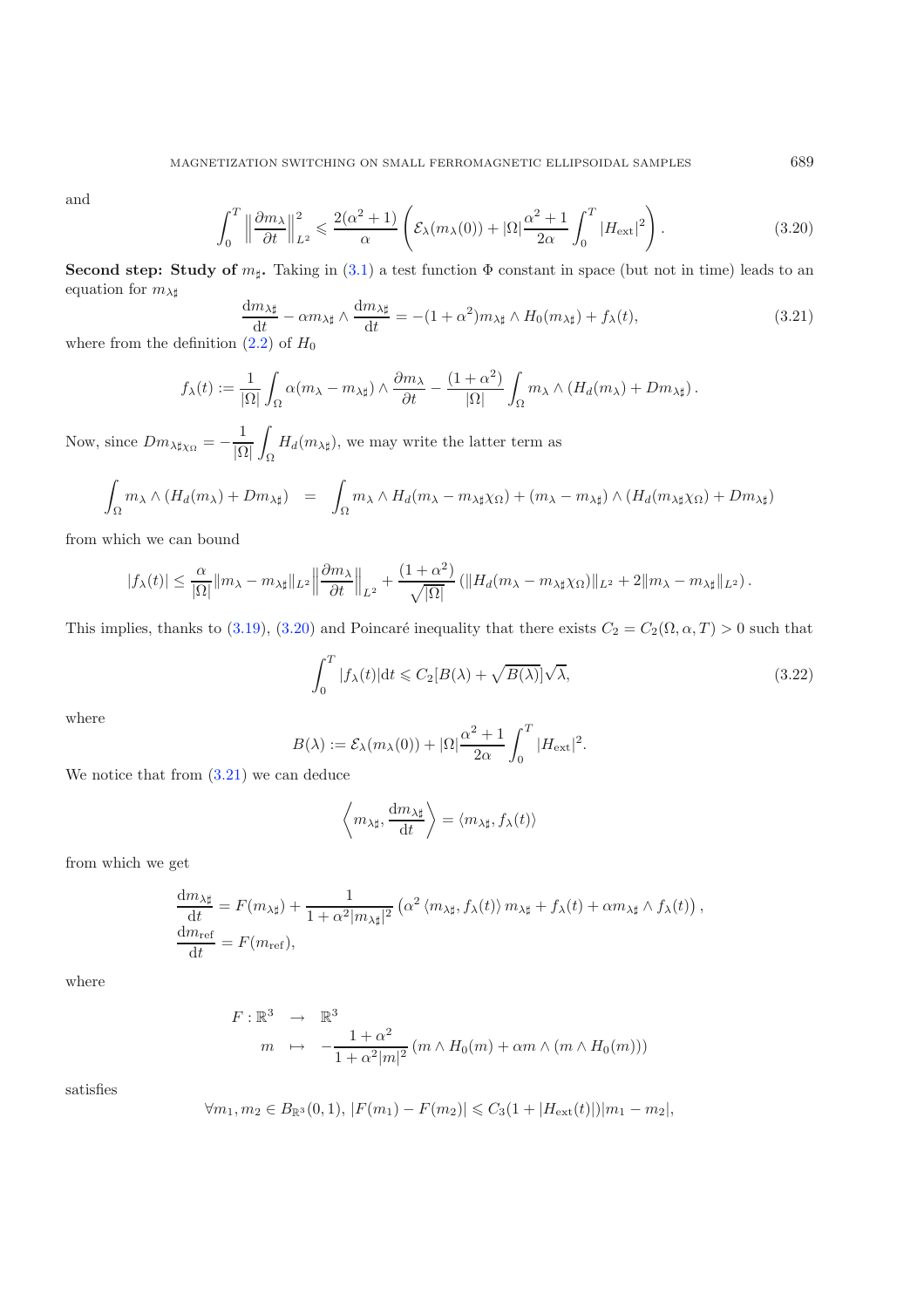and

$$\int_0^T \left\| \frac{\partial m_\lambda}{\partial t} \right\|_{L^2}^2 \leqslant \frac{2(\alpha^2+1)}{\alpha} \left( \mathcal{E}_\lambda(m_\lambda(0)) + |\Omega| \frac{\alpha^2+1}{2\alpha} \int_0^T |H_{\text{ext}}|^2 \right). \tag{3.20}$$

**Second step: Study of $m_\sharp$.** Taking in (3.1) a test function $\Phi$ constant in space (but not in time) leads to an equation for $m_{\lambda\sharp}$

$$\frac{\mathrm{d}m_{\lambda\sharp}}{\mathrm{d}t} - \alpha m_{\lambda\sharp} \wedge \frac{\mathrm{d}m_{\lambda\sharp}}{\mathrm{d}t} = -(1+\alpha^2) m_{\lambda\sharp} \wedge H_0(m_{\lambda\sharp}) + f_\lambda(t), \tag{3.21}$$

where from the definition (2.2) of $H_0$

$$f_\lambda(t) := \frac{1}{|\Omega|} \int_\Omega \alpha(m_\lambda - m_{\lambda\sharp}) \wedge \frac{\partial m_\lambda}{\partial t} - \frac{(1+\alpha^2)}{|\Omega|} \int_\Omega m_\lambda \wedge (H_d(m_\lambda) + D m_{\lambda\sharp}).$$

Now, since $D m_{\lambda\sharp\chi_\Omega} = -\dfrac{1}{|\Omega|} \displaystyle\int_\Omega H_d(m_{\lambda\sharp})$, we may write the latter term as

$$\int_\Omega m_\lambda \wedge (H_d(m_\lambda) + D m_{\lambda\sharp}) = \int_\Omega m_\lambda \wedge H_d(m_\lambda - m_{\lambda\sharp}\chi_\Omega) + (m_\lambda - m_{\lambda\sharp}) \wedge (H_d(m_{\lambda\sharp}\chi_\Omega) + D m_{\lambda\sharp})$$

from which we can bound

$$|f_\lambda(t)| \leq \frac{\alpha}{|\Omega|} \|m_\lambda - m_{\lambda\sharp}\|_{L^2} \left\| \frac{\partial m_\lambda}{\partial t} \right\|_{L^2} + \frac{(1+\alpha^2)}{\sqrt{|\Omega|}} \left( \|H_d(m_\lambda - m_{\lambda\sharp}\chi_\Omega)\|_{L^2} + 2\|m_\lambda - m_{\lambda\sharp}\|_{L^2} \right).$$

This implies, thanks to (3.19), (3.20) and Poincaré inequality that there exists $C_2 = C_2(\Omega, \alpha, T) > 0$ such that

$$\int_0^T |f_\lambda(t)| \mathrm{d}t \leqslant C_2 [B(\lambda) + \sqrt{B(\lambda)}] \sqrt{\lambda}, \tag{3.22}$$

where

$$B(\lambda) := \mathcal{E}_\lambda(m_\lambda(0)) + |\Omega| \frac{\alpha^2+1}{2\alpha} \int_0^T |H_{\text{ext}}|^2.$$

We notice that from (3.21) we can deduce

$$\left\langle m_{\lambda\sharp}, \frac{\mathrm{d}m_{\lambda\sharp}}{\mathrm{d}t} \right\rangle = \langle m_{\lambda\sharp}, f_\lambda(t) \rangle$$

from which we get

$$\begin{aligned}
\frac{\mathrm{d}m_{\lambda\sharp}}{\mathrm{d}t} &= F(m_{\lambda\sharp}) + \frac{1}{1+\alpha^2 |m_{\lambda\sharp}|^2} \left( \alpha^2 \langle m_{\lambda\sharp}, f_\lambda(t) \rangle m_{\lambda\sharp} + f_\lambda(t) + \alpha m_{\lambda\sharp} \wedge f_\lambda(t) \right), \\
\frac{\mathrm{d}m_{\text{ref}}}{\mathrm{d}t} &= F(m_{\text{ref}}),
\end{aligned}$$

where

$$\begin{aligned}
F : \mathbb{R}^3 &\rightarrow \mathbb{R}^3 \\
m &\mapsto -\frac{1+\alpha^2}{1+\alpha^2|m|^2} \left( m \wedge H_0(m) + \alpha m \wedge (m \wedge H_0(m)) \right)
\end{aligned}$$

satisfies

$$\forall m_1, m_2 \in B_{\mathbb{R}^3}(0,1),\ |F(m_1) - F(m_2)| \leqslant C_3(1 + |H_{\text{ext}}(t)|)|m_1 - m_2|,$$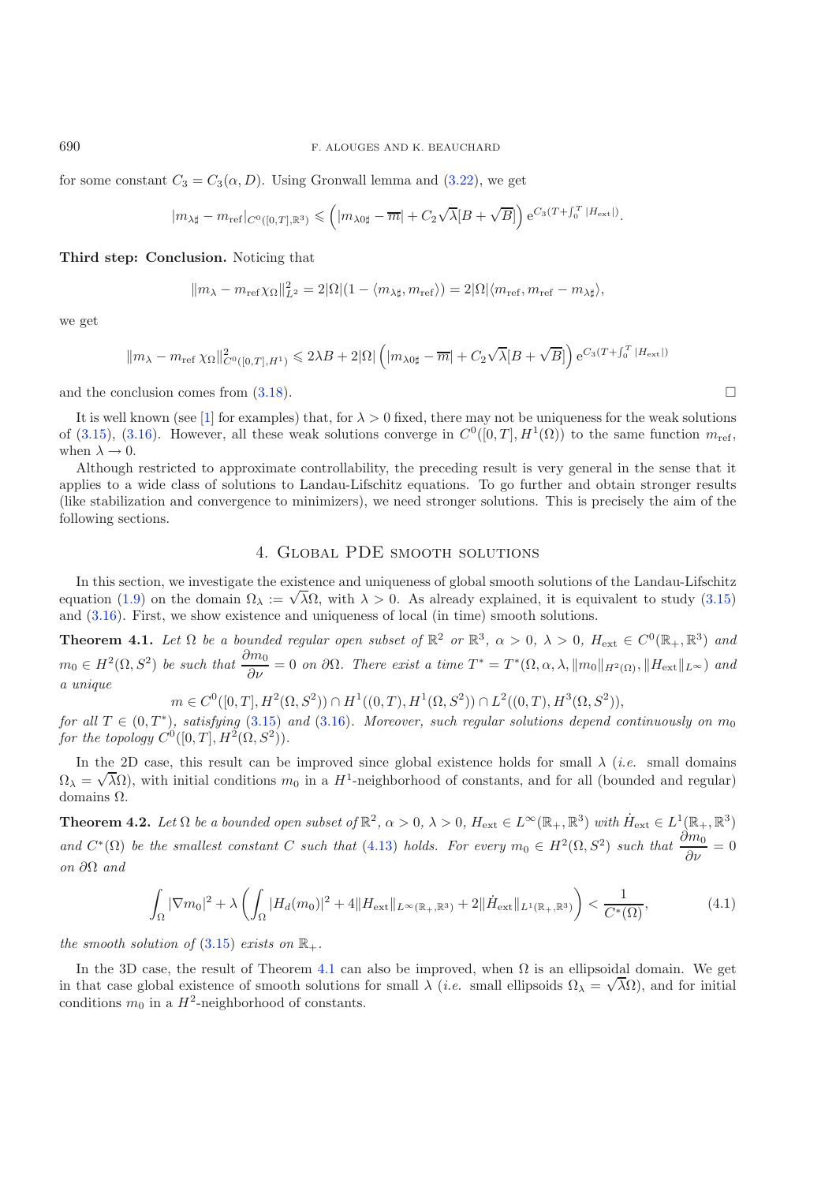for some constant $C_3 = C_3(\alpha, D)$. Using Gronwall lemma and (3.22), we get

$$|m_{\lambda\sharp} - m_{\rm ref}|_{C^0([0,T],\mathbb{R}^3)} \leqslant \left(|m_{\lambda 0\sharp} - \overline{m}| + C_2\sqrt{\lambda}[B + \sqrt{B}]\right) \mathrm{e}^{C_3(T + \int_0^T |H_{\rm ext}|)}.$$

**Third step: Conclusion.** Noticing that

$$\|m_\lambda - m_{\rm ref}\chi_\Omega\|^2_{L^2} = 2|\Omega|(1 - \langle m_{\lambda\sharp}, m_{\rm ref}\rangle) = 2|\Omega|\langle m_{\rm ref}, m_{\rm ref} - m_{\lambda\sharp}\rangle,$$

we get

$$\|m_\lambda - m_{\rm ref}\,\chi_\Omega\|^2_{C^0([0,T],H^1)} \leqslant 2\lambda B + 2|\Omega|\left(|m_{\lambda 0\sharp} - \overline{m}| + C_2\sqrt{\lambda}[B + \sqrt{B}]\right) \mathrm{e}^{C_3(T + \int_0^T |H_{\rm ext}|)}$$

and the conclusion comes from (3.18). □

It is well known (see [1] for examples) that, for $\lambda > 0$ fixed, there may not be uniqueness for the weak solutions of (3.15), (3.16). However, all these weak solutions converge in $C^0([0,T], H^1(\Omega))$ to the same function $m_{\rm ref}$, when $\lambda \to 0$.

Although restricted to approximate controllability, the preceding result is very general in the sense that it applies to a wide class of solutions to Landau-Lifschitz equations. To go further and obtain stronger results (like stabilization and convergence to minimizers), we need stronger solutions. This is precisely the aim of the following sections.

## 4. Global PDE smooth solutions

In this section, we investigate the existence and uniqueness of global smooth solutions of the Landau-Lifschitz equation (1.9) on the domain $\Omega_\lambda := \sqrt{\lambda}\Omega$, with $\lambda > 0$. As already explained, it is equivalent to study (3.15) and (3.16). First, we show existence and uniqueness of local (in time) smooth solutions.

**Theorem 4.1.** *Let $\Omega$ be a bounded regular open subset of $\mathbb{R}^2$ or $\mathbb{R}^3$, $\alpha > 0$, $\lambda > 0$, $H_{\rm ext} \in C^0(\mathbb{R}_+, \mathbb{R}^3)$ and $m_0 \in H^2(\Omega, S^2)$ be such that $\dfrac{\partial m_0}{\partial \nu} = 0$ on $\partial\Omega$. There exist a time $T^* = T^*(\Omega, \alpha, \lambda, \|m_0\|_{H^2(\Omega)}, \|H_{\rm ext}\|_{L^\infty})$ and a unique*

$$m \in C^0([0,T], H^2(\Omega, S^2)) \cap H^1((0,T), H^1(\Omega, S^2)) \cap L^2((0,T), H^3(\Omega, S^2)),$$

*for all $T \in (0, T^*)$, satisfying (3.15) and (3.16). Moreover, such regular solutions depend continuously on $m_0$ for the topology $C^0([0,T], H^2(\Omega, S^2))$.*

In the 2D case, this result can be improved since global existence holds for small $\lambda$ (*i.e.* small domains $\Omega_\lambda = \sqrt{\lambda}\Omega$), with initial conditions $m_0$ in a $H^1$-neighborhood of constants, and for all (bounded and regular) domains $\Omega$.

**Theorem 4.2.** *Let $\Omega$ be a bounded open subset of $\mathbb{R}^2$, $\alpha > 0$, $\lambda > 0$, $H_{\rm ext} \in L^\infty(\mathbb{R}_+, \mathbb{R}^3)$ with $\dot{H}_{\rm ext} \in L^1(\mathbb{R}_+, \mathbb{R}^3)$ and $C^*(\Omega)$ be the smallest constant $C$ such that (4.13) holds. For every $m_0 \in H^2(\Omega, S^2)$ such that $\dfrac{\partial m_0}{\partial \nu} = 0$ on $\partial\Omega$ and*

$$\int_\Omega |\nabla m_0|^2 + \lambda\left(\int_\Omega |H_d(m_0)|^2 + 4\|H_{\rm ext}\|_{L^\infty(\mathbb{R}_+,\mathbb{R}^3)} + 2\|\dot{H}_{\rm ext}\|_{L^1(\mathbb{R}_+,\mathbb{R}^3)}\right) < \frac{1}{C^*(\Omega)}, \tag{4.1}$$

*the smooth solution of (3.15) exists on $\mathbb{R}_+$.*

In the 3D case, the result of Theorem 4.1 can also be improved, when $\Omega$ is an ellipsoidal domain. We get in that case global existence of smooth solutions for small $\lambda$ (*i.e.* small ellipsoids $\Omega_\lambda = \sqrt{\lambda}\Omega$), and for initial conditions $m_0$ in a $H^2$-neighborhood of constants.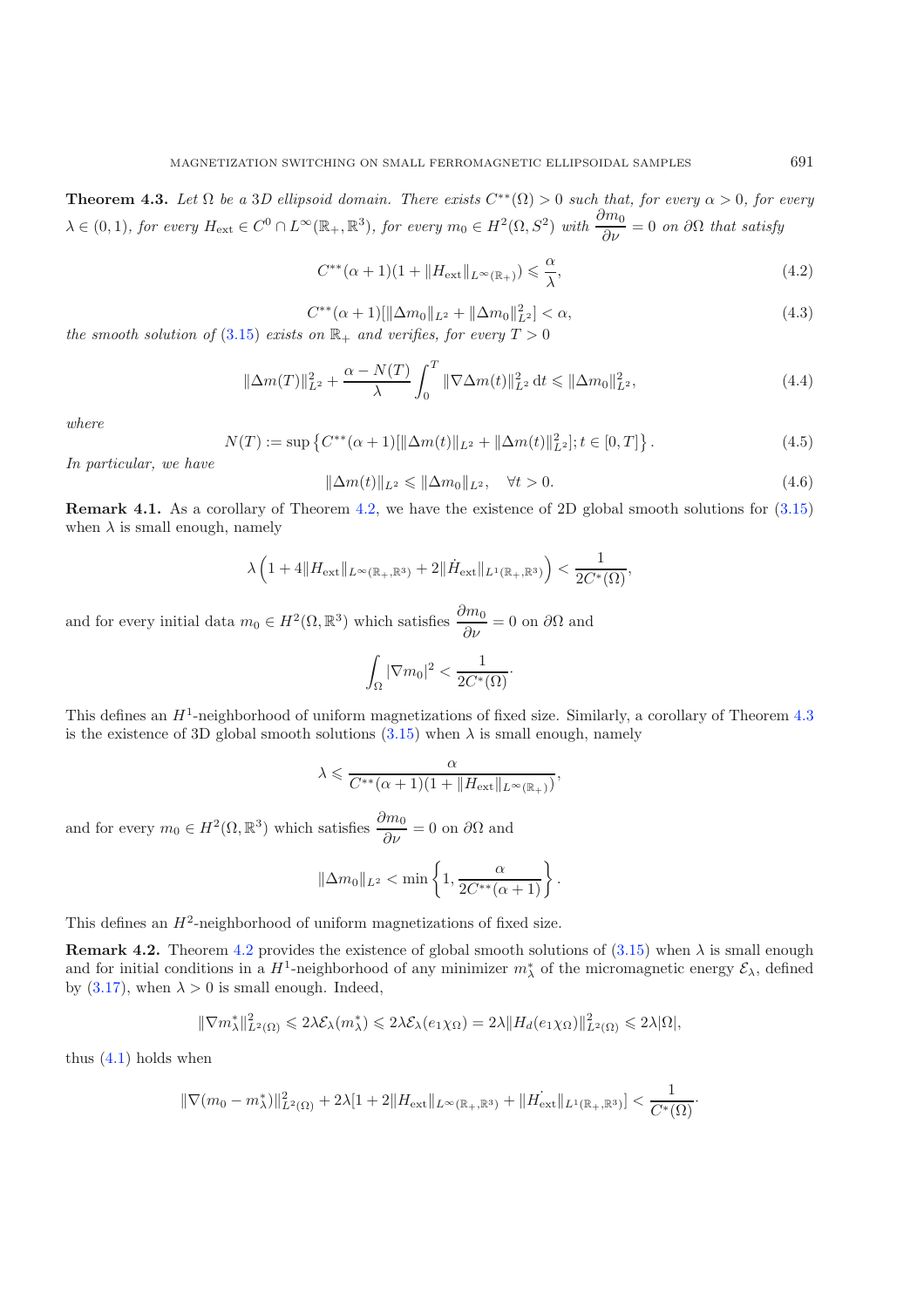**Theorem 4.3.** *Let $\Omega$ be a 3D ellipsoid domain. There exists $C^{**}(\Omega) > 0$ such that, for every $\alpha > 0$, for every $\lambda \in (0,1)$, for every $H_{\text{ext}} \in C^0 \cap L^\infty(\mathbb{R}_+, \mathbb{R}^3)$, for every $m_0 \in H^2(\Omega, S^2)$ with $\dfrac{\partial m_0}{\partial \nu} = 0$ on $\partial\Omega$ that satisfy*

$$C^{**}(\alpha+1)(1 + \|H_{\text{ext}}\|_{L^\infty(\mathbb{R}_+)}) \leqslant \frac{\alpha}{\lambda}, \tag{4.2}$$

$$C^{**}(\alpha+1)[\|\Delta m_0\|_{L^2} + \|\Delta m_0\|_{L^2}^2] < \alpha, \tag{4.3}$$

*the smooth solution of* (3.15) *exists on $\mathbb{R}_+$ and verifies, for every $T > 0$*

$$\|\Delta m(T)\|_{L^2}^2 + \frac{\alpha - N(T)}{\lambda} \int_0^T \|\nabla \Delta m(t)\|_{L^2}^2 \, \mathrm{d}t \leqslant \|\Delta m_0\|_{L^2}^2, \tag{4.4}$$

*where*

$$N(T) := \sup\left\{ C^{**}(\alpha+1)[\|\Delta m(t)\|_{L^2} + \|\Delta m(t)\|_{L^2}^2]; t \in [0,T] \right\}. \tag{4.5}$$

*In particular, we have*

$$\|\Delta m(t)\|_{L^2} \leqslant \|\Delta m_0\|_{L^2}, \quad \forall t > 0. \tag{4.6}$$

**Remark 4.1.** As a corollary of Theorem 4.2, we have the existence of 2D global smooth solutions for (3.15) when $\lambda$ is small enough, namely

$$\lambda \left(1 + 4\|H_{\text{ext}}\|_{L^\infty(\mathbb{R}_+,\mathbb{R}^3)} + 2\|\dot{H}_{\text{ext}}\|_{L^1(\mathbb{R}_+,\mathbb{R}^3)}\right) < \frac{1}{2C^*(\Omega)},$$

and for every initial data $m_0 \in H^2(\Omega, \mathbb{R}^3)$ which satisfies $\dfrac{\partial m_0}{\partial \nu} = 0$ on $\partial\Omega$ and

$$\int_\Omega |\nabla m_0|^2 < \frac{1}{2C^*(\Omega)}.$$

This defines an $H^1$-neighborhood of uniform magnetizations of fixed size. Similarly, a corollary of Theorem 4.3 is the existence of 3D global smooth solutions (3.15) when $\lambda$ is small enough, namely

$$\lambda \leqslant \frac{\alpha}{C^{**}(\alpha+1)(1 + \|H_{\text{ext}}\|_{L^\infty(\mathbb{R}_+)})},$$

and for every $m_0 \in H^2(\Omega, \mathbb{R}^3)$ which satisfies $\dfrac{\partial m_0}{\partial \nu} = 0$ on $\partial\Omega$ and

$$\|\Delta m_0\|_{L^2} < \min\left\{1, \frac{\alpha}{2C^{**}(\alpha+1)}\right\}.$$

This defines an $H^2$-neighborhood of uniform magnetizations of fixed size.

**Remark 4.2.** Theorem 4.2 provides the existence of global smooth solutions of (3.15) when $\lambda$ is small enough and for initial conditions in a $H^1$-neighborhood of any minimizer $m_\lambda^*$ of the micromagnetic energy $\mathcal{E}_\lambda$, defined by (3.17), when $\lambda > 0$ is small enough. Indeed,

$$\|\nabla m_\lambda^*\|_{L^2(\Omega)}^2 \leqslant 2\lambda \mathcal{E}_\lambda(m_\lambda^*) \leqslant 2\lambda \mathcal{E}_\lambda(e_1 \chi_\Omega) = 2\lambda \|H_d(e_1\chi_\Omega)\|_{L^2(\Omega)}^2 \leqslant 2\lambda|\Omega|,$$

thus (4.1) holds when

$$\|\nabla(m_0 - m_\lambda^*)\|_{L^2(\Omega)}^2 + 2\lambda[1 + 2\|H_{\text{ext}}\|_{L^\infty(\mathbb{R}_+,\mathbb{R}^3)} + \|\dot{H}_{\text{ext}}\|_{L^1(\mathbb{R}_+,\mathbb{R}^3)}] < \frac{1}{C^*(\Omega)}.$$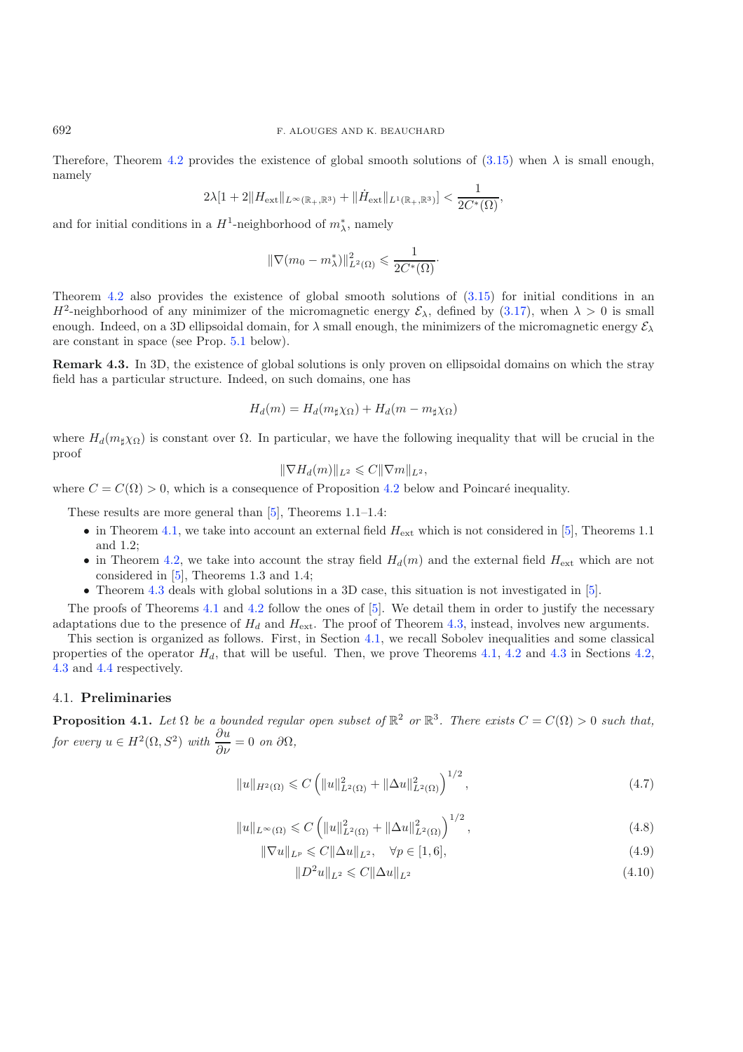Therefore, Theorem 4.2 provides the existence of global smooth solutions of (3.15) when $\lambda$ is small enough, namely

$$2\lambda[1 + 2\|H_{\text{ext}}\|_{L^\infty(\mathbb{R}_+,\mathbb{R}^3)} + \|\dot{H}_{\text{ext}}\|_{L^1(\mathbb{R}_+,\mathbb{R}^3)}] < \frac{1}{2C^*(\Omega)},$$

and for initial conditions in a $H^1$-neighborhood of $m_\lambda^*$, namely

$$\|\nabla(m_0 - m_\lambda^*)\|_{L^2(\Omega)}^2 \leqslant \frac{1}{2C^*(\Omega)}\cdot$$

Theorem 4.2 also provides the existence of global smooth solutions of (3.15) for initial conditions in an $H^2$-neighborhood of any minimizer of the micromagnetic energy $\mathcal{E}_\lambda$, defined by (3.17), when $\lambda > 0$ is small enough. Indeed, on a 3D ellipsoidal domain, for $\lambda$ small enough, the minimizers of the micromagnetic energy $\mathcal{E}_\lambda$ are constant in space (see Prop. 5.1 below).

**Remark 4.3.** In 3D, the existence of global solutions is only proven on ellipsoidal domains on which the stray field has a particular structure. Indeed, on such domains, one has

$$H_d(m) = H_d(m_\sharp \chi_\Omega) + H_d(m - m_\sharp \chi_\Omega)$$

where $H_d(m_\sharp \chi_\Omega)$ is constant over $\Omega$. In particular, we have the following inequality that will be crucial in the proof

$$\|\nabla H_d(m)\|_{L^2} \leqslant C\|\nabla m\|_{L^2},$$

where $C = C(\Omega) > 0$, which is a consequence of Proposition 4.2 below and Poincaré inequality.

These results are more general than [5], Theorems 1.1–1.4:

- in Theorem 4.1, we take into account an external field $H_{\text{ext}}$ which is not considered in [5], Theorems 1.1 and 1.2;
- in Theorem 4.2, we take into account the stray field $H_d(m)$ and the external field $H_{\text{ext}}$ which are not considered in [5], Theorems 1.3 and 1.4;
- Theorem 4.3 deals with global solutions in a 3D case, this situation is not investigated in [5].

The proofs of Theorems 4.1 and 4.2 follow the ones of [5]. We detail them in order to justify the necessary adaptations due to the presence of $H_d$ and $H_{\text{ext}}$. The proof of Theorem 4.3, instead, involves new arguments.

This section is organized as follows. First, in Section 4.1, we recall Sobolev inequalities and some classical properties of the operator $H_d$, that will be useful. Then, we prove Theorems 4.1, 4.2 and 4.3 in Sections 4.2, 4.3 and 4.4 respectively.

## 4.1. Preliminaries

**Proposition 4.1.** *Let $\Omega$ be a bounded regular open subset of $\mathbb{R}^2$ or $\mathbb{R}^3$. There exists $C = C(\Omega) > 0$ such that, for every $u \in H^2(\Omega, S^2)$ with $\dfrac{\partial u}{\partial \nu} = 0$ on $\partial\Omega$,*

$$\|u\|_{H^2(\Omega)} \leqslant C\left(\|u\|_{L^2(\Omega)}^2 + \|\Delta u\|_{L^2(\Omega)}^2\right)^{1/2}, \tag{4.7}$$

$$\|u\|_{L^\infty(\Omega)} \leqslant C\left(\|u\|_{L^2(\Omega)}^2 + \|\Delta u\|_{L^2(\Omega)}^2\right)^{1/2}, \tag{4.8}$$

$$\|\nabla u\|_{L^p} \leqslant C\|\Delta u\|_{L^2}, \quad \forall p \in [1,6], \tag{4.9}$$

$$\|D^2 u\|_{L^2} \leqslant C\|\Delta u\|_{L^2} \tag{4.10}$$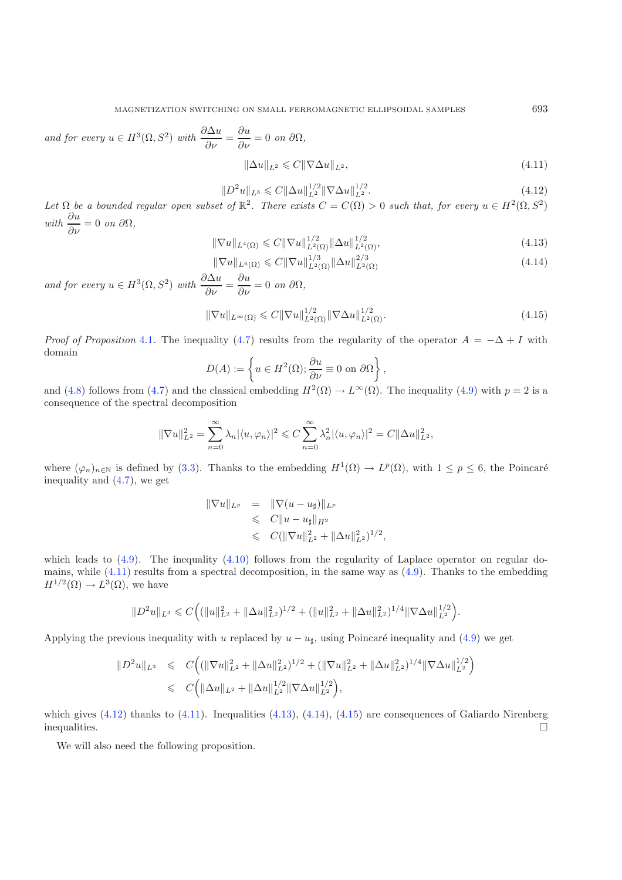*and for every* $u \in H^3(\Omega, S^2)$ *with* $\dfrac{\partial \Delta u}{\partial \nu} = \dfrac{\partial u}{\partial \nu} = 0$ *on* $\partial\Omega$,

$$\|\Delta u\|_{L^2} \leqslant C \|\nabla \Delta u\|_{L^2}, \tag{4.11}$$

$$\|D^2 u\|_{L^3} \leqslant C \|\Delta u\|_{L^2}^{1/2} \|\nabla \Delta u\|_{L^2}^{1/2}. \tag{4.12}$$

*Let* $\Omega$ *be a bounded regular open subset of* $\mathbb{R}^2$. *There exists* $C = C(\Omega) > 0$ *such that, for every* $u \in H^2(\Omega, S^2)$ *with* $\dfrac{\partial u}{\partial \nu} = 0$ *on* $\partial\Omega$,

$$\|\nabla u\|_{L^4(\Omega)} \leqslant C \|\nabla u\|_{L^2(\Omega)}^{1/2} \|\Delta u\|_{L^2(\Omega)}^{1/2}, \tag{4.13}$$

$$\|\nabla u\|_{L^6(\Omega)} \leqslant C \|\nabla u\|_{L^2(\Omega)}^{1/3} \|\Delta u\|_{L^2(\Omega)}^{2/3} \tag{4.14}$$

*and for every* $u \in H^3(\Omega, S^2)$ *with* $\dfrac{\partial \Delta u}{\partial \nu} = \dfrac{\partial u}{\partial \nu} = 0$ *on* $\partial\Omega$,

$$\|\nabla u\|_{L^\infty(\Omega)} \leqslant C \|\nabla u\|_{L^2(\Omega)}^{1/2} \|\nabla \Delta u\|_{L^2(\Omega)}^{1/2}. \tag{4.15}$$

*Proof of Proposition* 4.1. The inequality (4.7) results from the regularity of the operator $A = -\Delta + I$ with domain

$$D(A) := \left\{ u \in H^2(\Omega); \frac{\partial u}{\partial \nu} \equiv 0 \text{ on } \partial\Omega \right\},$$

and (4.8) follows from (4.7) and the classical embedding $H^2(\Omega) \to L^\infty(\Omega)$. The inequality (4.9) with $p = 2$ is a consequence of the spectral decomposition

$$\|\nabla u\|_{L^2}^2 = \sum_{n=0}^{\infty} \lambda_n |\langle u, \varphi_n \rangle|^2 \leqslant C \sum_{n=0}^{\infty} \lambda_n^2 |\langle u, \varphi_n \rangle|^2 = C \|\Delta u\|_{L^2}^2,$$

where $(\varphi_n)_{n \in \mathbb{N}}$ is defined by (3.3). Thanks to the embedding $H^1(\Omega) \to L^p(\Omega)$, with $1 \leq p \leq 6$, the Poincaré inequality and (4.7), we get

$$\begin{aligned}
\|\nabla u\|_{L^p} &= \|\nabla (u - u_\sharp)\|_{L^p} \\
&\leqslant C \|u - u_\sharp\|_{H^2} \\
&\leqslant C (\|\nabla u\|_{L^2}^2 + \|\Delta u\|_{L^2}^2)^{1/2},
\end{aligned}$$

which leads to (4.9). The inequality (4.10) follows from the regularity of Laplace operator on regular domains, while (4.11) results from a spectral decomposition, in the same way as (4.9). Thanks to the embedding $H^{1/2}(\Omega) \to L^3(\Omega)$, we have

$$\|D^2 u\|_{L^3} \leqslant C \Big( (\|u\|_{L^2}^2 + \|\Delta u\|_{L^2}^2)^{1/2} + (\|u\|_{L^2}^2 + \|\Delta u\|_{L^2}^2)^{1/4} \|\nabla \Delta u\|_{L^2}^{1/2} \Big).$$

Applying the previous inequality with $u$ replaced by $u - u_\sharp$, using Poincaré inequality and (4.9) we get

$$\begin{aligned}
\|D^2 u\|_{L^3} &\leqslant C \Big( (\|\nabla u\|_{L^2}^2 + \|\Delta u\|_{L^2}^2)^{1/2} + (\|\nabla u\|_{L^2}^2 + \|\Delta u\|_{L^2}^2)^{1/4} \|\nabla \Delta u\|_{L^2}^{1/2} \Big) \\
&\leqslant C \Big( \|\Delta u\|_{L^2} + \|\Delta u\|_{L^2}^{1/2} \|\nabla \Delta u\|_{L^2}^{1/2} \Big),
\end{aligned}$$

which gives (4.12) thanks to (4.11). Inequalities (4.13), (4.14), (4.15) are consequences of Galiardo Nirenberg inequalities. □

We will also need the following proposition.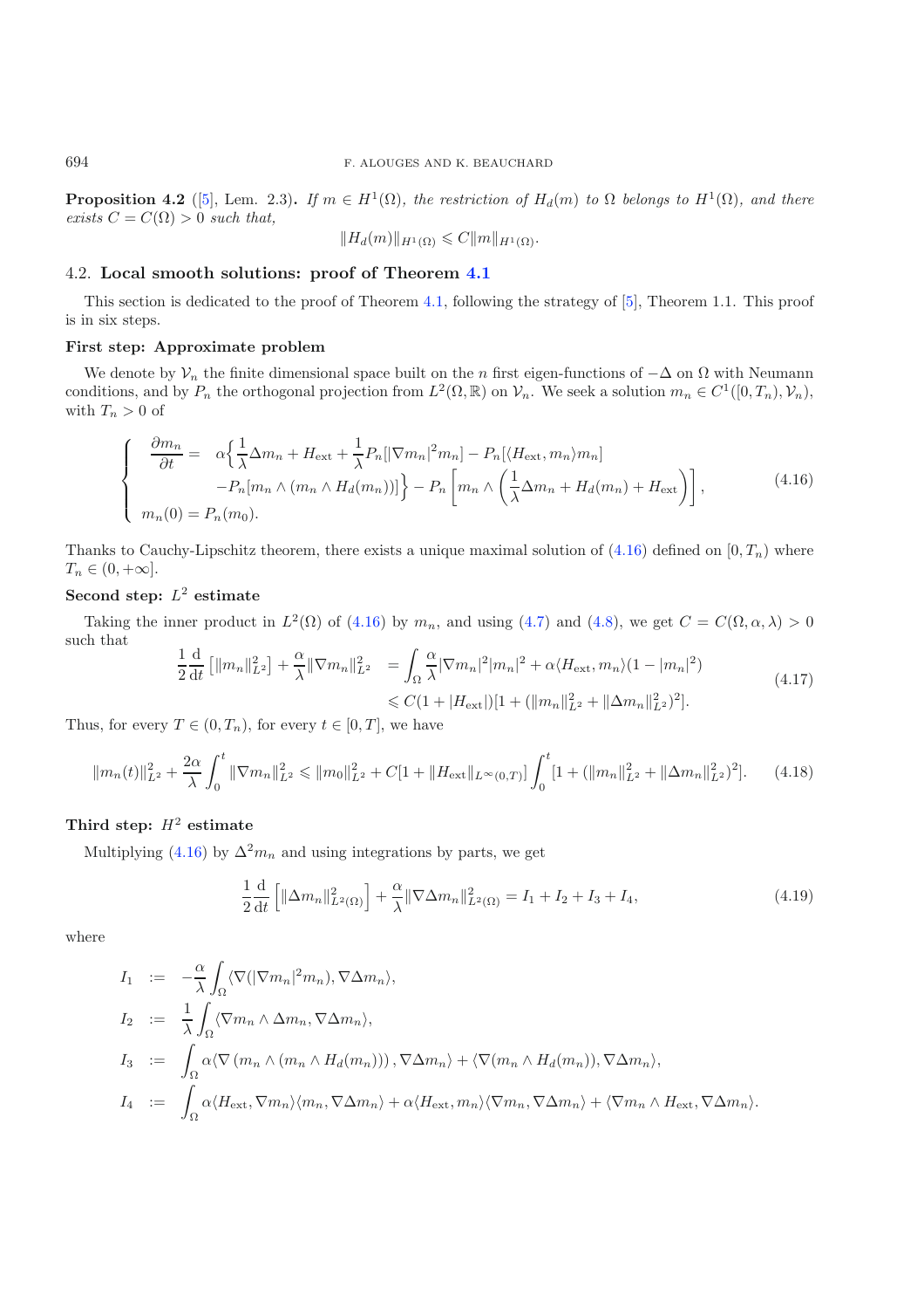**Proposition 4.2** ([5], Lem. 2.3)**.** *If $m \in H^1(\Omega)$, the restriction of $H_d(m)$ to $\Omega$ belongs to $H^1(\Omega)$, and there exists $C = C(\Omega) > 0$ such that,*

$$\|H_d(m)\|_{H^1(\Omega)} \leqslant C\|m\|_{H^1(\Omega)}.$$

## 4.2. Local smooth solutions: proof of Theorem 4.1

This section is dedicated to the proof of Theorem 4.1, following the strategy of [5], Theorem 1.1. This proof is in six steps.

### First step: Approximate problem

We denote by $\mathcal{V}_n$ the finite dimensional space built on the $n$ first eigen-functions of $-\Delta$ on $\Omega$ with Neumann conditions, and by $P_n$ the orthogonal projection from $L^2(\Omega, \mathbb{R})$ on $\mathcal{V}_n$. We seek a solution $m_n \in C^1([0, T_n), \mathcal{V}_n)$, with $T_n > 0$ of

$$\left\{\begin{array}{rl} \dfrac{\partial m_n}{\partial t} = & \alpha\Big\{\dfrac{1}{\lambda}\Delta m_n + H_{\text{ext}} + \dfrac{1}{\lambda}P_n[|\nabla m_n|^2 m_n] - P_n[\langle H_{\text{ext}}, m_n\rangle m_n] \\ & -P_n[m_n \wedge (m_n \wedge H_d(m_n))]\Big\} - P_n\left[m_n \wedge \left(\dfrac{1}{\lambda}\Delta m_n + H_d(m_n) + H_{\text{ext}}\right)\right], \\ m_n(0) = P_n(m_0). & \end{array}\right. \tag{4.16}$$

Thanks to Cauchy-Lipschitz theorem, there exists a unique maximal solution of (4.16) defined on $[0, T_n)$ where $T_n \in (0, +\infty]$.

### Second step: $L^2$ estimate

Taking the inner product in $L^2(\Omega)$ of (4.16) by $m_n$, and using (4.7) and (4.8), we get $C = C(\Omega, \alpha, \lambda) > 0$ such that

$$\begin{aligned} \frac{1}{2}\frac{\mathrm{d}}{\mathrm{d}t}\left[\|m_n\|_{L^2}^2\right] + \frac{\alpha}{\lambda}\|\nabla m_n\|_{L^2}^2 &= \int_\Omega \frac{\alpha}{\lambda}|\nabla m_n|^2|m_n|^2 + \alpha\langle H_{\text{ext}}, m_n\rangle(1 - |m_n|^2) \\ &\leqslant C(1 + |H_{\text{ext}}|)[1 + (\|m_n\|_{L^2}^2 + \|\Delta m_n\|_{L^2}^2)^2]. \end{aligned} \tag{4.17}$$

Thus, for every $T \in (0, T_n)$, for every $t \in [0, T]$, we have

$$\|m_n(t)\|_{L^2}^2 + \frac{2\alpha}{\lambda}\int_0^t \|\nabla m_n\|_{L^2}^2 \leqslant \|m_0\|_{L^2}^2 + C[1 + \|H_{\text{ext}}\|_{L^\infty(0,T)}]\int_0^t [1 + (\|m_n\|_{L^2}^2 + \|\Delta m_n\|_{L^2}^2)^2]. \tag{4.18}$$

### Third step: $H^2$ estimate

Multiplying (4.16) by $\Delta^2 m_n$ and using integrations by parts, we get

$$\frac{1}{2}\frac{\mathrm{d}}{\mathrm{d}t}\left[\|\Delta m_n\|_{L^2(\Omega)}^2\right] + \frac{\alpha}{\lambda}\|\nabla \Delta m_n\|_{L^2(\Omega)}^2 = I_1 + I_2 + I_3 + I_4, \tag{4.19}$$

where

$$\begin{aligned} I_1 &:= -\frac{\alpha}{\lambda}\int_\Omega \langle \nabla(|\nabla m_n|^2 m_n), \nabla \Delta m_n\rangle, \\ I_2 &:= \frac{1}{\lambda}\int_\Omega \langle \nabla m_n \wedge \Delta m_n, \nabla \Delta m_n\rangle, \\ I_3 &:= \int_\Omega \alpha\langle \nabla\left(m_n \wedge (m_n \wedge H_d(m_n))\right), \nabla \Delta m_n\rangle + \langle \nabla(m_n \wedge H_d(m_n)), \nabla \Delta m_n\rangle, \\ I_4 &:= \int_\Omega \alpha\langle H_{\text{ext}}, \nabla m_n\rangle\langle m_n, \nabla \Delta m_n\rangle + \alpha\langle H_{\text{ext}}, m_n\rangle\langle \nabla m_n, \nabla \Delta m_n\rangle + \langle \nabla m_n \wedge H_{\text{ext}}, \nabla \Delta m_n\rangle. \end{aligned}$$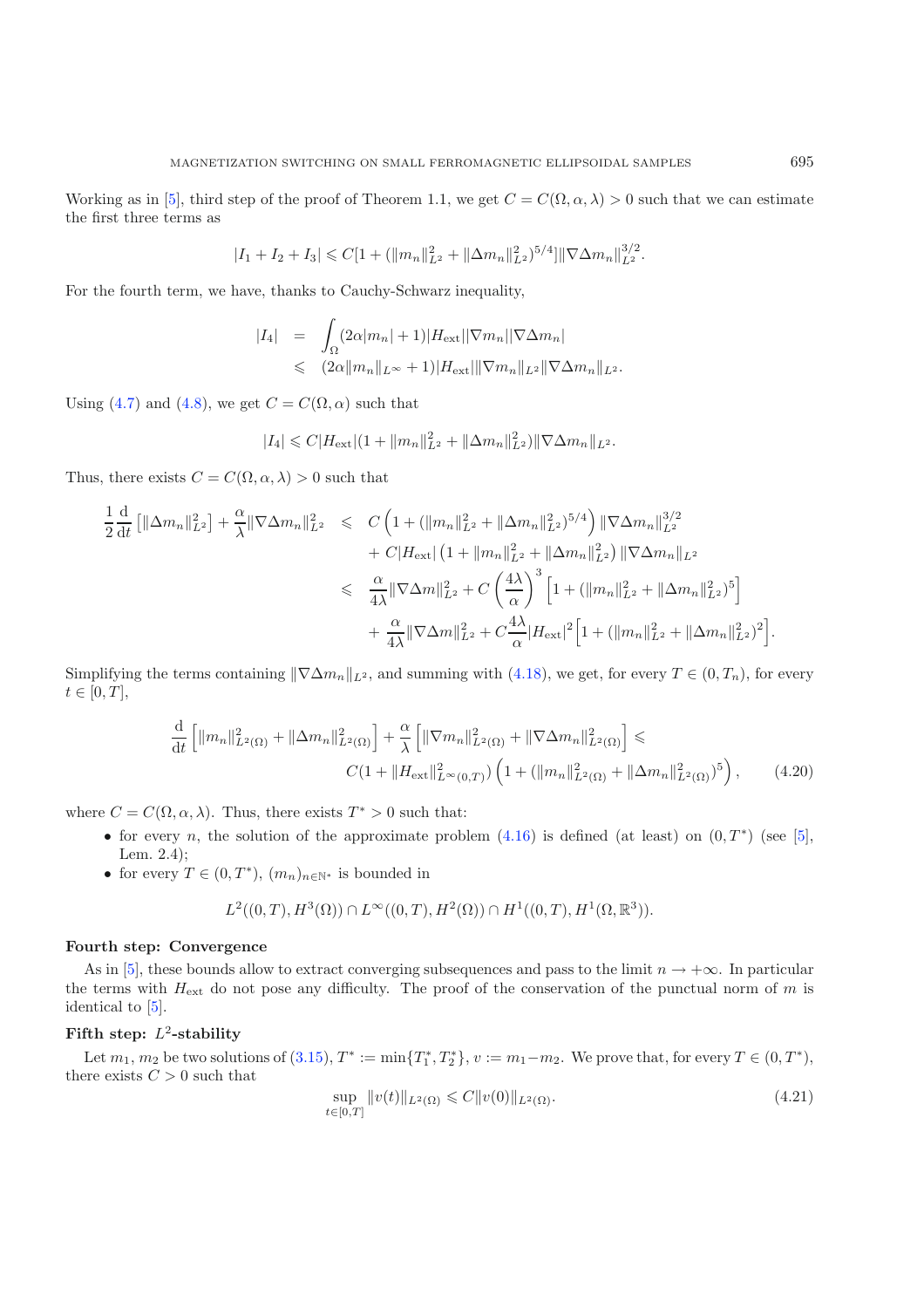Working as in [5], third step of the proof of Theorem 1.1, we get $C = C(\Omega, \alpha, \lambda) > 0$ such that we can estimate the first three terms as

$$|I_1 + I_2 + I_3| \leqslant C[1 + (\|m_n\|_{L^2}^2 + \|\Delta m_n\|_{L^2}^2)^{5/4}]\|\nabla \Delta m_n\|_{L^2}^{3/2}.$$

For the fourth term, we have, thanks to Cauchy-Schwarz inequality,

$$\begin{aligned}
|I_4| &= \int_\Omega (2\alpha|m_n| + 1)|H_{\text{ext}}||\nabla m_n||\nabla \Delta m_n| \\
&\leqslant (2\alpha\|m_n\|_{L^\infty} + 1)|H_{\text{ext}}|\|\nabla m_n\|_{L^2}\|\nabla \Delta m_n\|_{L^2}.
\end{aligned}$$

Using (4.7) and (4.8), we get $C = C(\Omega, \alpha)$ such that

$$|I_4| \leqslant C|H_{\text{ext}}|(1 + \|m_n\|_{L^2}^2 + \|\Delta m_n\|_{L^2}^2)\|\nabla \Delta m_n\|_{L^2}.$$

Thus, there exists $C = C(\Omega, \alpha, \lambda) > 0$ such that

$$\begin{aligned}
\frac{1}{2}\frac{\mathrm{d}}{\mathrm{d}t}\left[\|\Delta m_n\|_{L^2}^2\right] + \frac{\alpha}{\lambda}\|\nabla \Delta m_n\|_{L^2}^2 &\leqslant C\left(1 + (\|m_n\|_{L^2}^2 + \|\Delta m_n\|_{L^2}^2)^{5/4}\right)\|\nabla \Delta m_n\|_{L^2}^{3/2} \\
&\quad + C|H_{\text{ext}}|\left(1 + \|m_n\|_{L^2}^2 + \|\Delta m_n\|_{L^2}^2\right)\|\nabla \Delta m_n\|_{L^2} \\
&\leqslant \frac{\alpha}{4\lambda}\|\nabla \Delta m\|_{L^2}^2 + C\left(\frac{4\lambda}{\alpha}\right)^3\left[1 + (\|m_n\|_{L^2}^2 + \|\Delta m_n\|_{L^2}^2)^5\right] \\
&\quad + \frac{\alpha}{4\lambda}\|\nabla \Delta m\|_{L^2}^2 + C\frac{4\lambda}{\alpha}|H_{\text{ext}}|^2\Big[1 + (\|m_n\|_{L^2}^2 + \|\Delta m_n\|_{L^2}^2)^2\Big].
\end{aligned}$$

Simplifying the terms containing $\|\nabla \Delta m_n\|_{L^2}$, and summing with (4.18), we get, for every $T \in (0, T_n)$, for every $t \in [0, T]$,

$$\begin{aligned}
\frac{\mathrm{d}}{\mathrm{d}t}\left[\|m_n\|_{L^2(\Omega)}^2 + \|\Delta m_n\|_{L^2(\Omega)}^2\right] + \frac{\alpha}{\lambda}\left[\|\nabla m_n\|_{L^2(\Omega)}^2 + \|\nabla \Delta m_n\|_{L^2(\Omega)}^2\right] \leqslant \\
C(1 + \|H_{\text{ext}}\|_{L^\infty(0,T)}^2)\left(1 + (\|m_n\|_{L^2(\Omega)}^2 + \|\Delta m_n\|_{L^2(\Omega)}^2)^5\right),
\end{aligned} \tag{4.20}$$

where $C = C(\Omega, \alpha, \lambda)$. Thus, there exists $T^* > 0$ such that:

- for every $n$, the solution of the approximate problem (4.16) is defined (at least) on $(0, T^*)$ (see [5], Lem. 2.4);
- for every $T \in (0, T^*)$, $(m_n)_{n \in \mathbb{N}^*}$ is bounded in

$$L^2((0,T), H^3(\Omega)) \cap L^\infty((0,T), H^2(\Omega)) \cap H^1((0,T), H^1(\Omega, \mathbb{R}^3)).$$

**Fourth step: Convergence**

As in [5], these bounds allow to extract converging subsequences and pass to the limit $n \to +\infty$. In particular the terms with $H_{\text{ext}}$ do not pose any difficulty. The proof of the conservation of the punctual norm of $m$ is identical to [5].

**Fifth step: $L^2$-stability**

Let $m_1$, $m_2$ be two solutions of (3.15), $T^* := \min\{T_1^*, T_2^*\}$, $v := m_1 - m_2$. We prove that, for every $T \in (0, T^*)$, there exists $C > 0$ such that

$$\sup_{t \in [0,T]} \|v(t)\|_{L^2(\Omega)} \leqslant C\|v(0)\|_{L^2(\Omega)}. \tag{4.21}$$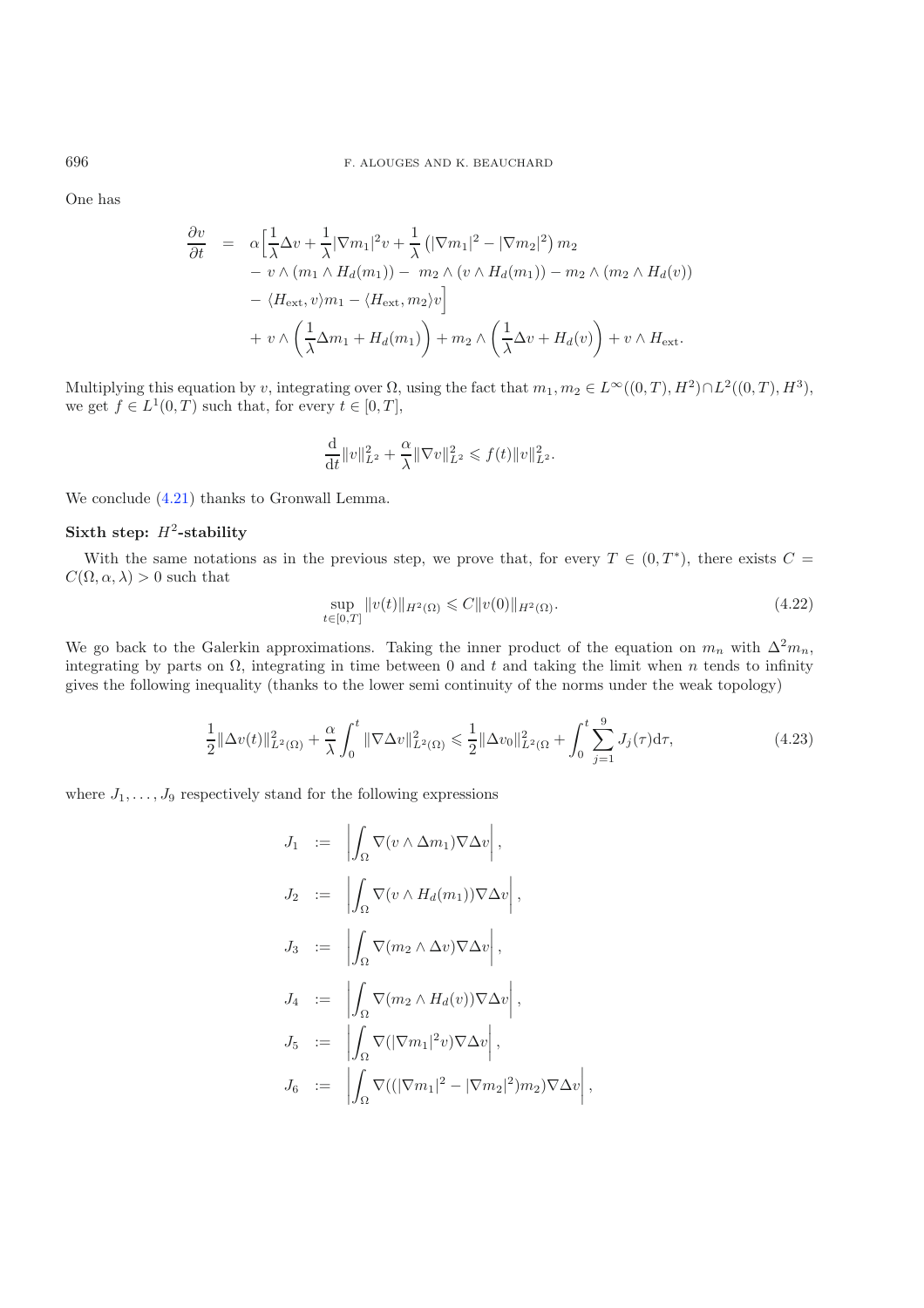One has

$$
\begin{aligned}
\frac{\partial v}{\partial t} &= \alpha\Big[\frac{1}{\lambda}\Delta v + \frac{1}{\lambda}|\nabla m_1|^2 v + \frac{1}{\lambda}\left(|\nabla m_1|^2 - |\nabla m_2|^2\right) m_2 \\
&\quad - v \wedge (m_1 \wedge H_d(m_1)) - \; m_2 \wedge (v \wedge H_d(m_1)) - m_2 \wedge (m_2 \wedge H_d(v)) \\
&\quad - \langle H_{\text{ext}}, v\rangle m_1 - \langle H_{\text{ext}}, m_2\rangle v\Big] \\
&\quad + v \wedge \left(\frac{1}{\lambda}\Delta m_1 + H_d(m_1)\right) + m_2 \wedge \left(\frac{1}{\lambda}\Delta v + H_d(v)\right) + v \wedge H_{\text{ext}}.
\end{aligned}
$$

Multiplying this equation by $v$, integrating over $\Omega$, using the fact that $m_1, m_2 \in L^\infty((0,T), H^2) \cap L^2((0,T), H^3)$, we get $f \in L^1(0,T)$ such that, for every $t \in [0,T]$,

$$
\frac{\mathrm{d}}{\mathrm{d}t}\|v\|_{L^2}^2 + \frac{\alpha}{\lambda}\|\nabla v\|_{L^2}^2 \leqslant f(t)\|v\|_{L^2}^2.
$$

We conclude (4.21) thanks to Gronwall Lemma.

**Sixth step: $H^2$-stability**

With the same notations as in the previous step, we prove that, for every $T \in (0, T^*)$, there exists $C = C(\Omega, \alpha, \lambda) > 0$ such that

$$
\sup_{t\in[0,T]} \|v(t)\|_{H^2(\Omega)} \leqslant C\|v(0)\|_{H^2(\Omega)}. \tag{4.22}
$$

We go back to the Galerkin approximations. Taking the inner product of the equation on $m_n$ with $\Delta^2 m_n$, integrating by parts on $\Omega$, integrating in time between 0 and $t$ and taking the limit when $n$ tends to infinity gives the following inequality (thanks to the lower semi continuity of the norms under the weak topology)

$$
\frac{1}{2}\|\Delta v(t)\|_{L^2(\Omega)}^2 + \frac{\alpha}{\lambda}\int_0^t \|\nabla \Delta v\|_{L^2(\Omega)}^2 \leqslant \frac{1}{2}\|\Delta v_0\|_{L^2(\Omega}^2 + \int_0^t \sum_{j=1}^9 J_j(\tau)\mathrm{d}\tau, \tag{4.23}
$$

where $J_1, \ldots, J_9$ respectively stand for the following expressions

$$
\begin{aligned}
J_1 &:= \left|\int_\Omega \nabla(v \wedge \Delta m_1)\nabla\Delta v\right|, \\
J_2 &:= \left|\int_\Omega \nabla(v \wedge H_d(m_1))\nabla\Delta v\right|, \\
J_3 &:= \left|\int_\Omega \nabla(m_2 \wedge \Delta v)\nabla\Delta v\right|, \\
J_4 &:= \left|\int_\Omega \nabla(m_2 \wedge H_d(v))\nabla\Delta v\right|, \\
J_5 &:= \left|\int_\Omega \nabla(|\nabla m_1|^2 v)\nabla\Delta v\right|, \\
J_6 &:= \left|\int_\Omega \nabla((|\nabla m_1|^2 - |\nabla m_2|^2)m_2)\nabla\Delta v\right|,
\end{aligned}
$$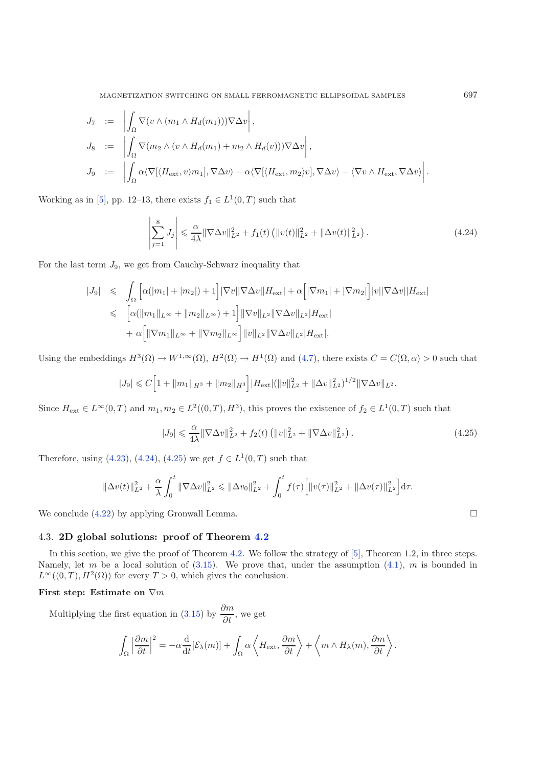$$
\begin{aligned}
J_7 &:= \left| \int_\Omega \nabla(v \wedge (m_1 \wedge H_d(m_1))) \nabla \Delta v \right|, \\
J_8 &:= \left| \int_\Omega \nabla(m_2 \wedge (v \wedge H_d(m_1) + m_2 \wedge H_d(v))) \nabla \Delta v \right|, \\
J_9 &:= \left| \int_\Omega \alpha \langle \nabla[\langle H_{\text{ext}}, v \rangle m_1], \nabla \Delta v \rangle - \alpha \langle \nabla[\langle H_{\text{ext}}, m_2 \rangle v], \nabla \Delta v \rangle - \langle \nabla v \wedge H_{\text{ext}}, \nabla \Delta v \rangle \right|.
\end{aligned}
$$

Working as in [5], pp. 12–13, there exists $f_1 \in L^1(0,T)$ such that

$$
\left| \sum_{j=1}^{8} J_j \right| \leqslant \frac{\alpha}{4\lambda} \|\nabla \Delta v\|_{L^2}^2 + f_1(t) \left( \|v(t)\|_{L^2}^2 + \|\Delta v(t)\|_{L^2}^2 \right). \tag{4.24}
$$

For the last term $J_9$, we get from Cauchy-Schwarz inequality that

$$
\begin{aligned}
|J_9| &\leqslant \int_\Omega \Big[ \alpha(|m_1| + |m_2|) + 1 \Big] |\nabla v| |\nabla \Delta v| |H_{\text{ext}}| + \alpha \Big[ |\nabla m_1| + |\nabla m_2| \Big] |v| |\nabla \Delta v| |H_{\text{ext}}| \\
&\leqslant \Big[ \alpha(\|m_1\|_{L^\infty} + \|m_2\|_{L^\infty}) + 1 \Big] \|\nabla v\|_{L^2} \|\nabla \Delta v\|_{L^2} |H_{\text{ext}}| \\
&\quad + \alpha \Big[ \|\nabla m_1\|_{L^\infty} + \|\nabla m_2\|_{L^\infty} \Big] \|v\|_{L^2} \|\nabla \Delta v\|_{L^2} |H_{\text{ext}}|.
\end{aligned}
$$

Using the embeddings $H^3(\Omega) \to W^{1,\infty}(\Omega)$, $H^2(\Omega) \to H^1(\Omega)$ and (4.7), there exists $C = C(\Omega, \alpha) > 0$ such that

$$
|J_9| \leqslant C \Big[ 1 + \|m_1\|_{H^3} + \|m_2\|_{H^3} \Big] |H_{\text{ext}}| (\|v\|_{L^2}^2 + \|\Delta v\|_{L^2}^2)^{1/2} \|\nabla \Delta v\|_{L^2}.
$$

Since $H_{\text{ext}} \in L^\infty(0,T)$ and $m_1, m_2 \in L^2((0,T), H^3)$, this proves the existence of $f_2 \in L^1(0,T)$ such that

$$
|J_9| \leqslant \frac{\alpha}{4\lambda} \|\nabla \Delta v\|_{L^2}^2 + f_2(t) \left( \|v\|_{L^2}^2 + \|\nabla \Delta v\|_{L^2}^2 \right). \tag{4.25}
$$

Therefore, using (4.23), (4.24), (4.25) we get $f \in L^1(0,T)$ such that

$$
\|\Delta v(t)\|_{L^2}^2 + \frac{\alpha}{\lambda} \int_0^t \|\nabla \Delta v\|_{L^2}^2 \leqslant \|\Delta v_0\|_{L^2}^2 + \int_0^t f(\tau) \Big[ \|v(\tau)\|_{L^2}^2 + \|\Delta v(\tau)\|_{L^2}^2 \Big] \mathrm{d}\tau.
$$

We conclude (4.22) by applying Gronwall Lemma. □

### 4.3. **2D global solutions: proof of Theorem 4.2**

In this section, we give the proof of Theorem 4.2. We follow the strategy of [5], Theorem 1.2, in three steps. Namely, let $m$ be a local solution of (3.15). We prove that, under the assumption (4.1), $m$ is bounded in $L^\infty((0,T), H^2(\Omega))$ for every $T > 0$, which gives the conclusion.

**First step: Estimate on** $\nabla m$

Multiplying the first equation in (3.15) by $\dfrac{\partial m}{\partial t}$, we get

$$
\int_\Omega \left| \frac{\partial m}{\partial t} \right|^2 = -\alpha \frac{\mathrm{d}}{\mathrm{d}t} [\mathcal{E}_\lambda(m)] + \int_\Omega \alpha \left\langle H_{\text{ext}}, \frac{\partial m}{\partial t} \right\rangle + \left\langle m \wedge H_\lambda(m), \frac{\partial m}{\partial t} \right\rangle.
$$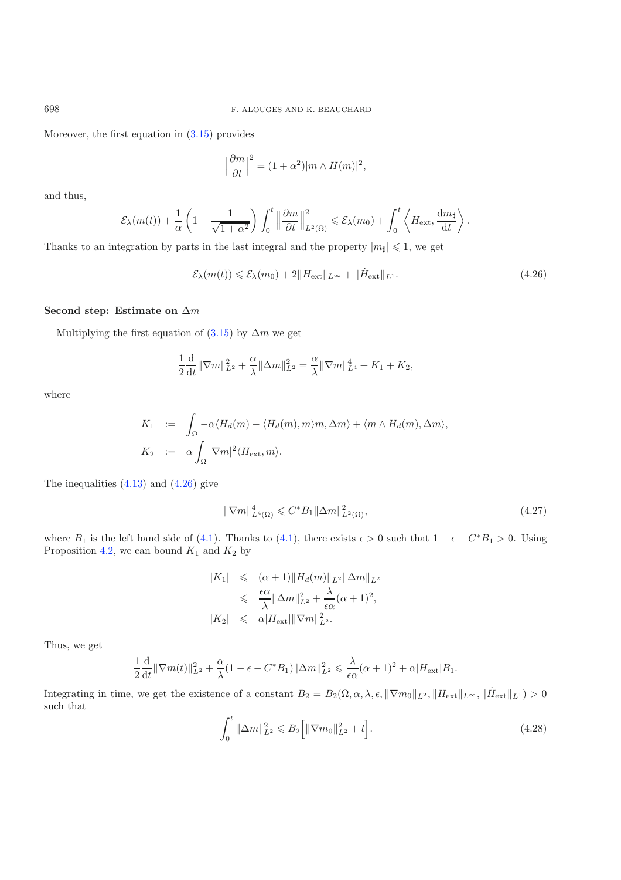Moreover, the first equation in (3.15) provides

$$\left|\frac{\partial m}{\partial t}\right|^2 = (1+\alpha^2)|m\wedge H(m)|^2,$$

and thus,

$$\mathcal{E}_\lambda(m(t)) + \frac{1}{\alpha}\left(1-\frac{1}{\sqrt{1+\alpha^2}}\right)\int_0^t \left\|\frac{\partial m}{\partial t}\right\|^2_{L^2(\Omega)} \leqslant \mathcal{E}_\lambda(m_0) + \int_0^t \left\langle H_{\mathrm{ext}}, \frac{\mathrm{d}m_\sharp}{\mathrm{d}t}\right\rangle.$$

Thanks to an integration by parts in the last integral and the property $|m_\sharp| \leqslant 1$, we get

$$\mathcal{E}_\lambda(m(t)) \leqslant \mathcal{E}_\lambda(m_0) + 2\|H_{\mathrm{ext}}\|_{L^\infty} + \|\dot{H}_{\mathrm{ext}}\|_{L^1}. \tag{4.26}$$

**Second step: Estimate on $\Delta m$**

Multiplying the first equation of (3.15) by $\Delta m$ we get

$$\frac{1}{2}\frac{\mathrm{d}}{\mathrm{d}t}\|\nabla m\|^2_{L^2} + \frac{\alpha}{\lambda}\|\Delta m\|^2_{L^2} = \frac{\alpha}{\lambda}\|\nabla m\|^4_{L^4} + K_1 + K_2,$$

where

$$\begin{aligned}
K_1 &:= \int_\Omega -\alpha\langle H_d(m) - \langle H_d(m), m\rangle m, \Delta m\rangle + \langle m\wedge H_d(m), \Delta m\rangle,\\
K_2 &:= \alpha\int_\Omega |\nabla m|^2\langle H_{\mathrm{ext}}, m\rangle.
\end{aligned}$$

The inequalities (4.13) and (4.26) give

$$\|\nabla m\|^4_{L^4(\Omega)} \leqslant C^* B_1\|\Delta m\|^2_{L^2(\Omega)}, \tag{4.27}$$

where $B_1$ is the left hand side of (4.1). Thanks to (4.1), there exists $\epsilon > 0$ such that $1-\epsilon-C^*B_1 > 0$. Using Proposition 4.2, we can bound $K_1$ and $K_2$ by

$$\begin{aligned}
|K_1| &\leqslant (\alpha+1)\|H_d(m)\|_{L^2}\|\Delta m\|_{L^2}\\
&\leqslant \frac{\epsilon\alpha}{\lambda}\|\Delta m\|^2_{L^2} + \frac{\lambda}{\epsilon\alpha}(\alpha+1)^2,\\
|K_2| &\leqslant \alpha|H_{\mathrm{ext}}|\|\nabla m\|^2_{L^2}.
\end{aligned}$$

Thus, we get

$$\frac{1}{2}\frac{\mathrm{d}}{\mathrm{d}t}\|\nabla m(t)\|^2_{L^2} + \frac{\alpha}{\lambda}(1-\epsilon-C^*B_1)\|\Delta m\|^2_{L^2} \leqslant \frac{\lambda}{\epsilon\alpha}(\alpha+1)^2 + \alpha|H_{\mathrm{ext}}|B_1.$$

Integrating in time, we get the existence of a constant $B_2 = B_2(\Omega,\alpha,\lambda,\epsilon,\|\nabla m_0\|_{L^2},\|H_{\mathrm{ext}}\|_{L^\infty},\|\dot{H}_{\mathrm{ext}}\|_{L^1}) > 0$ such that

$$\int_0^t \|\Delta m\|^2_{L^2} \leqslant B_2\Big[\|\nabla m_0\|^2_{L^2} + t\Big]. \tag{4.28}$$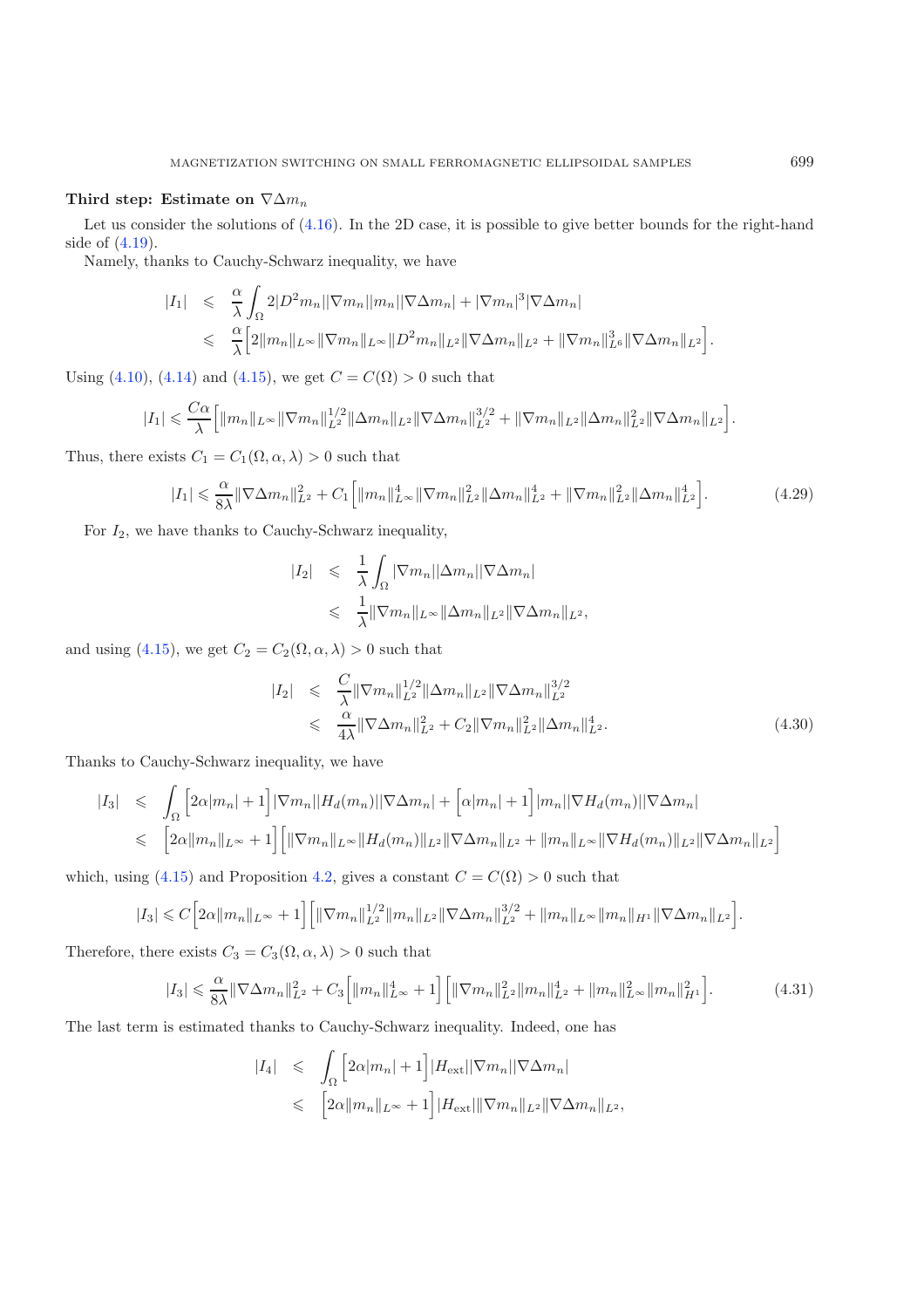**Third step: Estimate on $\nabla\Delta m_n$**

Let us consider the solutions of (4.16). In the 2D case, it is possible to give better bounds for the right-hand side of (4.19).

Namely, thanks to Cauchy-Schwarz inequality, we have

$$
\begin{aligned}
|I_1| &\leqslant \frac{\alpha}{\lambda}\int_\Omega 2|D^2 m_n||\nabla m_n||m_n||\nabla\Delta m_n| + |\nabla m_n|^3|\nabla\Delta m_n| \\
&\leqslant \frac{\alpha}{\lambda}\Big[2\|m_n\|_{L^\infty}\|\nabla m_n\|_{L^\infty}\|D^2 m_n\|_{L^2}\|\nabla\Delta m_n\|_{L^2} + \|\nabla m_n\|_{L^6}^3\|\nabla\Delta m_n\|_{L^2}\Big].
\end{aligned}
$$

Using (4.10), (4.14) and (4.15), we get $C = C(\Omega) > 0$ such that

$$
|I_1| \leqslant \frac{C\alpha}{\lambda}\Big[\|m_n\|_{L^\infty}\|\nabla m_n\|_{L^2}^{1/2}\|\Delta m_n\|_{L^2}\|\nabla\Delta m_n\|_{L^2}^{3/2} + \|\nabla m_n\|_{L^2}\|\Delta m_n\|_{L^2}^2\|\nabla\Delta m_n\|_{L^2}\Big].
$$

Thus, there exists $C_1 = C_1(\Omega,\alpha,\lambda) > 0$ such that

$$
|I_1| \leqslant \frac{\alpha}{8\lambda}\|\nabla\Delta m_n\|_{L^2}^2 + C_1\Big[\|m_n\|_{L^\infty}^4\|\nabla m_n\|_{L^2}^2\|\Delta m_n\|_{L^2}^4 + \|\nabla m_n\|_{L^2}^2\|\Delta m_n\|_{L^2}^4\Big]. \tag{4.29}
$$

For $I_2$, we have thanks to Cauchy-Schwarz inequality,

$$
\begin{aligned}
|I_2| &\leqslant \frac{1}{\lambda}\int_\Omega |\nabla m_n||\Delta m_n||\nabla\Delta m_n| \\
&\leqslant \frac{1}{\lambda}\|\nabla m_n\|_{L^\infty}\|\Delta m_n\|_{L^2}\|\nabla\Delta m_n\|_{L^2},
\end{aligned}
$$

and using (4.15), we get $C_2 = C_2(\Omega,\alpha,\lambda) > 0$ such that

$$
\begin{aligned}
|I_2| &\leqslant \frac{C}{\lambda}\|\nabla m_n\|_{L^2}^{1/2}\|\Delta m_n\|_{L^2}\|\nabla\Delta m_n\|_{L^2}^{3/2} \\
&\leqslant \frac{\alpha}{4\lambda}\|\nabla\Delta m_n\|_{L^2}^2 + C_2\|\nabla m_n\|_{L^2}^2\|\Delta m_n\|_{L^2}^4.
\end{aligned} \tag{4.30}
$$

Thanks to Cauchy-Schwarz inequality, we have

$$
\begin{aligned}
|I_3| &\leqslant \int_\Omega \Big[2\alpha|m_n|+1\Big]|\nabla m_n||H_d(m_n)||\nabla\Delta m_n| + \Big[\alpha|m_n|+1\Big]|m_n||\nabla H_d(m_n)||\nabla\Delta m_n| \\
&\leqslant \Big[2\alpha\|m_n\|_{L^\infty}+1\Big]\Big[\|\nabla m_n\|_{L^\infty}\|H_d(m_n)\|_{L^2}\|\nabla\Delta m_n\|_{L^2} + \|m_n\|_{L^\infty}\|\nabla H_d(m_n)\|_{L^2}\|\nabla\Delta m_n\|_{L^2}\Big]
\end{aligned}
$$

which, using (4.15) and Proposition 4.2, gives a constant $C = C(\Omega) > 0$ such that

$$
|I_3| \leqslant C\Big[2\alpha\|m_n\|_{L^\infty}+1\Big]\Big[\|\nabla m_n\|_{L^2}^{1/2}\|m_n\|_{L^2}\|\nabla\Delta m_n\|_{L^2}^{3/2} + \|m_n\|_{L^\infty}\|m_n\|_{H^1}\|\nabla\Delta m_n\|_{L^2}\Big].
$$

Therefore, there exists $C_3 = C_3(\Omega,\alpha,\lambda) > 0$ such that

$$
|I_3| \leqslant \frac{\alpha}{8\lambda}\|\nabla\Delta m_n\|_{L^2}^2 + C_3\Big[\|m_n\|_{L^\infty}^4+1\Big]\Big[\|\nabla m_n\|_{L^2}^2\|m_n\|_{L^2}^4 + \|m_n\|_{L^\infty}^2\|m_n\|_{H^1}^2\Big]. \tag{4.31}
$$

The last term is estimated thanks to Cauchy-Schwarz inequality. Indeed, one has

$$
\begin{aligned}
|I_4| &\leqslant \int_\Omega \Big[2\alpha|m_n|+1\Big]|H_{\text{ext}}||\nabla m_n||\nabla\Delta m_n| \\
&\leqslant \Big[2\alpha\|m_n\|_{L^\infty}+1\Big]|H_{\text{ext}}|\|\nabla m_n\|_{L^2}\|\nabla\Delta m_n\|_{L^2},
\end{aligned}
$$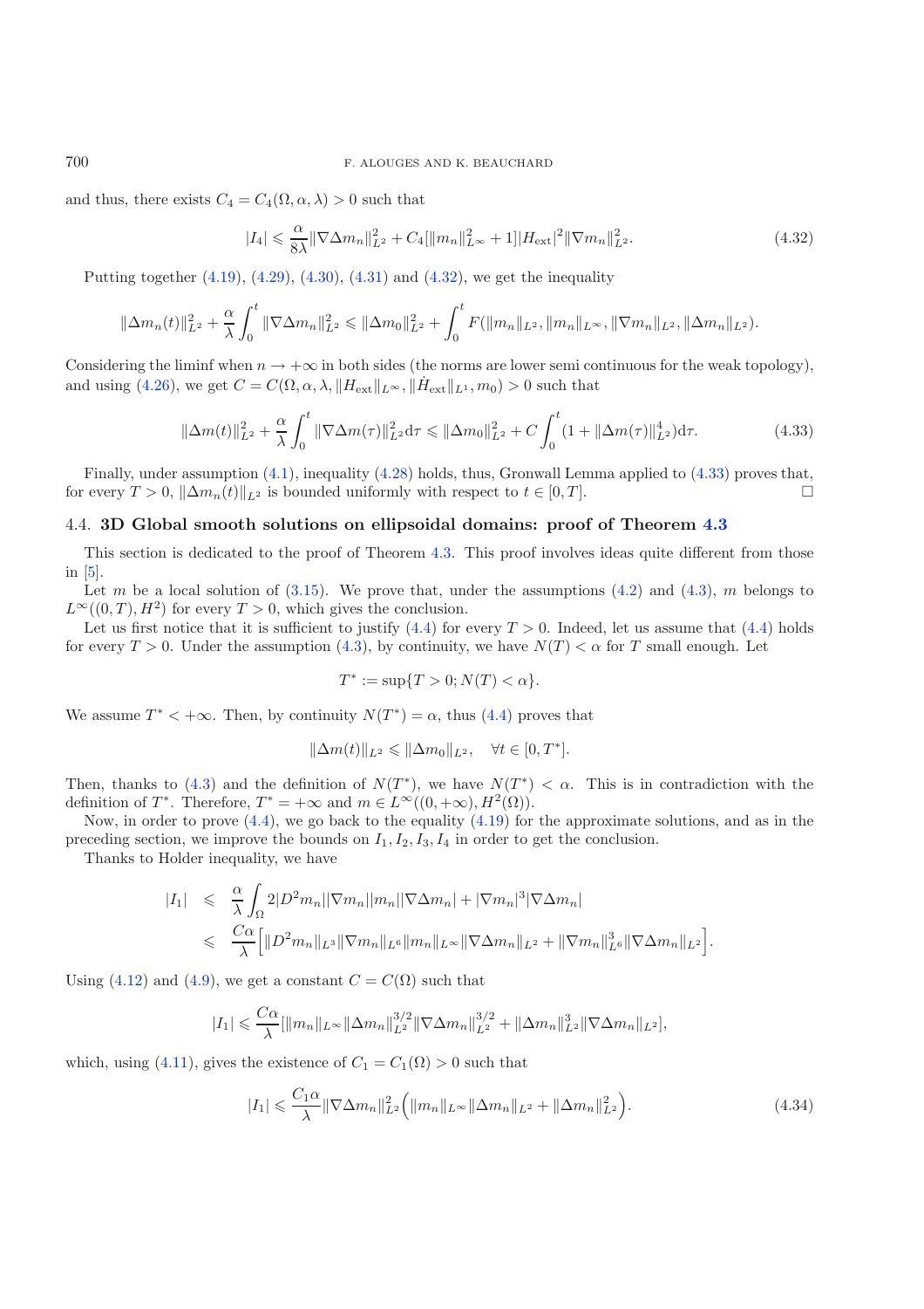and thus, there exists $C_4 = C_4(\Omega, \alpha, \lambda) > 0$ such that

$$|I_4| \leqslant \frac{\alpha}{8\lambda}\|\nabla\Delta m_n\|_{L^2}^2 + C_4[\|m_n\|_{L^\infty}^2 + 1]|H_{\text{ext}}|^2\|\nabla m_n\|_{L^2}^2. \tag{4.32}$$

Putting together (4.19), (4.29), (4.30), (4.31) and (4.32), we get the inequality

$$\|\Delta m_n(t)\|_{L^2}^2 + \frac{\alpha}{\lambda}\int_0^t \|\nabla\Delta m_n\|_{L^2}^2 \leqslant \|\Delta m_0\|_{L^2}^2 + \int_0^t F(\|m_n\|_{L^2}, \|m_n\|_{L^\infty}, \|\nabla m_n\|_{L^2}, \|\Delta m_n\|_{L^2}).$$

Considering the liminf when $n \to +\infty$ in both sides (the norms are lower semi continuous for the weak topology), and using (4.26), we get $C = C(\Omega, \alpha, \lambda, \|H_{\text{ext}}\|_{L^\infty}, \|\dot{H}_{\text{ext}}\|_{L^1}, m_0) > 0$ such that

$$\|\Delta m(t)\|_{L^2}^2 + \frac{\alpha}{\lambda}\int_0^t \|\nabla\Delta m(\tau)\|_{L^2}^2 \mathrm{d}\tau \leqslant \|\Delta m_0\|_{L^2}^2 + C\int_0^t (1 + \|\Delta m(\tau)\|_{L^2}^4)\mathrm{d}\tau. \tag{4.33}$$

Finally, under assumption (4.1), inequality (4.28) holds, thus, Gronwall Lemma applied to (4.33) proves that, for every $T > 0$, $\|\Delta m_n(t)\|_{L^2}$ is bounded uniformly with respect to $t \in [0, T]$. □

### 4.4. **3D Global smooth solutions on ellipsoidal domains: proof of Theorem 4.3**

This section is dedicated to the proof of Theorem 4.3. This proof involves ideas quite different from those in [5].

Let $m$ be a local solution of (3.15). We prove that, under the assumptions (4.2) and (4.3), $m$ belongs to $L^\infty((0,T), H^2)$ for every $T > 0$, which gives the conclusion.

Let us first notice that it is sufficient to justify (4.4) for every $T > 0$. Indeed, let us assume that (4.4) holds for every $T > 0$. Under the assumption (4.3), by continuity, we have $N(T) < \alpha$ for $T$ small enough. Let

$$T^* := \sup\{T > 0; N(T) < \alpha\}.$$

We assume $T^* < +\infty$. Then, by continuity $N(T^*) = \alpha$, thus (4.4) proves that

$$\|\Delta m(t)\|_{L^2} \leqslant \|\Delta m_0\|_{L^2}, \quad \forall t \in [0, T^*].$$

Then, thanks to (4.3) and the definition of $N(T^*)$, we have $N(T^*) < \alpha$. This is in contradiction with the definition of $T^*$. Therefore, $T^* = +\infty$ and $m \in L^\infty((0,+\infty), H^2(\Omega))$.

Now, in order to prove (4.4), we go back to the equality (4.19) for the approximate solutions, and as in the preceding section, we improve the bounds on $I_1, I_2, I_3, I_4$ in order to get the conclusion.

Thanks to Holder inequality, we have

$$\begin{aligned}
|I_1| &\leqslant \frac{\alpha}{\lambda}\int_\Omega 2|D^2 m_n||\nabla m_n||m_n||\nabla\Delta m_n| + |\nabla m_n|^3|\nabla\Delta m_n| \\
&\leqslant \frac{C\alpha}{\lambda}\Big[\|D^2 m_n\|_{L^3}\|\nabla m_n\|_{L^6}\|m_n\|_{L^\infty}\|\nabla\Delta m_n\|_{L^2} + \|\nabla m_n\|_{L^6}^3\|\nabla\Delta m_n\|_{L^2}\Big].
\end{aligned}$$

Using (4.12) and (4.9), we get a constant $C = C(\Omega)$ such that

$$|I_1| \leqslant \frac{C\alpha}{\lambda}[\|m_n\|_{L^\infty}\|\Delta m_n\|_{L^2}^{3/2}\|\nabla\Delta m_n\|_{L^2}^{3/2} + \|\Delta m_n\|_{L^2}^3\|\nabla\Delta m_n\|_{L^2}],$$

which, using (4.11), gives the existence of $C_1 = C_1(\Omega) > 0$ such that

$$|I_1| \leqslant \frac{C_1\alpha}{\lambda}\|\nabla\Delta m_n\|_{L^2}^2\Big(\|m_n\|_{L^\infty}\|\Delta m_n\|_{L^2} + \|\Delta m_n\|_{L^2}^2\Big). \tag{4.34}$$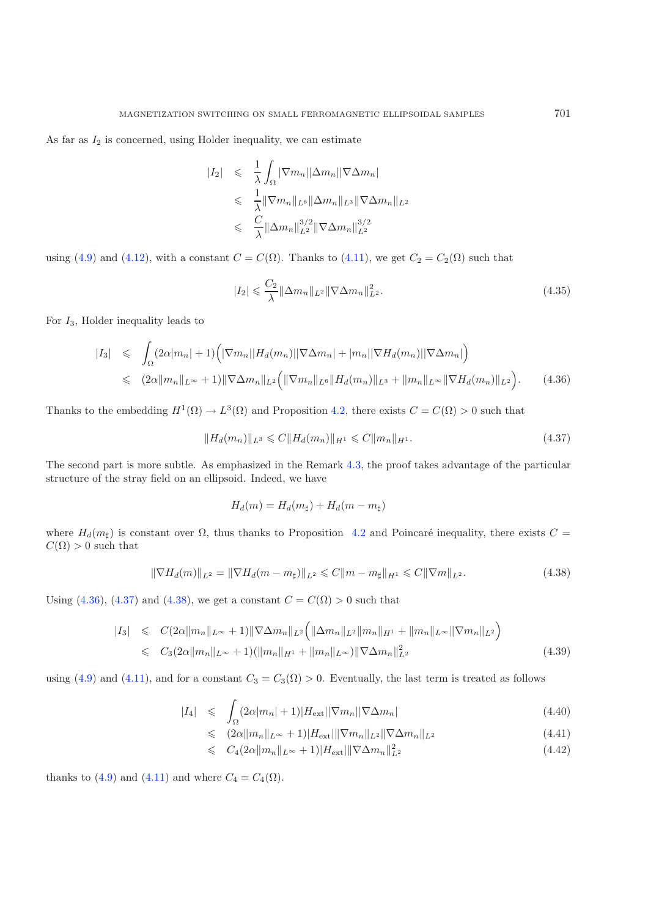As far as $I_2$ is concerned, using Holder inequality, we can estimate

$$
\begin{aligned}
|I_2| &\leqslant \frac{1}{\lambda}\int_\Omega |\nabla m_n||\Delta m_n||\nabla\Delta m_n| \\
&\leqslant \frac{1}{\lambda}\|\nabla m_n\|_{L^6}\|\Delta m_n\|_{L^3}\|\nabla\Delta m_n\|_{L^2} \\
&\leqslant \frac{C}{\lambda}\|\Delta m_n\|_{L^2}^{3/2}\|\nabla\Delta m_n\|_{L^2}^{3/2}
\end{aligned}
$$

using (4.9) and (4.12), with a constant $C = C(\Omega)$. Thanks to (4.11), we get $C_2 = C_2(\Omega)$ such that

$$
|I_2| \leqslant \frac{C_2}{\lambda}\|\Delta m_n\|_{L^2}\|\nabla\Delta m_n\|_{L^2}^2. \tag{4.35}
$$

For $I_3$, Holder inequality leads to

$$
\begin{aligned}
|I_3| &\leqslant \int_\Omega (2\alpha|m_n|+1)\Big(|\nabla m_n||H_d(m_n)||\nabla\Delta m_n| + |m_n||\nabla H_d(m_n)||\nabla\Delta m_n|\Big) \\
&\leqslant (2\alpha\|m_n\|_{L^\infty}+1)\|\nabla\Delta m_n\|_{L^2}\Big(\|\nabla m_n\|_{L^6}\|H_d(m_n)\|_{L^3} + \|m_n\|_{L^\infty}\|\nabla H_d(m_n)\|_{L^2}\Big).
\end{aligned} \tag{4.36}
$$

Thanks to the embedding $H^1(\Omega) \to L^3(\Omega)$ and Proposition 4.2, there exists $C = C(\Omega) > 0$ such that

$$
\|H_d(m_n)\|_{L^3} \leqslant C\|H_d(m_n)\|_{H^1} \leqslant C\|m_n\|_{H^1}. \tag{4.37}
$$

The second part is more subtle. As emphasized in the Remark 4.3, the proof takes advantage of the particular structure of the stray field on an ellipsoid. Indeed, we have

$$
H_d(m) = H_d(m_\sharp) + H_d(m - m_\sharp)
$$

where $H_d(m_\sharp)$ is constant over $\Omega$, thus thanks to Proposition 4.2 and Poincaré inequality, there exists $C = C(\Omega) > 0$ such that

$$
\|\nabla H_d(m)\|_{L^2} = \|\nabla H_d(m - m_\sharp)\|_{L^2} \leqslant C\|m - m_\sharp\|_{H^1} \leqslant C\|\nabla m\|_{L^2}. \tag{4.38}
$$

Using (4.36), (4.37) and (4.38), we get a constant $C = C(\Omega) > 0$ such that

$$
\begin{aligned}
|I_3| &\leqslant C(2\alpha\|m_n\|_{L^\infty}+1)\|\nabla\Delta m_n\|_{L^2}\Big(\|\Delta m_n\|_{L^2}\|m_n\|_{H^1} + \|m_n\|_{L^\infty}\|\nabla m_n\|_{L^2}\Big) \\
&\leqslant C_3(2\alpha\|m_n\|_{L^\infty}+1)(\|m_n\|_{H^1} + \|m_n\|_{L^\infty})\|\nabla\Delta m_n\|_{L^2}^2
\end{aligned} \tag{4.39}
$$

using (4.9) and (4.11), and for a constant $C_3 = C_3(\Omega) > 0$. Eventually, the last term is treated as follows

$$
\begin{aligned}
|I_4| &\leqslant \int_\Omega (2\alpha|m_n|+1)|H_{\text{ext}}||\nabla m_n||\nabla\Delta m_n| &(4.40)\\
&\leqslant (2\alpha\|m_n\|_{L^\infty}+1)|H_{\text{ext}}|\|\nabla m_n\|_{L^2}\|\nabla\Delta m_n\|_{L^2} &(4.41)\\
&\leqslant C_4(2\alpha\|m_n\|_{L^\infty}+1)|H_{\text{ext}}|\|\nabla\Delta m_n\|_{L^2}^2 &(4.42)
\end{aligned}
$$

thanks to (4.9) and (4.11) and where $C_4 = C_4(\Omega)$.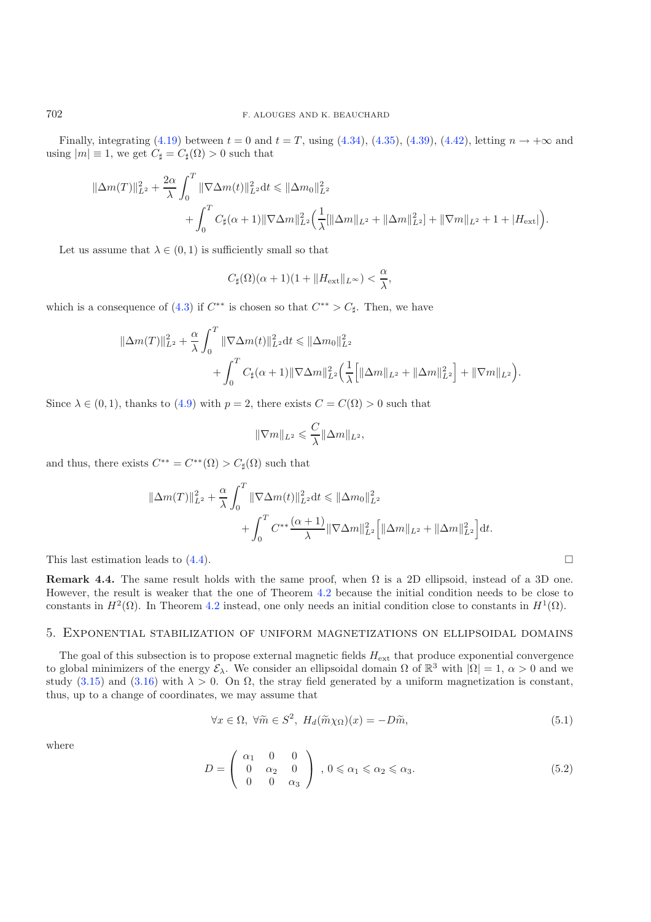Finally, integrating (4.19) between $t = 0$ and $t = T$, using (4.34), (4.35), (4.39), (4.42), letting $n \to +\infty$ and using $|m| \equiv 1$, we get $C_\sharp = C_\sharp(\Omega) > 0$ such that

$$\|\Delta m(T)\|_{L^2}^2 + \frac{2\alpha}{\lambda}\int_0^T \|\nabla\Delta m(t)\|_{L^2}^2 \mathrm{d}t \leqslant \|\Delta m_0\|_{L^2}^2 + \int_0^T C_\sharp(\alpha+1)\|\nabla\Delta m\|_{L^2}^2\Big(\frac{1}{\lambda}[\|\Delta m\|_{L^2} + \|\Delta m\|_{L^2}^2] + \|\nabla m\|_{L^2} + 1 + |H_{\text{ext}}|\Big).$$

Let us assume that $\lambda \in (0,1)$ is sufficiently small so that

$$C_\sharp(\Omega)(\alpha+1)(1 + \|H_{\text{ext}}\|_{L^\infty}) < \frac{\alpha}{\lambda},$$

which is a consequence of (4.3) if $C^{**}$ is chosen so that $C^{**} > C_\sharp$. Then, we have

$$\|\Delta m(T)\|_{L^2}^2 + \frac{\alpha}{\lambda}\int_0^T \|\nabla\Delta m(t)\|_{L^2}^2 \mathrm{d}t \leqslant \|\Delta m_0\|_{L^2}^2 + \int_0^T C_\sharp(\alpha+1)\|\nabla\Delta m\|_{L^2}^2\Big(\frac{1}{\lambda}\Big[\|\Delta m\|_{L^2} + \|\Delta m\|_{L^2}^2\Big] + \|\nabla m\|_{L^2}\Big).$$

Since $\lambda \in (0,1)$, thanks to (4.9) with $p = 2$, there exists $C = C(\Omega) > 0$ such that

$$\|\nabla m\|_{L^2} \leqslant \frac{C}{\lambda}\|\Delta m\|_{L^2},$$

and thus, there exists $C^{**} = C^{**}(\Omega) > C_\sharp(\Omega)$ such that

$$\|\Delta m(T)\|_{L^2}^2 + \frac{\alpha}{\lambda}\int_0^T \|\nabla\Delta m(t)\|_{L^2}^2 \mathrm{d}t \leqslant \|\Delta m_0\|_{L^2}^2 + \int_0^T C^{**}\frac{(\alpha+1)}{\lambda}\|\nabla\Delta m\|_{L^2}^2\Big[\|\Delta m\|_{L^2} + \|\Delta m\|_{L^2}^2\Big]\mathrm{d}t.$$

This last estimation leads to (4.4). □

**Remark 4.4.** The same result holds with the same proof, when $\Omega$ is a 2D ellipsoid, instead of a 3D one. However, the result is weaker that the one of Theorem 4.2 because the initial condition needs to be close to constants in $H^2(\Omega)$. In Theorem 4.2 instead, one only needs an initial condition close to constants in $H^1(\Omega)$.

## 5. Exponential stabilization of uniform magnetizations on ellipsoidal domains

The goal of this subsection is to propose external magnetic fields $H_{\text{ext}}$ that produce exponential convergence to global minimizers of the energy $\mathcal{E}_\lambda$. We consider an ellipsoidal domain $\Omega$ of $\mathbb{R}^3$ with $|\Omega| = 1$, $\alpha > 0$ and we study (3.15) and (3.16) with $\lambda > 0$. On $\Omega$, the stray field generated by a uniform magnetization is constant, thus, up to a change of coordinates, we may assume that

$$\forall x \in \Omega,\ \forall \widetilde{m} \in S^2,\ H_d(\widetilde{m}\chi_\Omega)(x) = -D\widetilde{m}, \tag{5.1}$$

where

$$D = \begin{pmatrix} \alpha_1 & 0 & 0 \\ 0 & \alpha_2 & 0 \\ 0 & 0 & \alpha_3 \end{pmatrix},\ 0 \leqslant \alpha_1 \leqslant \alpha_2 \leqslant \alpha_3. \tag{5.2}$$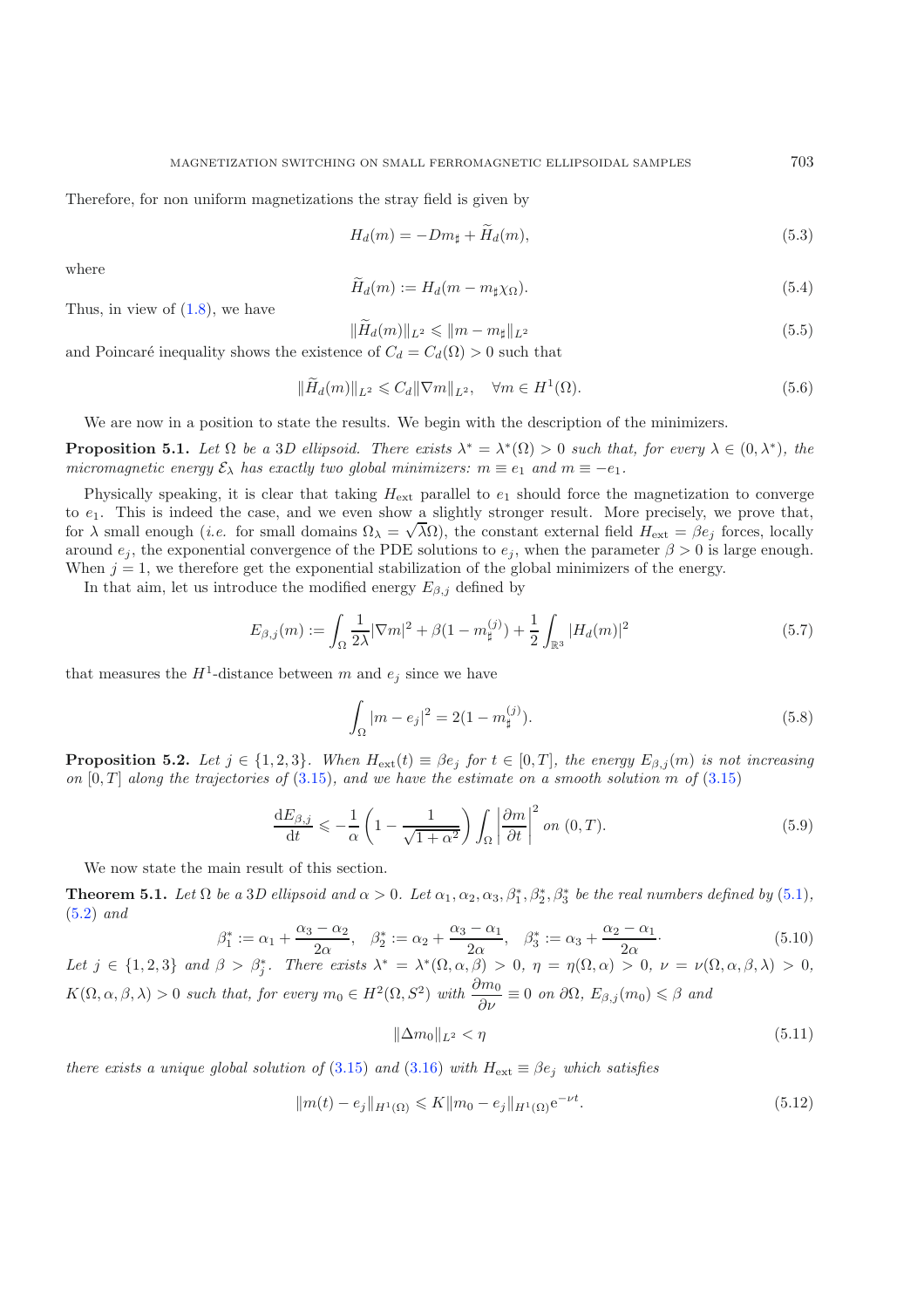Therefore, for non uniform magnetizations the stray field is given by

$$H_d(m) = -Dm_\sharp + \widetilde{H}_d(m), \tag{5.3}$$

where

$$\widetilde{H}_d(m) := H_d(m - m_\sharp \chi_\Omega). \tag{5.4}$$

Thus, in view of (1.8), we have

$$\|\widetilde{H}_d(m)\|_{L^2} \leqslant \|m - m_\sharp\|_{L^2} \tag{5.5}$$

and Poincaré inequality shows the existence of $C_d = C_d(\Omega) > 0$ such that

$$\|\widetilde{H}_d(m)\|_{L^2} \leqslant C_d \|\nabla m\|_{L^2}, \quad \forall m \in H^1(\Omega). \tag{5.6}$$

We are now in a position to state the results. We begin with the description of the minimizers.

**Proposition 5.1.** *Let $\Omega$ be a 3D ellipsoid. There exists $\lambda^* = \lambda^*(\Omega) > 0$ such that, for every $\lambda \in (0, \lambda^*)$, the micromagnetic energy $\mathcal{E}_\lambda$ has exactly two global minimizers: $m \equiv e_1$ and $m \equiv -e_1$.*

Physically speaking, it is clear that taking $H_{\text{ext}}$ parallel to $e_1$ should force the magnetization to converge to $e_1$. This is indeed the case, and we even show a slightly stronger result. More precisely, we prove that, for $\lambda$ small enough (*i.e.* for small domains $\Omega_\lambda = \sqrt{\lambda}\Omega$), the constant external field $H_{\text{ext}} = \beta e_j$ forces, locally around $e_j$, the exponential convergence of the PDE solutions to $e_j$, when the parameter $\beta > 0$ is large enough. When $j = 1$, we therefore get the exponential stabilization of the global minimizers of the energy.

In that aim, let us introduce the modified energy $E_{\beta,j}$ defined by

$$E_{\beta,j}(m) := \int_\Omega \frac{1}{2\lambda} |\nabla m|^2 + \beta(1 - m_\sharp^{(j)}) + \frac{1}{2} \int_{\mathbb{R}^3} |H_d(m)|^2 \tag{5.7}$$

that measures the $H^1$-distance between $m$ and $e_j$ since we have

$$\int_\Omega |m - e_j|^2 = 2(1 - m_\sharp^{(j)}). \tag{5.8}$$

**Proposition 5.2.** *Let $j \in \{1, 2, 3\}$. When $H_{\text{ext}}(t) \equiv \beta e_j$ for $t \in [0, T]$, the energy $E_{\beta,j}(m)$ is not increasing on $[0, T]$ along the trajectories of (3.15), and we have the estimate on a smooth solution $m$ of (3.15)*

$$\frac{\mathrm{d}E_{\beta,j}}{\mathrm{d}t} \leqslant -\frac{1}{\alpha}\left(1 - \frac{1}{\sqrt{1+\alpha^2}}\right) \int_\Omega \left|\frac{\partial m}{\partial t}\right|^2 \text{ on } (0, T). \tag{5.9}$$

We now state the main result of this section.

**Theorem 5.1.** *Let $\Omega$ be a 3D ellipsoid and $\alpha > 0$. Let $\alpha_1, \alpha_2, \alpha_3, \beta_1^*, \beta_2^*, \beta_3^*$ be the real numbers defined by (5.1), (5.2) and*

$$\beta_1^* := \alpha_1 + \frac{\alpha_3 - \alpha_2}{2\alpha}, \quad \beta_2^* := \alpha_2 + \frac{\alpha_3 - \alpha_1}{2\alpha}, \quad \beta_3^* := \alpha_3 + \frac{\alpha_2 - \alpha_1}{2\alpha}. \tag{5.10}$$

*Let $j \in \{1, 2, 3\}$ and $\beta > \beta_j^*$. There exists $\lambda^* = \lambda^*(\Omega, \alpha, \beta) > 0$, $\eta = \eta(\Omega, \alpha) > 0$, $\nu = \nu(\Omega, \alpha, \beta, \lambda) > 0$, $K(\Omega, \alpha, \beta, \lambda) > 0$ such that, for every $m_0 \in H^2(\Omega, S^2)$ with $\dfrac{\partial m_0}{\partial \nu} \equiv 0$ on $\partial\Omega$, $E_{\beta,j}(m_0) \leqslant \beta$ and*

$$\|\Delta m_0\|_{L^2} < \eta \tag{5.11}$$

*there exists a unique global solution of (3.15) and (3.16) with $H_{\text{ext}} \equiv \beta e_j$ which satisfies*

$$\|m(t) - e_j\|_{H^1(\Omega)} \leqslant K \|m_0 - e_j\|_{H^1(\Omega)} \mathrm{e}^{-\nu t}. \tag{5.12}$$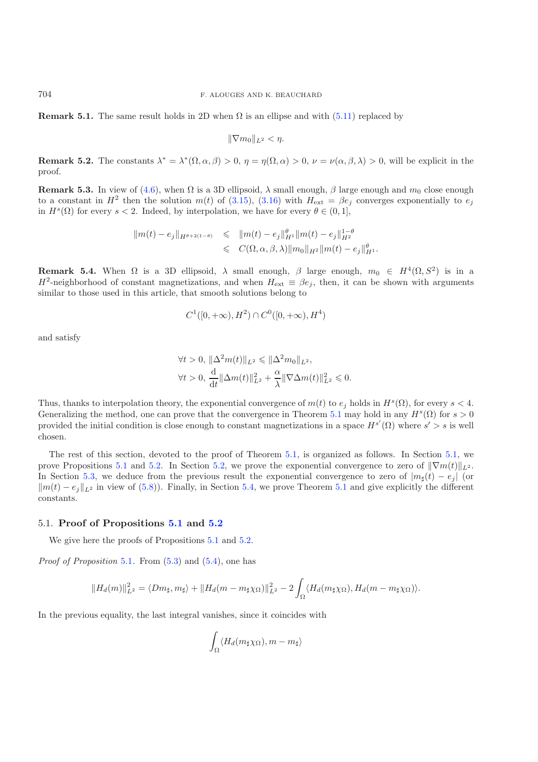**Remark 5.1.** The same result holds in 2D when $\Omega$ is an ellipse and with (5.11) replaced by

$$\|\nabla m_0\|_{L^2} < \eta.$$

**Remark 5.2.** The constants $\lambda^* = \lambda^*(\Omega, \alpha, \beta) > 0$, $\eta = \eta(\Omega, \alpha) > 0$, $\nu = \nu(\alpha, \beta, \lambda) > 0$, will be explicit in the proof.

**Remark 5.3.** In view of (4.6), when $\Omega$ is a 3D ellipsoid, $\lambda$ small enough, $\beta$ large enough and $m_0$ close enough to a constant in $H^2$ then the solution $m(t)$ of (3.15), (3.16) with $H_{\text{ext}} = \beta e_j$ converges exponentially to $e_j$ in $H^s(\Omega)$ for every $s < 2$. Indeed, by interpolation, we have for every $\theta \in (0, 1]$,

$$\begin{aligned}
\|m(t) - e_j\|_{H^{\theta+2(1-\theta)}} &\leqslant \|m(t) - e_j\|_{H^1}^{\theta} \|m(t) - e_j\|_{H^2}^{1-\theta} \\
&\leqslant C(\Omega, \alpha, \beta, \lambda) \|m_0\|_{H^2} \|m(t) - e_j\|_{H^1}^{\theta}.
\end{aligned}$$

**Remark 5.4.** When $\Omega$ is a 3D ellipsoid, $\lambda$ small enough, $\beta$ large enough, $m_0 \in H^4(\Omega, S^2)$ is in a $H^2$-neighborhood of constant magnetizations, and when $H_{\text{ext}} \equiv \beta e_j$, then, it can be shown with arguments similar to those used in this article, that smooth solutions belong to

$$C^1([0, +\infty), H^2) \cap C^0([0, +\infty), H^4)$$

and satisfy

$$\begin{aligned}
&\forall t > 0,\ \|\Delta^2 m(t)\|_{L^2} \leqslant \|\Delta^2 m_0\|_{L^2}, \\
&\forall t > 0,\ \frac{\mathrm{d}}{\mathrm{d}t}\|\Delta m(t)\|_{L^2}^2 + \frac{\alpha}{\lambda}\|\nabla \Delta m(t)\|_{L^2}^2 \leqslant 0.
\end{aligned}$$

Thus, thanks to interpolation theory, the exponential convergence of $m(t)$ to $e_j$ holds in $H^s(\Omega)$, for every $s < 4$. Generalizing the method, one can prove that the convergence in Theorem 5.1 may hold in any $H^s(\Omega)$ for $s > 0$ provided the initial condition is close enough to constant magnetizations in a space $H^{s'}(\Omega)$ where $s' > s$ is well chosen.

The rest of this section, devoted to the proof of Theorem 5.1, is organized as follows. In Section 5.1, we prove Propositions 5.1 and 5.2. In Section 5.2, we prove the exponential convergence to zero of $\|\nabla m(t)\|_{L^2}$. In Section 5.3, we deduce from the previous result the exponential convergence to zero of $|m_\sharp(t) - e_j|$ (or $\|m(t) - e_j\|_{L^2}$ in view of (5.8)). Finally, in Section 5.4, we prove Theorem 5.1 and give explicitly the different constants.

## 5.1. **Proof of Propositions 5.1 and 5.2**

We give here the proofs of Propositions 5.1 and 5.2.

*Proof of Proposition* 5.1. From (5.3) and (5.4), one has

$$\|H_d(m)\|_{L^2}^2 = \langle D m_\sharp, m_\sharp \rangle + \|H_d(m - m_\sharp \chi_\Omega)\|_{L^2}^2 - 2\int_\Omega \langle H_d(m_\sharp \chi_\Omega), H_d(m - m_\sharp \chi_\Omega)\rangle.$$

In the previous equality, the last integral vanishes, since it coincides with

$$\int_\Omega \langle H_d(m_\sharp \chi_\Omega), m - m_\sharp \rangle$$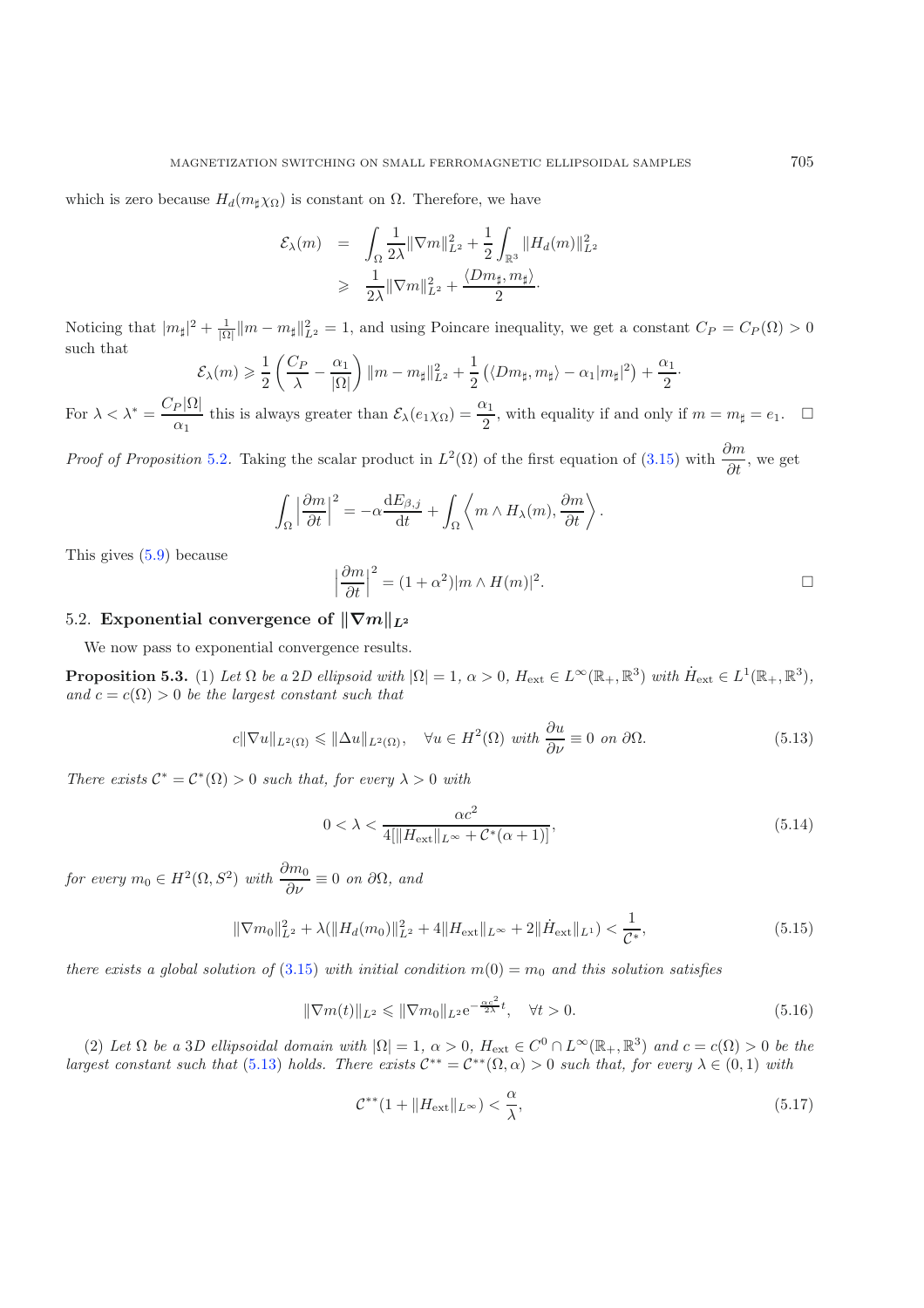which is zero because $H_d(m_\sharp \chi_\Omega)$ is constant on $\Omega$. Therefore, we have

$$\begin{aligned}
\mathcal{E}_\lambda(m) &= \int_\Omega \frac{1}{2\lambda}\|\nabla m\|_{L^2}^2 + \frac{1}{2}\int_{\mathbb{R}^3} \|H_d(m)\|_{L^2}^2 \\
&\geqslant \frac{1}{2\lambda}\|\nabla m\|_{L^2}^2 + \frac{\langle D m_\sharp, m_\sharp\rangle}{2}\cdot
\end{aligned}$$

Noticing that $|m_\sharp|^2 + \frac{1}{|\Omega|}\|m - m_\sharp\|_{L^2}^2 = 1$, and using Poincare inequality, we get a constant $C_P = C_P(\Omega) > 0$ such that

$$\mathcal{E}_\lambda(m) \geqslant \frac{1}{2}\left(\frac{C_P}{\lambda} - \frac{\alpha_1}{|\Omega|}\right)\|m - m_\sharp\|_{L^2}^2 + \frac{1}{2}\left(\langle D m_\sharp, m_\sharp\rangle - \alpha_1 |m_\sharp|^2\right) + \frac{\alpha_1}{2}\cdot$$

For $\lambda < \lambda^* = \dfrac{C_P|\Omega|}{\alpha_1}$ this is always greater than $\mathcal{E}_\lambda(e_1\chi_\Omega) = \dfrac{\alpha_1}{2}$, with equality if and only if $m = m_\sharp = e_1$. $\square$

*Proof of Proposition* 5.2. Taking the scalar product in $L^2(\Omega)$ of the first equation of (3.15) with $\dfrac{\partial m}{\partial t}$, we get

$$\int_\Omega \left|\frac{\partial m}{\partial t}\right|^2 = -\alpha \frac{\mathrm{d}E_{\beta,j}}{\mathrm{d}t} + \int_\Omega \left\langle m \wedge H_\lambda(m), \frac{\partial m}{\partial t}\right\rangle.$$

This gives (5.9) because

$$\left|\frac{\partial m}{\partial t}\right|^2 = (1+\alpha^2)|m \wedge H(m)|^2.$$

$\square$

## 5.2. Exponential convergence of $\|\nabla m\|_{L^2}$

We now pass to exponential convergence results.

**Proposition 5.3.** (1) *Let $\Omega$ be a 2D ellipsoid with $|\Omega| = 1$, $\alpha > 0$, $H_{\mathrm{ext}} \in L^\infty(\mathbb{R}_+, \mathbb{R}^3)$ with $\dot{H}_{\mathrm{ext}} \in L^1(\mathbb{R}_+, \mathbb{R}^3)$, and $c = c(\Omega) > 0$ be the largest constant such that*

$$c\|\nabla u\|_{L^2(\Omega)} \leqslant \|\Delta u\|_{L^2(\Omega)}, \quad \forall u \in H^2(\Omega) \text{ with } \frac{\partial u}{\partial \nu} \equiv 0 \text{ on } \partial\Omega. \tag{5.13}$$

*There exists $\mathcal{C}^* = \mathcal{C}^*(\Omega) > 0$ such that, for every $\lambda > 0$ with*

$$0 < \lambda < \frac{\alpha c^2}{4[\|H_{\mathrm{ext}}\|_{L^\infty} + \mathcal{C}^*(\alpha+1)]}, \tag{5.14}$$

*for every $m_0 \in H^2(\Omega, S^2)$ with $\dfrac{\partial m_0}{\partial \nu} \equiv 0$ on $\partial\Omega$, and*

$$\|\nabla m_0\|_{L^2}^2 + \lambda(\|H_d(m_0)\|_{L^2}^2 + 4\|H_{\mathrm{ext}}\|_{L^\infty} + 2\|\dot{H}_{\mathrm{ext}}\|_{L^1}) < \frac{1}{\mathcal{C}^*}, \tag{5.15}$$

*there exists a global solution of (3.15) with initial condition $m(0) = m_0$ and this solution satisfies*

$$\|\nabla m(t)\|_{L^2} \leqslant \|\nabla m_0\|_{L^2} \mathrm{e}^{-\frac{\alpha c^2}{2\lambda}t}, \quad \forall t > 0. \tag{5.16}$$

(2) *Let $\Omega$ be a 3D ellipsoidal domain with $|\Omega| = 1$, $\alpha > 0$, $H_{\mathrm{ext}} \in C^0 \cap L^\infty(\mathbb{R}_+, \mathbb{R}^3)$ and $c = c(\Omega) > 0$ be the largest constant such that (5.13) holds. There exists $\mathcal{C}^{**} = \mathcal{C}^{**}(\Omega, \alpha) > 0$ such that, for every $\lambda \in (0,1)$ with*

$$\mathcal{C}^{**}(1 + \|H_{\mathrm{ext}}\|_{L^\infty}) < \frac{\alpha}{\lambda}, \tag{5.17}$$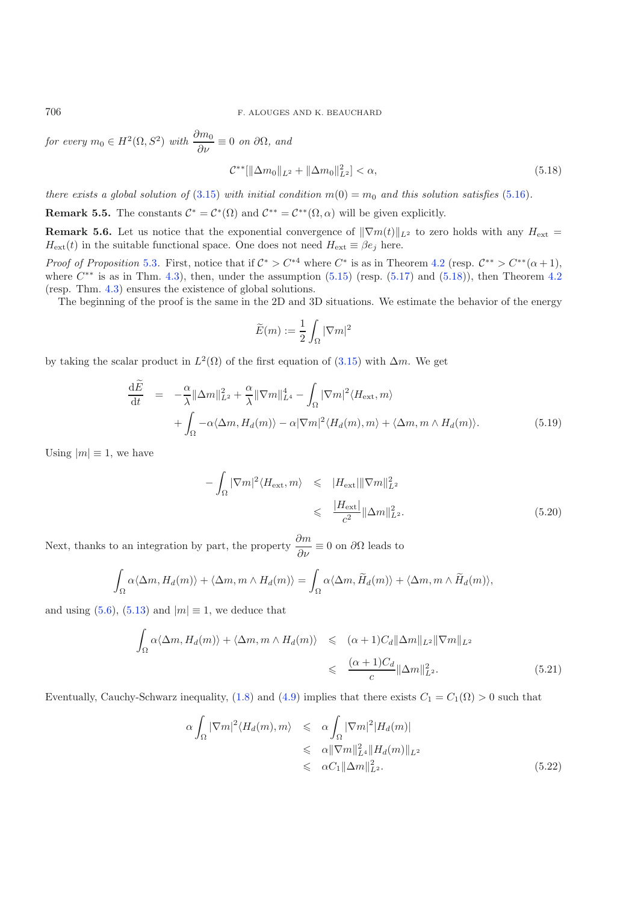*for every* $m_0 \in H^2(\Omega, S^2)$ *with* $\dfrac{\partial m_0}{\partial \nu} \equiv 0$ *on* $\partial\Omega$, *and*

$$\mathcal{C}^{**}[\|\Delta m_0\|_{L^2} + \|\Delta m_0\|_{L^2}^2] < \alpha, \tag{5.18}$$

*there exists a global solution of* (3.15) *with initial condition* $m(0) = m_0$ *and this solution satisfies* (5.16).

**Remark 5.5.** The constants $\mathcal{C}^* = \mathcal{C}^*(\Omega)$ and $\mathcal{C}^{**} = \mathcal{C}^{**}(\Omega, \alpha)$ will be given explicitly.

**Remark 5.6.** Let us notice that the exponential convergence of $\|\nabla m(t)\|_{L^2}$ to zero holds with any $H_{\text{ext}} = H_{\text{ext}}(t)$ in the suitable functional space. One does not need $H_{\text{ext}} \equiv \beta e_j$ here.

*Proof of Proposition* 5.3. First, notice that if $\mathcal{C}^* > C^{*4}$ where $C^*$ is as in Theorem 4.2 (resp. $\mathcal{C}^{**} > C^{**}(\alpha+1)$, where $C^{**}$ is as in Thm. 4.3), then, under the assumption (5.15) (resp. (5.17) and (5.18)), then Theorem 4.2 (resp. Thm. 4.3) ensures the existence of global solutions.

The beginning of the proof is the same in the 2D and 3D situations. We estimate the behavior of the energy

$$\widetilde{E}(m) := \frac{1}{2}\int_\Omega |\nabla m|^2$$

by taking the scalar product in $L^2(\Omega)$ of the first equation of (3.15) with $\Delta m$. We get

$$\begin{aligned} \frac{\mathrm{d}\widetilde{E}}{\mathrm{d}t} &= -\frac{\alpha}{\lambda}\|\Delta m\|_{L^2}^2 + \frac{\alpha}{\lambda}\|\nabla m\|_{L^4}^4 - \int_\Omega |\nabla m|^2 \langle H_{\text{ext}}, m\rangle \\ &\quad + \int_\Omega -\alpha\langle \Delta m, H_d(m)\rangle - \alpha|\nabla m|^2\langle H_d(m), m\rangle + \langle \Delta m, m \wedge H_d(m)\rangle. \end{aligned} \tag{5.19}$$

Using $|m| \equiv 1$, we have

$$\begin{aligned} -\int_\Omega |\nabla m|^2 \langle H_{\text{ext}}, m\rangle &\leqslant |H_{\text{ext}}|\|\nabla m\|_{L^2}^2 \\ &\leqslant \frac{|H_{\text{ext}}|}{c^2}\|\Delta m\|_{L^2}^2. \end{aligned} \tag{5.20}$$

Next, thanks to an integration by part, the property $\dfrac{\partial m}{\partial \nu} \equiv 0$ on $\partial\Omega$ leads to

$$\int_\Omega \alpha\langle \Delta m, H_d(m)\rangle + \langle \Delta m, m \wedge H_d(m)\rangle = \int_\Omega \alpha\langle \Delta m, \widetilde{H}_d(m)\rangle + \langle \Delta m, m \wedge \widetilde{H}_d(m)\rangle,$$

and using (5.6), (5.13) and $|m| \equiv 1$, we deduce that

$$\begin{aligned} \int_\Omega \alpha\langle \Delta m, H_d(m)\rangle + \langle \Delta m, m \wedge H_d(m)\rangle &\leqslant (\alpha+1)C_d\|\Delta m\|_{L^2}\|\nabla m\|_{L^2} \\ &\leqslant \frac{(\alpha+1)C_d}{c}\|\Delta m\|_{L^2}^2. \end{aligned} \tag{5.21}$$

Eventually, Cauchy-Schwarz inequality, (1.8) and (4.9) implies that there exists $C_1 = C_1(\Omega) > 0$ such that

$$\begin{aligned} \alpha\int_\Omega |\nabla m|^2\langle H_d(m), m\rangle &\leqslant \alpha\int_\Omega |\nabla m|^2|H_d(m)| \\ &\leqslant \alpha\|\nabla m\|_{L^4}^2\|H_d(m)\|_{L^2} \\ &\leqslant \alpha C_1\|\Delta m\|_{L^2}^2. \end{aligned} \tag{5.22}$$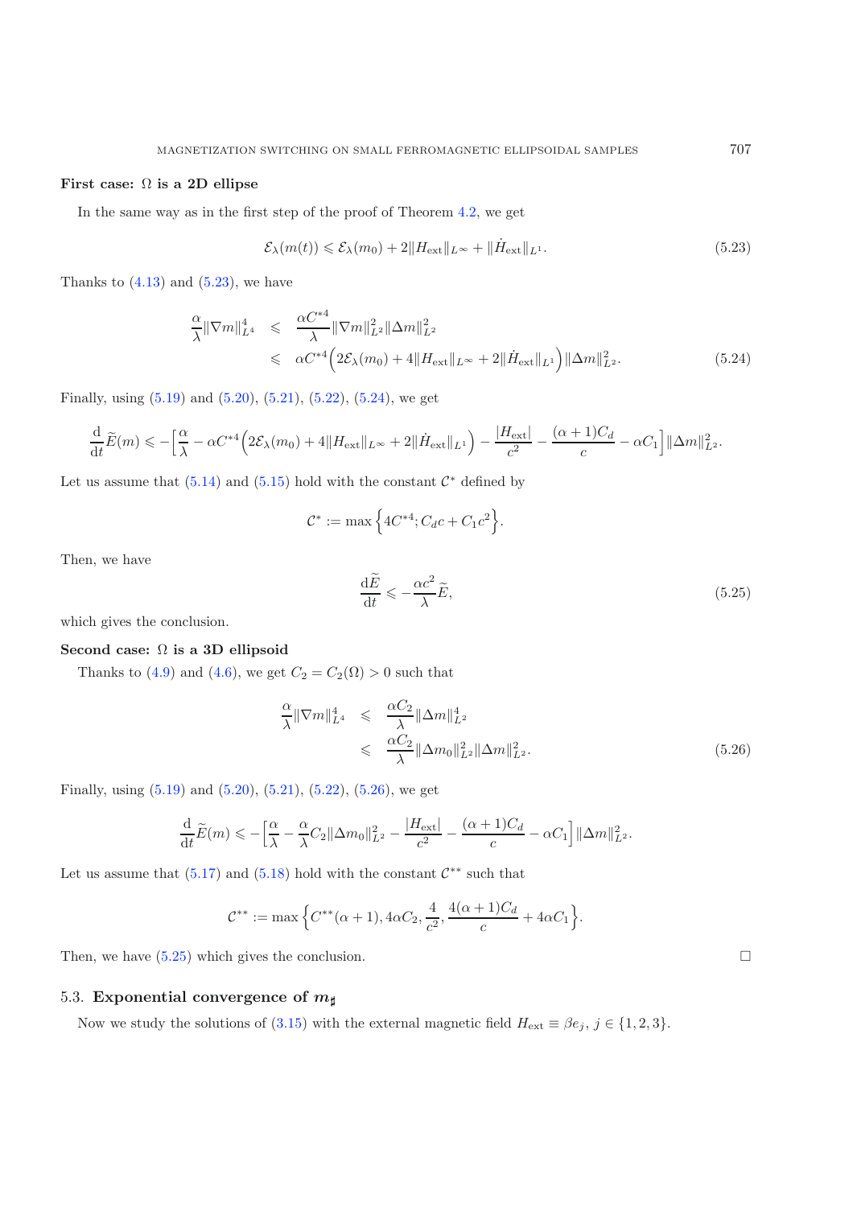**First case: $\Omega$ is a 2D ellipse**

In the same way as in the first step of the proof of Theorem 4.2, we get

$$\mathcal{E}_\lambda(m(t)) \leqslant \mathcal{E}_\lambda(m_0) + 2\|H_{\text{ext}}\|_{L^\infty} + \|\dot{H}_{\text{ext}}\|_{L^1}. \tag{5.23}$$

Thanks to (4.13) and (5.23), we have

$$\begin{aligned}
\frac{\alpha}{\lambda}\|\nabla m\|_{L^4}^4 &\leqslant \frac{\alpha C^{*4}}{\lambda}\|\nabla m\|_{L^2}^2\|\Delta m\|_{L^2}^2 \\
&\leqslant \alpha C^{*4}\Big(2\mathcal{E}_\lambda(m_0) + 4\|H_{\text{ext}}\|_{L^\infty} + 2\|\dot{H}_{\text{ext}}\|_{L^1}\Big)\|\Delta m\|_{L^2}^2.
\end{aligned} \tag{5.24}$$

Finally, using (5.19) and (5.20), (5.21), (5.22), (5.24), we get

$$\frac{\mathrm{d}}{\mathrm{d}t}\widetilde{E}(m) \leqslant -\Big[\frac{\alpha}{\lambda} - \alpha C^{*4}\Big(2\mathcal{E}_\lambda(m_0) + 4\|H_{\text{ext}}\|_{L^\infty} + 2\|\dot{H}_{\text{ext}}\|_{L^1}\Big) - \frac{|H_{\text{ext}}|}{c^2} - \frac{(\alpha+1)C_d}{c} - \alpha C_1\Big]\|\Delta m\|_{L^2}^2.$$

Let us assume that (5.14) and (5.15) hold with the constant $\mathcal{C}^*$ defined by

$$\mathcal{C}^* := \max\Big\{4C^{*4}; C_d c + C_1 c^2\Big\}.$$

Then, we have

$$\frac{\mathrm{d}\widetilde{E}}{\mathrm{d}t} \leqslant -\frac{\alpha c^2}{\lambda}\widetilde{E}, \tag{5.25}$$

which gives the conclusion.

**Second case: $\Omega$ is a 3D ellipsoid**

Thanks to (4.9) and (4.6), we get $C_2 = C_2(\Omega) > 0$ such that

$$\begin{aligned}
\frac{\alpha}{\lambda}\|\nabla m\|_{L^4}^4 &\leqslant \frac{\alpha C_2}{\lambda}\|\Delta m\|_{L^2}^4 \\
&\leqslant \frac{\alpha C_2}{\lambda}\|\Delta m_0\|_{L^2}^2\|\Delta m\|_{L^2}^2.
\end{aligned} \tag{5.26}$$

Finally, using (5.19) and (5.20), (5.21), (5.22), (5.26), we get

$$\frac{\mathrm{d}}{\mathrm{d}t}\widetilde{E}(m) \leqslant -\Big[\frac{\alpha}{\lambda} - \frac{\alpha}{\lambda}C_2\|\Delta m_0\|_{L^2}^2 - \frac{|H_{\text{ext}}|}{c^2} - \frac{(\alpha+1)C_d}{c} - \alpha C_1\Big]\|\Delta m\|_{L^2}^2.$$

Let us assume that (5.17) and (5.18) hold with the constant $\mathcal{C}^{**}$ such that

$$\mathcal{C}^{**} := \max\Big\{C^{**}(\alpha+1), 4\alpha C_2, \frac{4}{c^2}, \frac{4(\alpha+1)C_d}{c} + 4\alpha C_1\Big\}.$$

Then, we have (5.25) which gives the conclusion. $\square$

### 5.3. Exponential convergence of $m_\sharp$

Now we study the solutions of (3.15) with the external magnetic field $H_{\text{ext}} \equiv \beta e_j$, $j \in \{1, 2, 3\}$.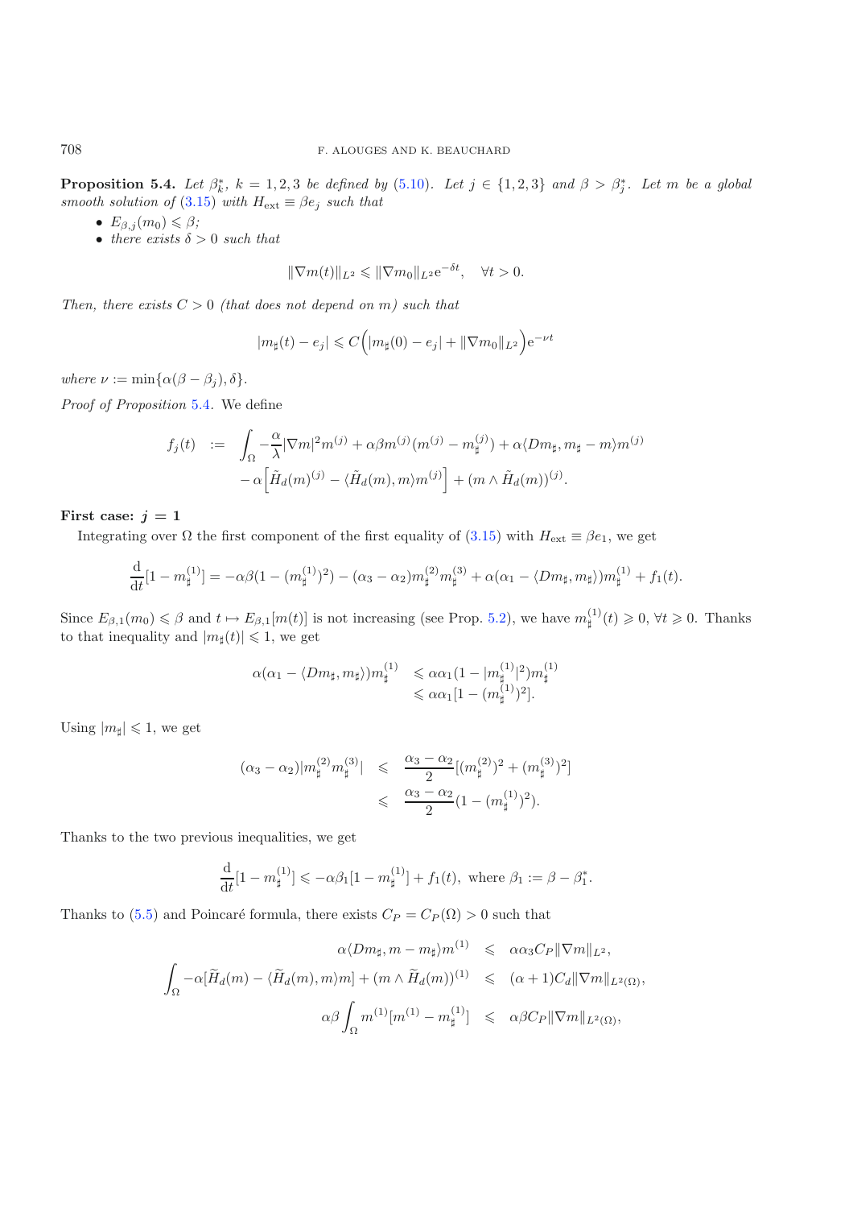**Proposition 5.4.** *Let $\beta_k^*$, $k = 1, 2, 3$ be defined by (5.10). Let $j \in \{1, 2, 3\}$ and $\beta > \beta_j^*$. Let $m$ be a global smooth solution of (3.15) with $H_{\text{ext}} \equiv \beta e_j$ such that*

- $E_{\beta,j}(m_0) \leqslant \beta$;
- *there exists $\delta > 0$ such that*

$$\|\nabla m(t)\|_{L^2} \leqslant \|\nabla m_0\|_{L^2} \mathrm{e}^{-\delta t}, \quad \forall t > 0.$$

*Then, there exists $C > 0$ (that does not depend on $m$) such that*

$$|m_\sharp(t) - e_j| \leqslant C\Big(|m_\sharp(0) - e_j| + \|\nabla m_0\|_{L^2}\Big)\mathrm{e}^{-\nu t}$$

*where $\nu := \min\{\alpha(\beta - \beta_j), \delta\}$.*

*Proof of Proposition* 5.4. We define

$$\begin{aligned} f_j(t) \ := \ & \int_\Omega -\frac{\alpha}{\lambda}|\nabla m|^2 m^{(j)} + \alpha\beta m^{(j)}(m^{(j)} - m_\sharp^{(j)}) + \alpha\langle Dm_\sharp, m_\sharp - m\rangle m^{(j)} \\ & - \alpha\Big[\tilde{H}_d(m)^{(j)} - \langle \tilde{H}_d(m), m\rangle m^{(j)}\Big] + (m \wedge \tilde{H}_d(m))^{(j)}. \end{aligned}$$

**First case: $j = 1$**

Integrating over $\Omega$ the first component of the first equality of (3.15) with $H_{\text{ext}} \equiv \beta e_1$, we get

$$\frac{\mathrm{d}}{\mathrm{d}t}[1 - m_\sharp^{(1)}] = -\alpha\beta(1 - (m_\sharp^{(1)})^2) - (\alpha_3 - \alpha_2)m_\sharp^{(2)}m_\sharp^{(3)} + \alpha(\alpha_1 - \langle Dm_\sharp, m_\sharp\rangle)m_\sharp^{(1)} + f_1(t).$$

Since $E_{\beta,1}(m_0) \leqslant \beta$ and $t \mapsto E_{\beta,1}[m(t)]$ is not increasing (see Prop. 5.2), we have $m_\sharp^{(1)}(t) \geqslant 0$, $\forall t \geqslant 0$. Thanks to that inequality and $|m_\sharp(t)| \leqslant 1$, we get

$$\begin{aligned} \alpha(\alpha_1 - \langle Dm_\sharp, m_\sharp\rangle)m_\sharp^{(1)} & \leqslant \alpha\alpha_1(1 - |m_\sharp^{(1)}|^2)m_\sharp^{(1)} \\ & \leqslant \alpha\alpha_1[1 - (m_\sharp^{(1)})^2]. \end{aligned}$$

Using $|m_\sharp| \leqslant 1$, we get

$$\begin{aligned} (\alpha_3 - \alpha_2)|m_\sharp^{(2)}m_\sharp^{(3)}| & \leqslant \frac{\alpha_3 - \alpha_2}{2}[(m_\sharp^{(2)})^2 + (m_\sharp^{(3)})^2] \\ & \leqslant \frac{\alpha_3 - \alpha_2}{2}(1 - (m_\sharp^{(1)})^2). \end{aligned}$$

Thanks to the two previous inequalities, we get

$$\frac{\mathrm{d}}{\mathrm{d}t}[1 - m_\sharp^{(1)}] \leqslant -\alpha\beta_1[1 - m_\sharp^{(1)}] + f_1(t), \text{ where } \beta_1 := \beta - \beta_1^*.$$

Thanks to (5.5) and Poincaré formula, there exists $C_P = C_P(\Omega) > 0$ such that

$$\begin{aligned} \alpha\langle Dm_\sharp, m - m_\sharp\rangle m^{(1)} & \leqslant \alpha\alpha_3 C_P\|\nabla m\|_{L^2}, \\ \int_\Omega -\alpha[\widetilde{H}_d(m) - \langle\widetilde{H}_d(m), m\rangle m] + (m \wedge \widetilde{H}_d(m))^{(1)} & \leqslant (\alpha + 1)C_d\|\nabla m\|_{L^2(\Omega)}, \\ \alpha\beta\int_\Omega m^{(1)}[m^{(1)} - m_\sharp^{(1)}] & \leqslant \alpha\beta C_P\|\nabla m\|_{L^2(\Omega)}, \end{aligned}$$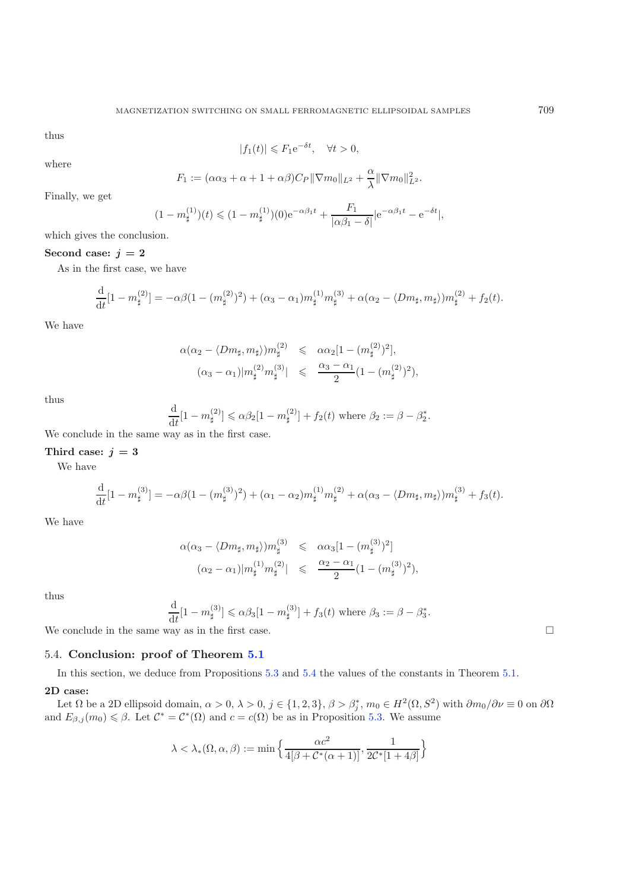thus

$$|f_1(t)| \leqslant F_1 \mathrm{e}^{-\delta t}, \quad \forall t > 0,$$

where

$$F_1 := (\alpha\alpha_3 + \alpha + 1 + \alpha\beta) C_P \|\nabla m_0\|_{L^2} + \frac{\alpha}{\lambda} \|\nabla m_0\|_{L^2}^2.$$

Finally, we get

$$(1 - m_\sharp^{(1)})(t) \leqslant (1 - m_\sharp^{(1)})(0) \mathrm{e}^{-\alpha\beta_1 t} + \frac{F_1}{|\alpha\beta_1 - \delta|} |\mathrm{e}^{-\alpha\beta_1 t} - \mathrm{e}^{-\delta t}|,$$

which gives the conclusion.

**Second case: $j = 2$**

As in the first case, we have

$$\frac{\mathrm{d}}{\mathrm{d}t}[1 - m_\sharp^{(2)}] = -\alpha\beta(1 - (m_\sharp^{(2)})^2) + (\alpha_3 - \alpha_1) m_\sharp^{(1)} m_\sharp^{(3)} + \alpha(\alpha_2 - \langle D m_\sharp, m_\sharp \rangle) m_\sharp^{(2)} + f_2(t).$$

We have

$$\begin{aligned} \alpha(\alpha_2 - \langle D m_\sharp, m_\sharp \rangle) m_\sharp^{(2)} &\leqslant \alpha\alpha_2 [1 - (m_\sharp^{(2)})^2], \\ (\alpha_3 - \alpha_1) |m_\sharp^{(2)} m_\sharp^{(3)}| &\leqslant \frac{\alpha_3 - \alpha_1}{2} (1 - (m_\sharp^{(2)})^2), \end{aligned}$$

thus

$$\frac{\mathrm{d}}{\mathrm{d}t}[1 - m_\sharp^{(2)}] \leqslant \alpha\beta_2 [1 - m_\sharp^{(2)}] + f_2(t) \text{ where } \beta_2 := \beta - \beta_2^*.$$

We conclude in the same way as in the first case.

**Third case: $j = 3$**

We have

$$\frac{\mathrm{d}}{\mathrm{d}t}[1 - m_\sharp^{(3)}] = -\alpha\beta(1 - (m_\sharp^{(3)})^2) + (\alpha_1 - \alpha_2) m_\sharp^{(1)} m_\sharp^{(2)} + \alpha(\alpha_3 - \langle D m_\sharp, m_\sharp \rangle) m_\sharp^{(3)} + f_3(t).$$

We have

$$\begin{aligned} \alpha(\alpha_3 - \langle D m_\sharp, m_\sharp \rangle) m_\sharp^{(3)} &\leqslant \alpha\alpha_3 [1 - (m_\sharp^{(3)})^2] \\ (\alpha_2 - \alpha_1) |m_\sharp^{(1)} m_\sharp^{(2)}| &\leqslant \frac{\alpha_2 - \alpha_1}{2} (1 - (m_\sharp^{(3)})^2), \end{aligned}$$

thus

$$\frac{\mathrm{d}}{\mathrm{d}t}[1 - m_\sharp^{(3)}] \leqslant \alpha\beta_3 [1 - m_\sharp^{(3)}] + f_3(t) \text{ where } \beta_3 := \beta - \beta_3^*.$$

We conclude in the same way as in the first case. □

### 5.4. Conclusion: proof of Theorem 5.1

In this section, we deduce from Propositions 5.3 and 5.4 the values of the constants in Theorem 5.1.

**2D case:**

Let $\Omega$ be a 2D ellipsoid domain, $\alpha > 0$, $\lambda > 0$, $j \in \{1, 2, 3\}$, $\beta > \beta_j^*$, $m_0 \in H^2(\Omega, S^2)$ with $\partial m_0 / \partial \nu \equiv 0$ on $\partial\Omega$ and $E_{\beta,j}(m_0) \leqslant \beta$. Let $\mathcal{C}^* = \mathcal{C}^*(\Omega)$ and $c = c(\Omega)$ be as in Proposition 5.3. We assume

$$\lambda < \lambda_*(\Omega, \alpha, \beta) := \min \left\{ \frac{\alpha c^2}{4[\beta + \mathcal{C}^*(\alpha + 1)]}, \frac{1}{2\mathcal{C}^*[1 + 4\beta]} \right\}$$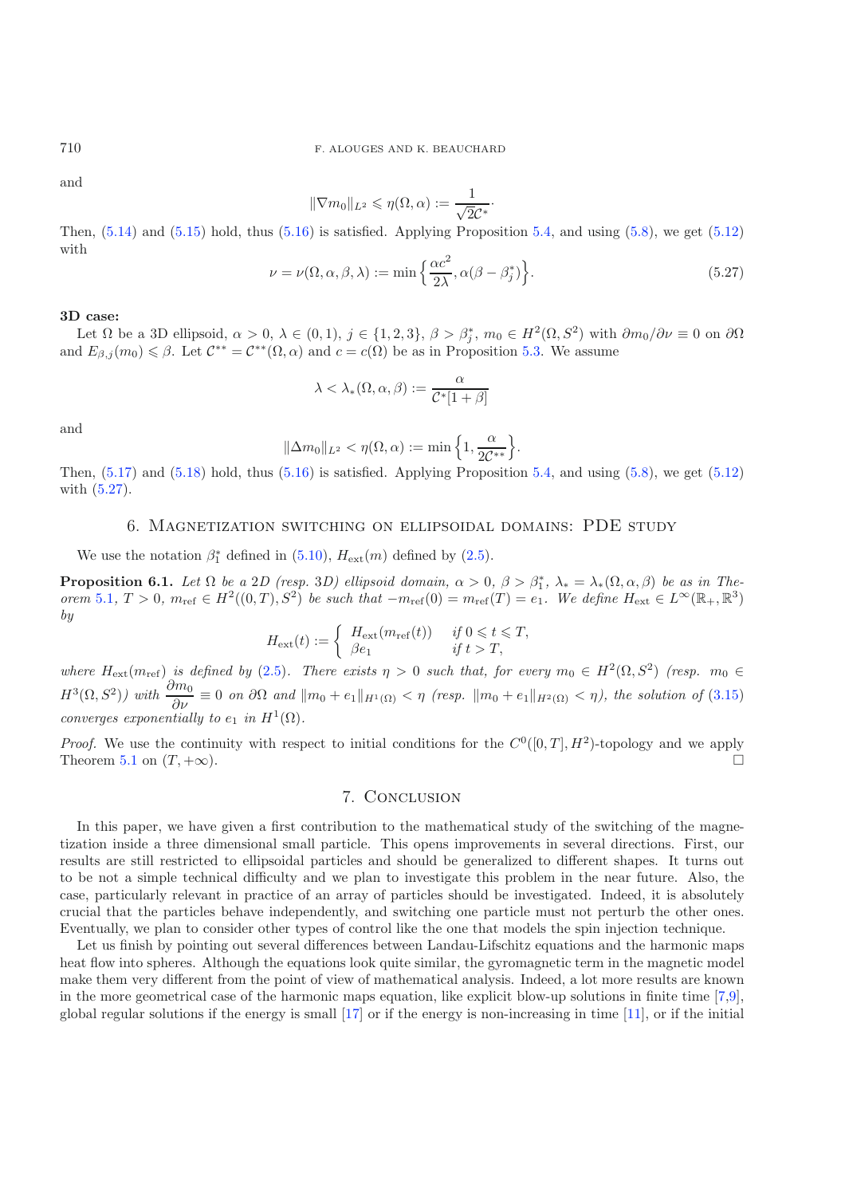and

$$\|\nabla m_0\|_{L^2} \leqslant \eta(\Omega, \alpha) := \frac{1}{\sqrt{2}\mathcal{C}^*}\cdot$$

Then, (5.14) and (5.15) hold, thus (5.16) is satisfied. Applying Proposition 5.4, and using (5.8), we get (5.12) with

$$\nu = \nu(\Omega, \alpha, \beta, \lambda) := \min\Big\{\frac{\alpha c^2}{2\lambda}, \alpha(\beta - \beta_j^*)\Big\}. \tag{5.27}$$

**3D case:**

Let $\Omega$ be a 3D ellipsoid, $\alpha > 0$, $\lambda \in (0,1)$, $j \in \{1,2,3\}$, $\beta > \beta_j^*$, $m_0 \in H^2(\Omega, S^2)$ with $\partial m_0/\partial \nu \equiv 0$ on $\partial\Omega$ and $E_{\beta,j}(m_0) \leqslant \beta$. Let $\mathcal{C}^{**} = \mathcal{C}^{**}(\Omega, \alpha)$ and $c = c(\Omega)$ be as in Proposition 5.3. We assume

$$\lambda < \lambda_*(\Omega, \alpha, \beta) := \frac{\alpha}{\mathcal{C}^*[1+\beta]}$$

and

$$\|\Delta m_0\|_{L^2} < \eta(\Omega, \alpha) := \min\Big\{1, \frac{\alpha}{2\mathcal{C}^{**}}\Big\}.$$

Then, (5.17) and (5.18) hold, thus (5.16) is satisfied. Applying Proposition 5.4, and using (5.8), we get (5.12) with (5.27).

## 6. Magnetization switching on ellipsoidal domains: PDE study

We use the notation $\beta_1^*$ defined in (5.10), $H_{\text{ext}}(m)$ defined by (2.5).

**Proposition 6.1.** *Let $\Omega$ be a 2D (resp. 3D) ellipsoid domain, $\alpha > 0$, $\beta > \beta_1^*$, $\lambda_* = \lambda_*(\Omega, \alpha, \beta)$ be as in Theorem 5.1, $T > 0$, $m_{\text{ref}} \in H^2((0,T), S^2)$ be such that $-m_{\text{ref}}(0) = m_{\text{ref}}(T) = e_1$. We define $H_{\text{ext}} \in L^\infty(\mathbb{R}_+, \mathbb{R}^3)$ by*

$$H_{\text{ext}}(t) := \begin{cases} H_{\text{ext}}(m_{\text{ref}}(t)) & \text{if } 0 \leqslant t \leqslant T, \\ \beta e_1 & \text{if } t > T, \end{cases}$$

*where $H_{\text{ext}}(m_{\text{ref}})$ is defined by (2.5). There exists $\eta > 0$ such that, for every $m_0 \in H^2(\Omega, S^2)$ (resp. $m_0 \in H^3(\Omega, S^2)$) with $\dfrac{\partial m_0}{\partial \nu} \equiv 0$ on $\partial\Omega$ and $\|m_0 + e_1\|_{H^1(\Omega)} < \eta$ (resp. $\|m_0 + e_1\|_{H^2(\Omega)} < \eta$), the solution of (3.15) converges exponentially to $e_1$ in $H^1(\Omega)$.*

*Proof.* We use the continuity with respect to initial conditions for the $C^0([0,T], H^2)$-topology and we apply Theorem 5.1 on $(T, +\infty)$. □

## 7. Conclusion

In this paper, we have given a first contribution to the mathematical study of the switching of the magnetization inside a three dimensional small particle. This opens improvements in several directions. First, our results are still restricted to ellipsoidal particles and should be generalized to different shapes. It turns out to be not a simple technical difficulty and we plan to investigate this problem in the near future. Also, the case, particularly relevant in practice of an array of particles should be investigated. Indeed, it is absolutely crucial that the particles behave independently, and switching one particle must not perturb the other ones. Eventually, we plan to consider other types of control like the one that models the spin injection technique.

Let us finish by pointing out several differences between Landau-Lifschitz equations and the harmonic maps heat flow into spheres. Although the equations look quite similar, the gyromagnetic term in the magnetic model make them very different from the point of view of mathematical analysis. Indeed, a lot more results are known in the more geometrical case of the harmonic maps equation, like explicit blow-up solutions in finite time [7,9], global regular solutions if the energy is small [17] or if the energy is non-increasing in time [11], or if the initial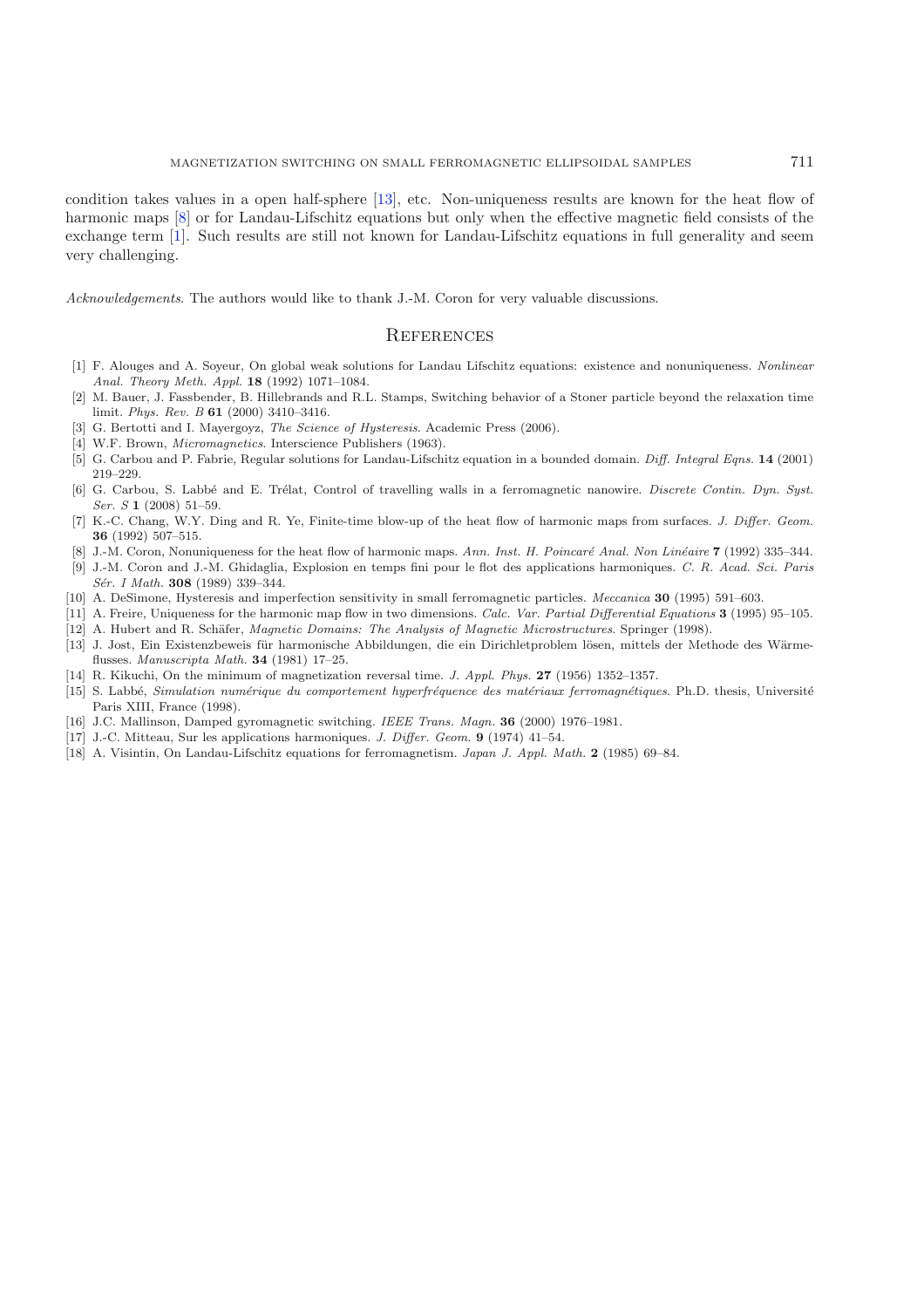condition takes values in a open half-sphere [13], etc. Non-uniqueness results are known for the heat flow of harmonic maps [8] or for Landau-Lifschitz equations but only when the effective magnetic field consists of the exchange term [1]. Such results are still not known for Landau-Lifschitz equations in full generality and seem very challenging.

*Acknowledgements*. The authors would like to thank J.-M. Coron for very valuable discussions.

## References

[1] F. Alouges and A. Soyeur, On global weak solutions for Landau Lifschitz equations: existence and nonuniqueness. *Nonlinear Anal. Theory Meth. Appl.* **18** (1992) 1071–1084.

[2] M. Bauer, J. Fassbender, B. Hillebrands and R.L. Stamps, Switching behavior of a Stoner particle beyond the relaxation time limit. *Phys. Rev. B* **61** (2000) 3410–3416.

[3] G. Bertotti and I. Mayergoyz, *The Science of Hysteresis*. Academic Press (2006).

[4] W.F. Brown, *Micromagnetics*. Interscience Publishers (1963).

[5] G. Carbou and P. Fabrie, Regular solutions for Landau-Lifschitz equation in a bounded domain. *Diff. Integral Eqns.* **14** (2001) 219–229.

[6] G. Carbou, S. Labbé and E. Trélat, Control of travelling walls in a ferromagnetic nanowire. *Discrete Contin. Dyn. Syst. Ser. S* **1** (2008) 51–59.

[7] K.-C. Chang, W.Y. Ding and R. Ye, Finite-time blow-up of the heat flow of harmonic maps from surfaces. *J. Differ. Geom.* **36** (1992) 507–515.

[8] J.-M. Coron, Nonuniqueness for the heat flow of harmonic maps. *Ann. Inst. H. Poincaré Anal. Non Linéaire* **7** (1992) 335–344.

[9] J.-M. Coron and J.-M. Ghidaglia, Explosion en temps fini pour le flot des applications harmoniques. *C. R. Acad. Sci. Paris Sér. I Math.* **308** (1989) 339–344.

[10] A. DeSimone, Hysteresis and imperfection sensitivity in small ferromagnetic particles. *Meccanica* **30** (1995) 591–603.

[11] A. Freire, Uniqueness for the harmonic map flow in two dimensions. *Calc. Var. Partial Differential Equations* **3** (1995) 95–105.

[12] A. Hubert and R. Schäfer, *Magnetic Domains: The Analysis of Magnetic Microstructures*. Springer (1998).

[13] J. Jost, Ein Existenzbeweis für harmonische Abbildungen, die ein Dirichletproblem lösen, mittels der Methode des Wärmeflusses. *Manuscripta Math.* **34** (1981) 17–25.

[14] R. Kikuchi, On the minimum of magnetization reversal time. *J. Appl. Phys.* **27** (1956) 1352–1357.

[15] S. Labbé, *Simulation numérique du comportement hyperfréquence des matériaux ferromagnétiques*. Ph.D. thesis, Université Paris XIII, France (1998).

[16] J.C. Mallinson, Damped gyromagnetic switching. *IEEE Trans. Magn.* **36** (2000) 1976–1981.

[17] J.-C. Mitteau, Sur les applications harmoniques. *J. Differ. Geom.* **9** (1974) 41–54.

[18] A. Visintin, On Landau-Lifschitz equations for ferromagnetism. *Japan J. Appl. Math.* **2** (1985) 69–84.